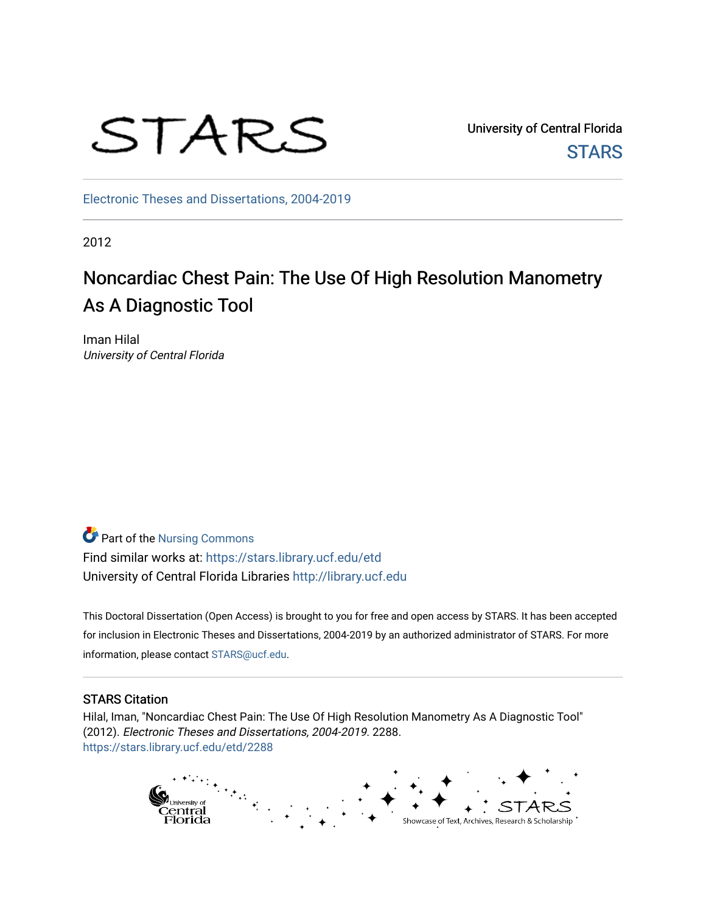STARS

University of Central Florida
STARS

Electronic Theses and Dissertations, 2004-2019

2012

# Noncardiac Chest Pain: The Use Of High Resolution Manometry As A Diagnostic Tool

Iman Hilal
*University of Central Florida*

Part of the Nursing Commons
Find similar works at: https://stars.library.ucf.edu/etd
University of Central Florida Libraries http://library.ucf.edu

This Doctoral Dissertation (Open Access) is brought to you for free and open access by STARS. It has been accepted for inclusion in Electronic Theses and Dissertations, 2004-2019 by an authorized administrator of STARS. For more information, please contact STARS@ucf.edu.

## STARS Citation

Hilal, Iman, "Noncardiac Chest Pain: The Use Of High Resolution Manometry As A Diagnostic Tool" (2012). *Electronic Theses and Dissertations, 2004-2019*. 2288.
https://stars.library.ucf.edu/etd/2288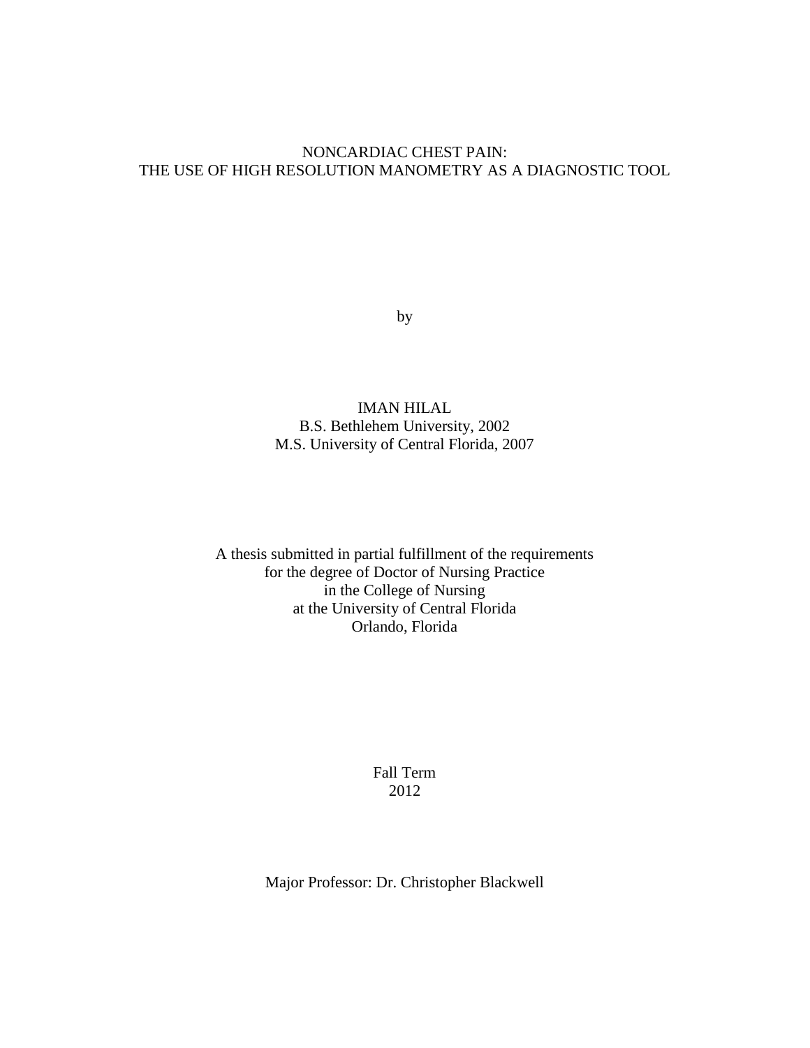# NONCARDIAC CHEST PAIN:
# THE USE OF HIGH RESOLUTION MANOMETRY AS A DIAGNOSTIC TOOL

by

IMAN HILAL
B.S. Bethlehem University, 2002
M.S. University of Central Florida, 2007

A thesis submitted in partial fulfillment of the requirements
for the degree of Doctor of Nursing Practice
in the College of Nursing
at the University of Central Florida
Orlando, Florida

Fall Term
2012

Major Professor: Dr. Christopher Blackwell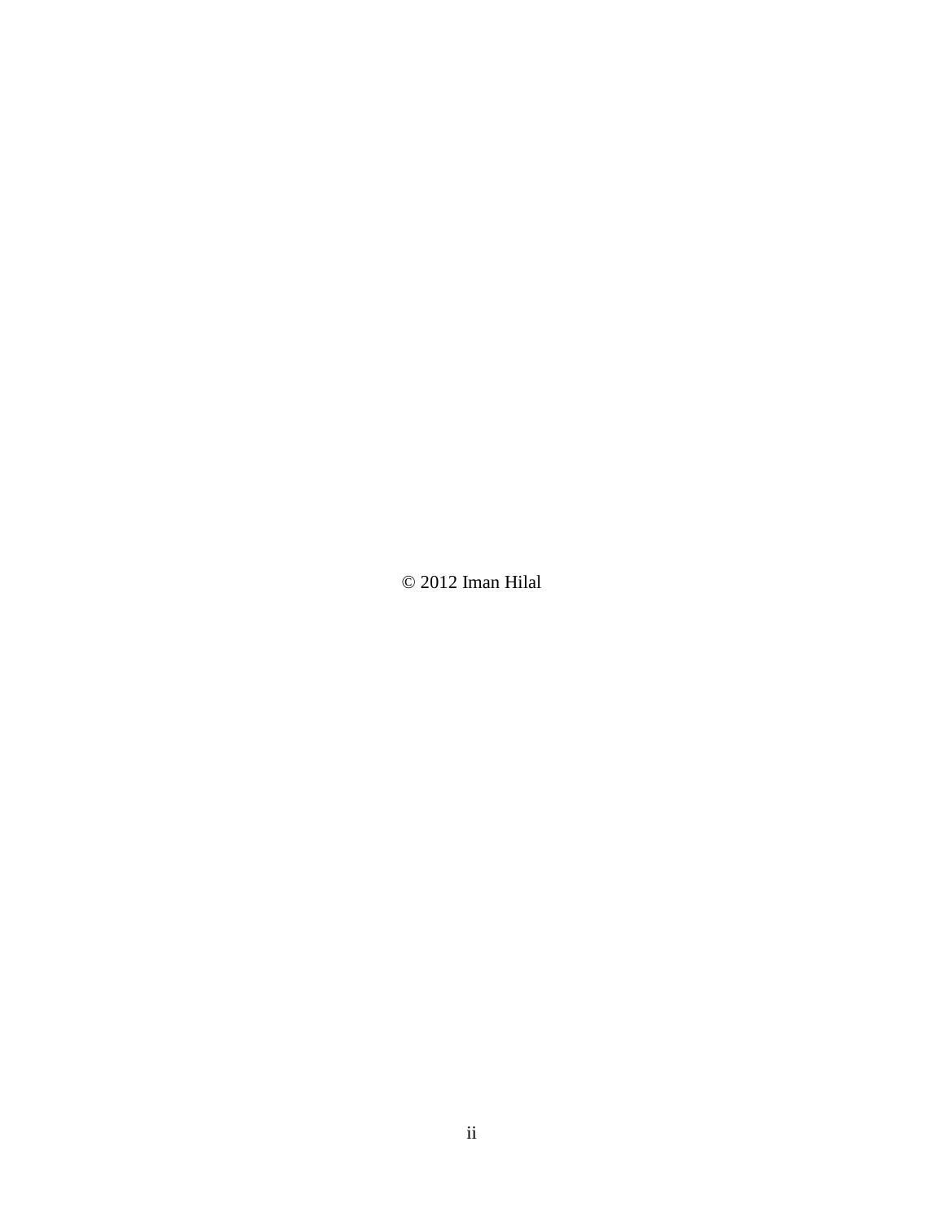© 2012 Iman Hilal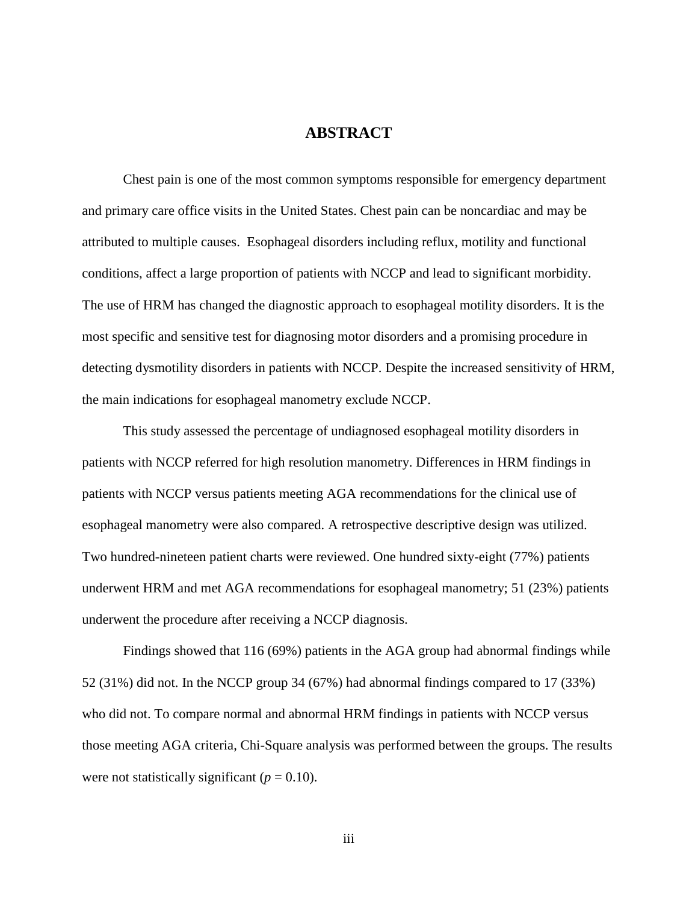# ABSTRACT

Chest pain is one of the most common symptoms responsible for emergency department and primary care office visits in the United States. Chest pain can be noncardiac and may be attributed to multiple causes. Esophageal disorders including reflux, motility and functional conditions, affect a large proportion of patients with NCCP and lead to significant morbidity. The use of HRM has changed the diagnostic approach to esophageal motility disorders. It is the most specific and sensitive test for diagnosing motor disorders and a promising procedure in detecting dysmotility disorders in patients with NCCP. Despite the increased sensitivity of HRM, the main indications for esophageal manometry exclude NCCP.

This study assessed the percentage of undiagnosed esophageal motility disorders in patients with NCCP referred for high resolution manometry. Differences in HRM findings in patients with NCCP versus patients meeting AGA recommendations for the clinical use of esophageal manometry were also compared. A retrospective descriptive design was utilized. Two hundred-nineteen patient charts were reviewed. One hundred sixty-eight (77%) patients underwent HRM and met AGA recommendations for esophageal manometry; 51 (23%) patients underwent the procedure after receiving a NCCP diagnosis.

Findings showed that 116 (69%) patients in the AGA group had abnormal findings while 52 (31%) did not. In the NCCP group 34 (67%) had abnormal findings compared to 17 (33%) who did not. To compare normal and abnormal HRM findings in patients with NCCP versus those meeting AGA criteria, Chi-Square analysis was performed between the groups. The results were not statistically significant ($p = 0.10$).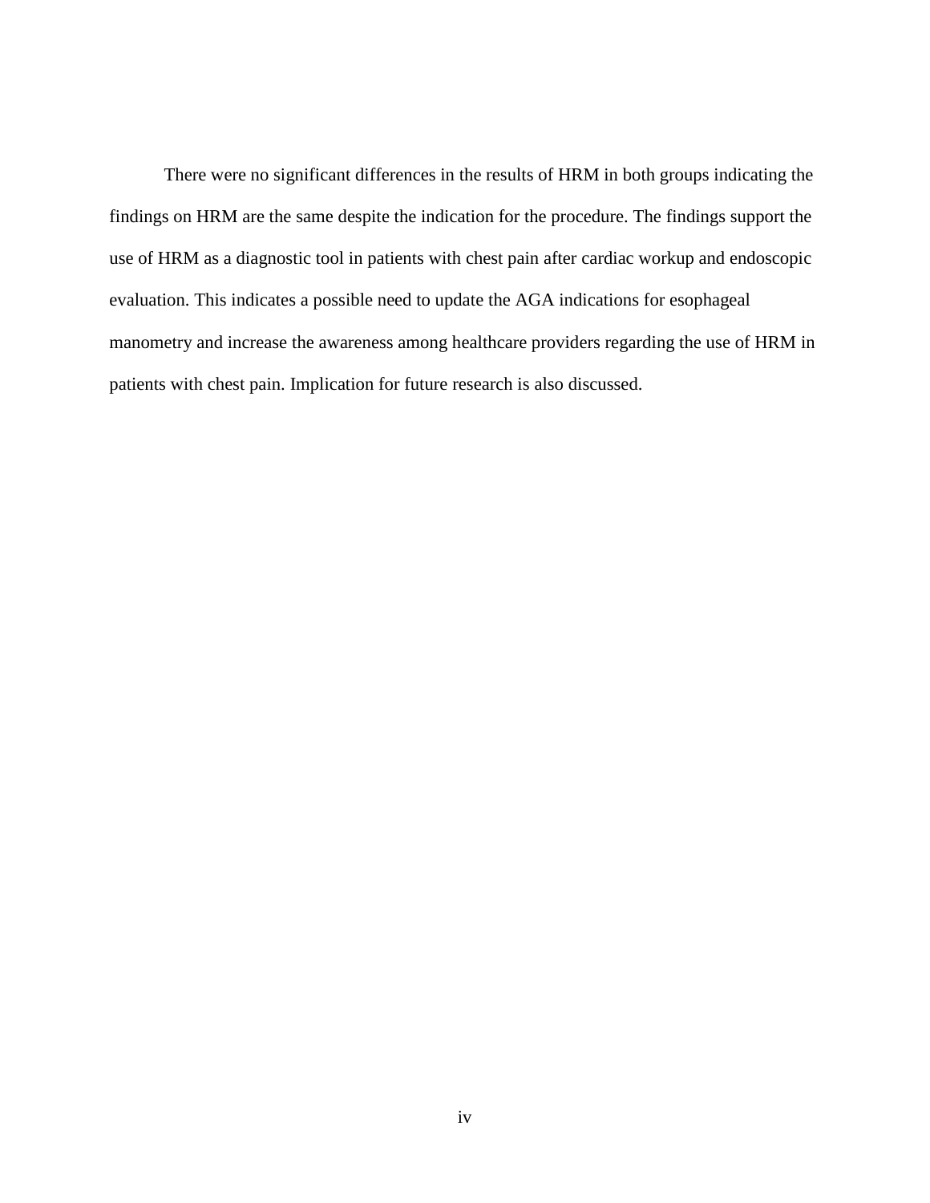There were no significant differences in the results of HRM in both groups indicating the findings on HRM are the same despite the indication for the procedure. The findings support the use of HRM as a diagnostic tool in patients with chest pain after cardiac workup and endoscopic evaluation. This indicates a possible need to update the AGA indications for esophageal manometry and increase the awareness among healthcare providers regarding the use of HRM in patients with chest pain. Implication for future research is also discussed.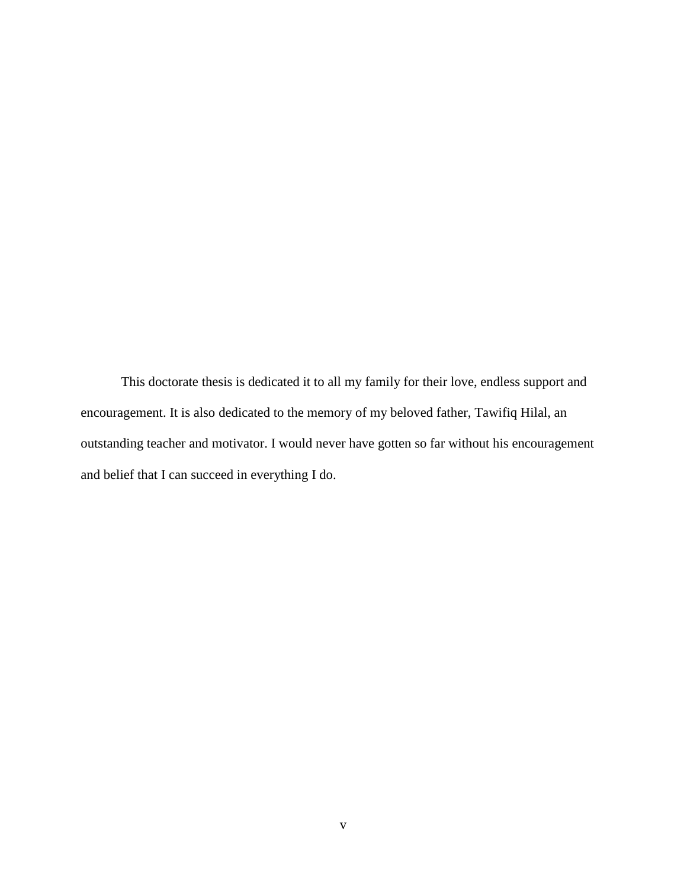This doctorate thesis is dedicated it to all my family for their love, endless support and encouragement. It is also dedicated to the memory of my beloved father, Tawifiq Hilal, an outstanding teacher and motivator. I would never have gotten so far without his encouragement and belief that I can succeed in everything I do.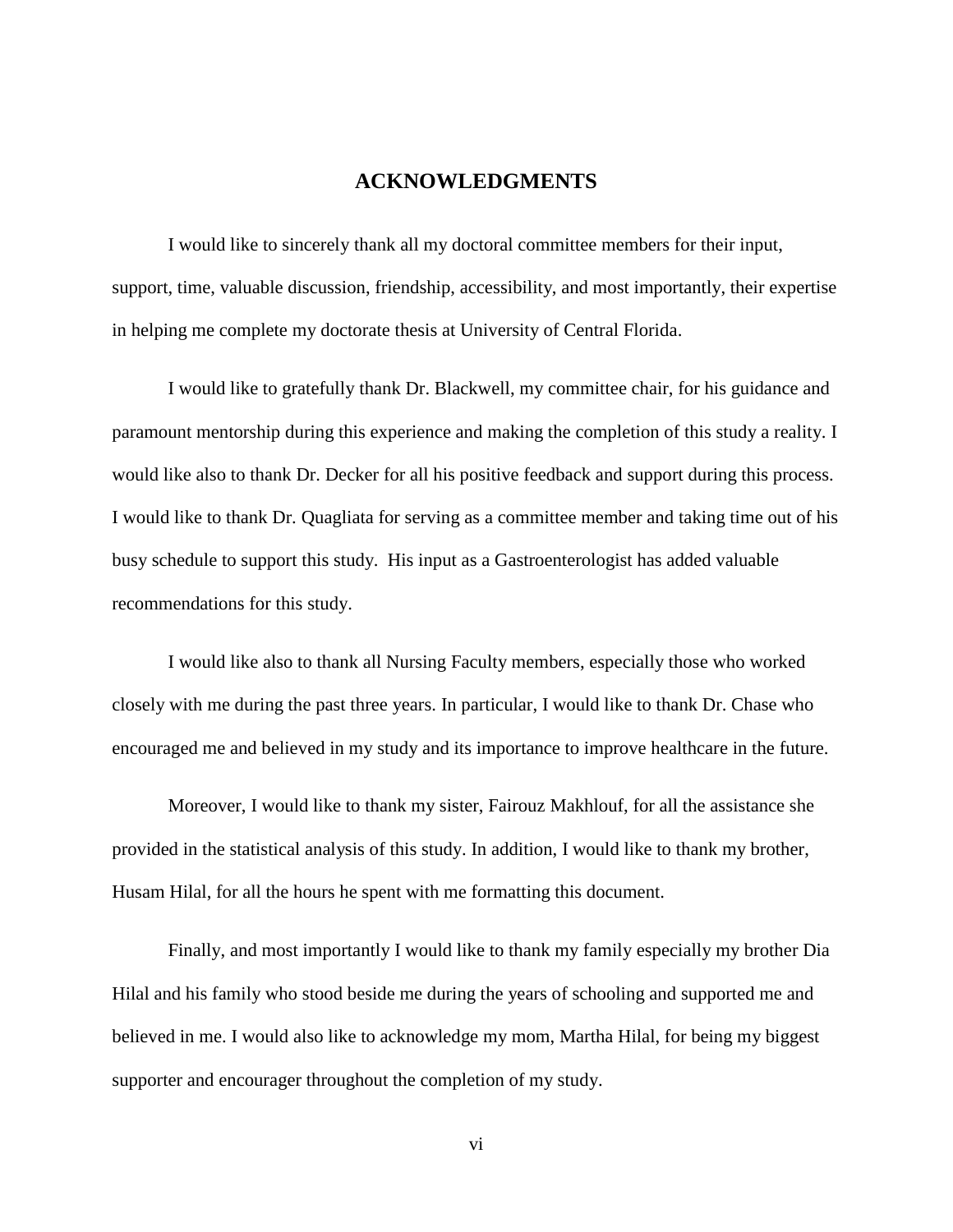# ACKNOWLEDGMENTS

I would like to sincerely thank all my doctoral committee members for their input, support, time, valuable discussion, friendship, accessibility, and most importantly, their expertise in helping me complete my doctorate thesis at University of Central Florida.

I would like to gratefully thank Dr. Blackwell, my committee chair, for his guidance and paramount mentorship during this experience and making the completion of this study a reality. I would like also to thank Dr. Decker for all his positive feedback and support during this process. I would like to thank Dr. Quagliata for serving as a committee member and taking time out of his busy schedule to support this study. His input as a Gastroenterologist has added valuable recommendations for this study.

I would like also to thank all Nursing Faculty members, especially those who worked closely with me during the past three years. In particular, I would like to thank Dr. Chase who encouraged me and believed in my study and its importance to improve healthcare in the future.

Moreover, I would like to thank my sister, Fairouz Makhlouf, for all the assistance she provided in the statistical analysis of this study. In addition, I would like to thank my brother, Husam Hilal, for all the hours he spent with me formatting this document.

Finally, and most importantly I would like to thank my family especially my brother Dia Hilal and his family who stood beside me during the years of schooling and supported me and believed in me. I would also like to acknowledge my mom, Martha Hilal, for being my biggest supporter and encourager throughout the completion of my study.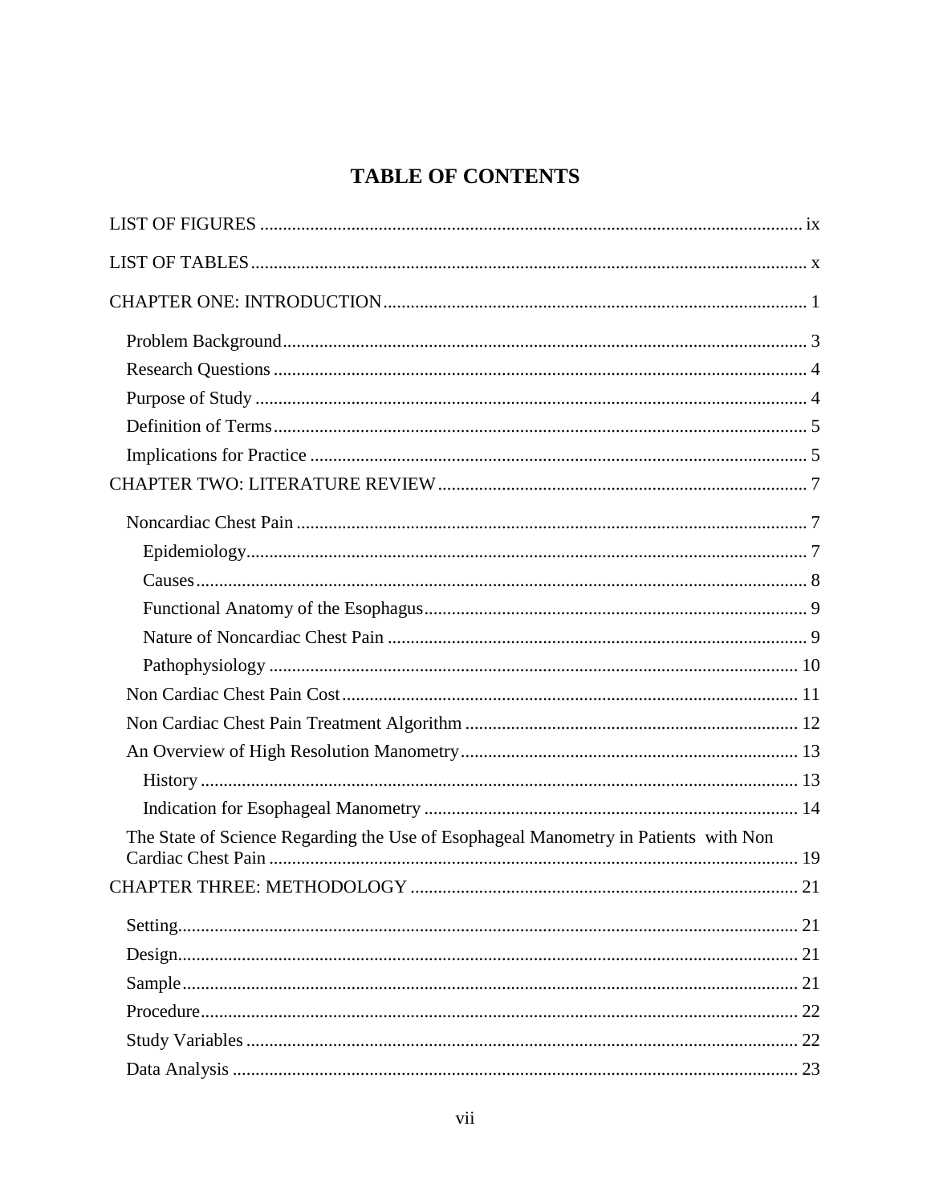# TABLE OF CONTENTS

LIST OF FIGURES ........................................................................................................ ix

LIST OF TABLES ......................................................................................................... x

CHAPTER ONE: INTRODUCTION ............................................................................ 1

- Problem Background .................................................................................................. 3
- Research Questions .................................................................................................... 4
- Purpose of Study ........................................................................................................ 4
- Definition of Terms .................................................................................................... 5
- Implications for Practice ............................................................................................ 5

CHAPTER TWO: LITERATURE REVIEW ................................................................ 7

- Noncardiac Chest Pain ............................................................................................... 7
  - Epidemiology .......................................................................................................... 7
  - Causes ..................................................................................................................... 8
  - Functional Anatomy of the Esophagus ................................................................... 9
  - Nature of Noncardiac Chest Pain ........................................................................... 9
  - Pathophysiology .................................................................................................... 10
- Non Cardiac Chest Pain Cost ................................................................................... 11
- Non Cardiac Chest Pain Treatment Algorithm ......................................................... 12
- An Overview of High Resolution Manometry ......................................................... 13
  - History .................................................................................................................. 13
  - Indication for Esophageal Manometry ................................................................. 14
- The State of Science Regarding the Use of Esophageal Manometry in Patients with Non Cardiac Chest Pain ................................................................................................... 19

CHAPTER THREE: METHODOLOGY .................................................................... 21

- Setting ....................................................................................................................... 21
- Design ....................................................................................................................... 21
- Sample ...................................................................................................................... 21
- Procedure .................................................................................................................. 22
- Study Variables ........................................................................................................ 22
- Data Analysis ........................................................................................................... 23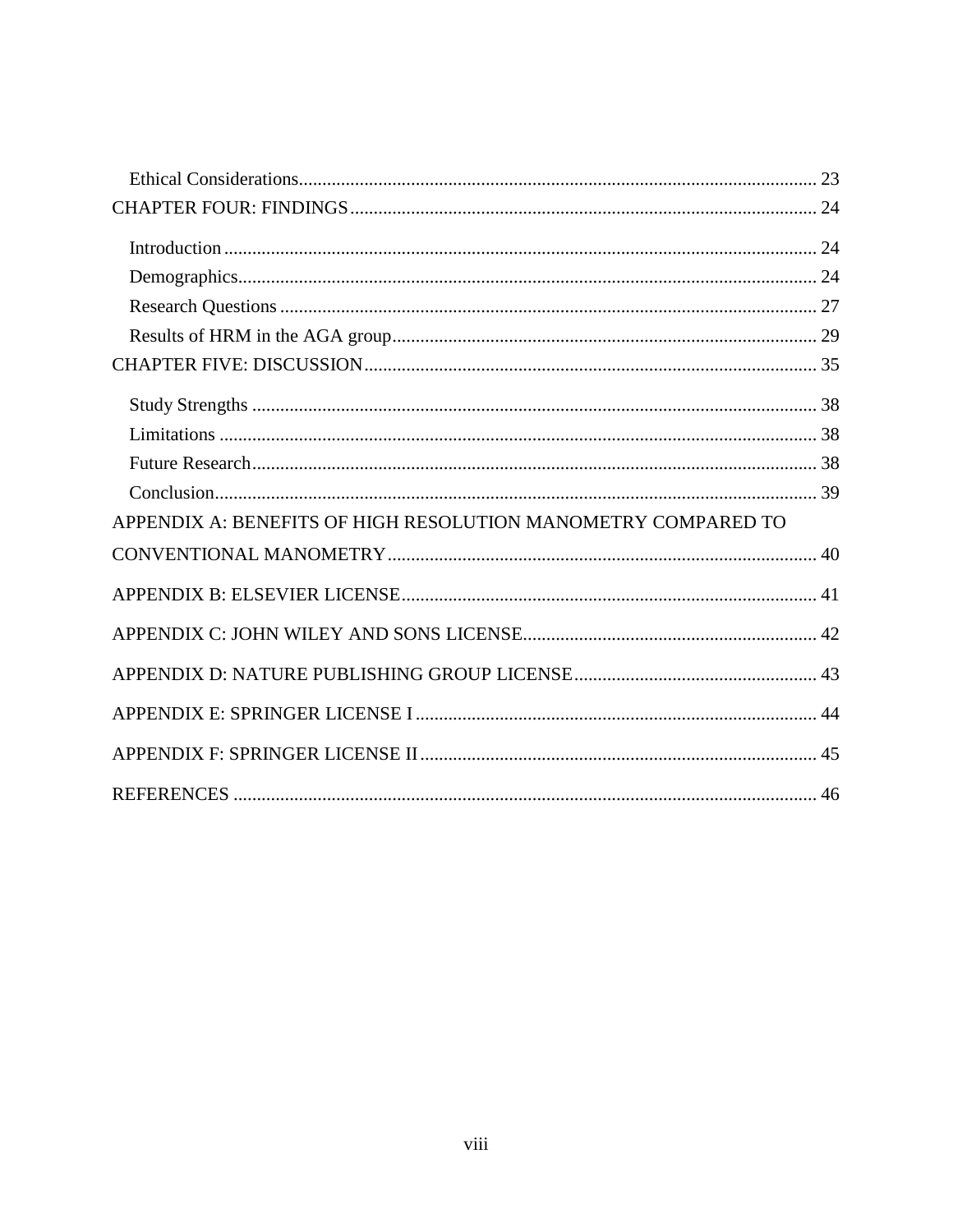Ethical Considerations ............................................................................................................ 23

CHAPTER FOUR: FINDINGS .................................................................................................. 24

Introduction ............................................................................................................................ 24

Demographics ......................................................................................................................... 24

Research Questions ................................................................................................................ 27

Results of HRM in the AGA group ........................................................................................ 29

CHAPTER FIVE: DISCUSSION .............................................................................................. 35

Study Strengths ...................................................................................................................... 38

Limitations ............................................................................................................................. 38

Future Research ...................................................................................................................... 38

Conclusion .............................................................................................................................. 39

APPENDIX A: BENEFITS OF HIGH RESOLUTION MANOMETRY COMPARED TO CONVENTIONAL MANOMETRY ......................................................................................... 40

APPENDIX B: ELSEVIER LICENSE ....................................................................................... 41

APPENDIX C: JOHN WILEY AND SONS LICENSE ............................................................ 42

APPENDIX D: NATURE PUBLISHING GROUP LICENSE .................................................. 43

APPENDIX E: SPRINGER LICENSE I ................................................................................... 44

APPENDIX F: SPRINGER LICENSE II .................................................................................. 45

REFERENCES .......................................................................................................................... 46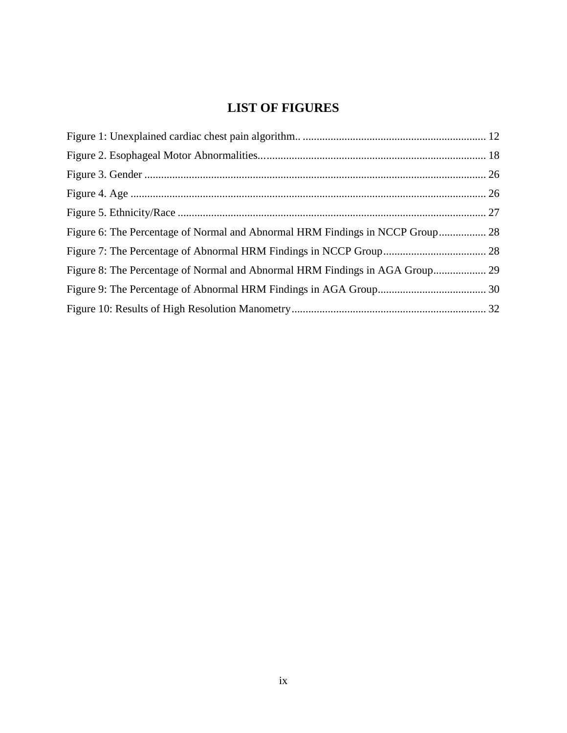# LIST OF FIGURES

Figure 1: Unexplained cardiac chest pain algorithm.. ................................................................. 12

Figure 2. Esophageal Motor Abnormalities................................................................................ 18

Figure 3. Gender .......................................................................................................................... 26

Figure 4. Age ............................................................................................................................... 26

Figure 5. Ethnicity/Race .............................................................................................................. 27

Figure 6: The Percentage of Normal and Abnormal HRM Findings in NCCP Group................. 28

Figure 7: The Percentage of Abnormal HRM Findings in NCCP Group..................................... 28

Figure 8: The Percentage of Normal and Abnormal HRM Findings in AGA Group................... 29

Figure 9: The Percentage of Abnormal HRM Findings in AGA Group....................................... 30

Figure 10: Results of High Resolution Manometry..................................................................... 32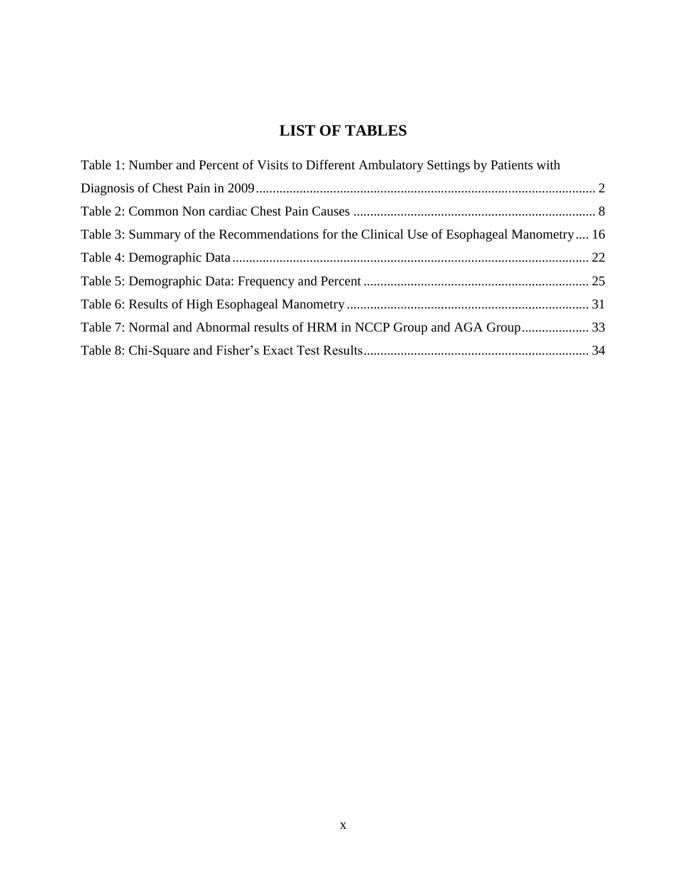# LIST OF TABLES

Table 1: Number and Percent of Visits to Different Ambulatory Settings by Patients with Diagnosis of Chest Pain in 2009 .................................................................................................... 2

Table 2: Common Non cardiac Chest Pain Causes ....................................................................... 8

Table 3: Summary of the Recommendations for the Clinical Use of Esophageal Manometry .... 16

Table 4: Demographic Data ......................................................................................................... 22

Table 5: Demographic Data: Frequency and Percent .................................................................. 25

Table 6: Results of High Esophageal Manometry ....................................................................... 31

Table 7: Normal and Abnormal results of HRM in NCCP Group and AGA Group .................... 33

Table 8: Chi-Square and Fisher's Exact Test Results .................................................................. 34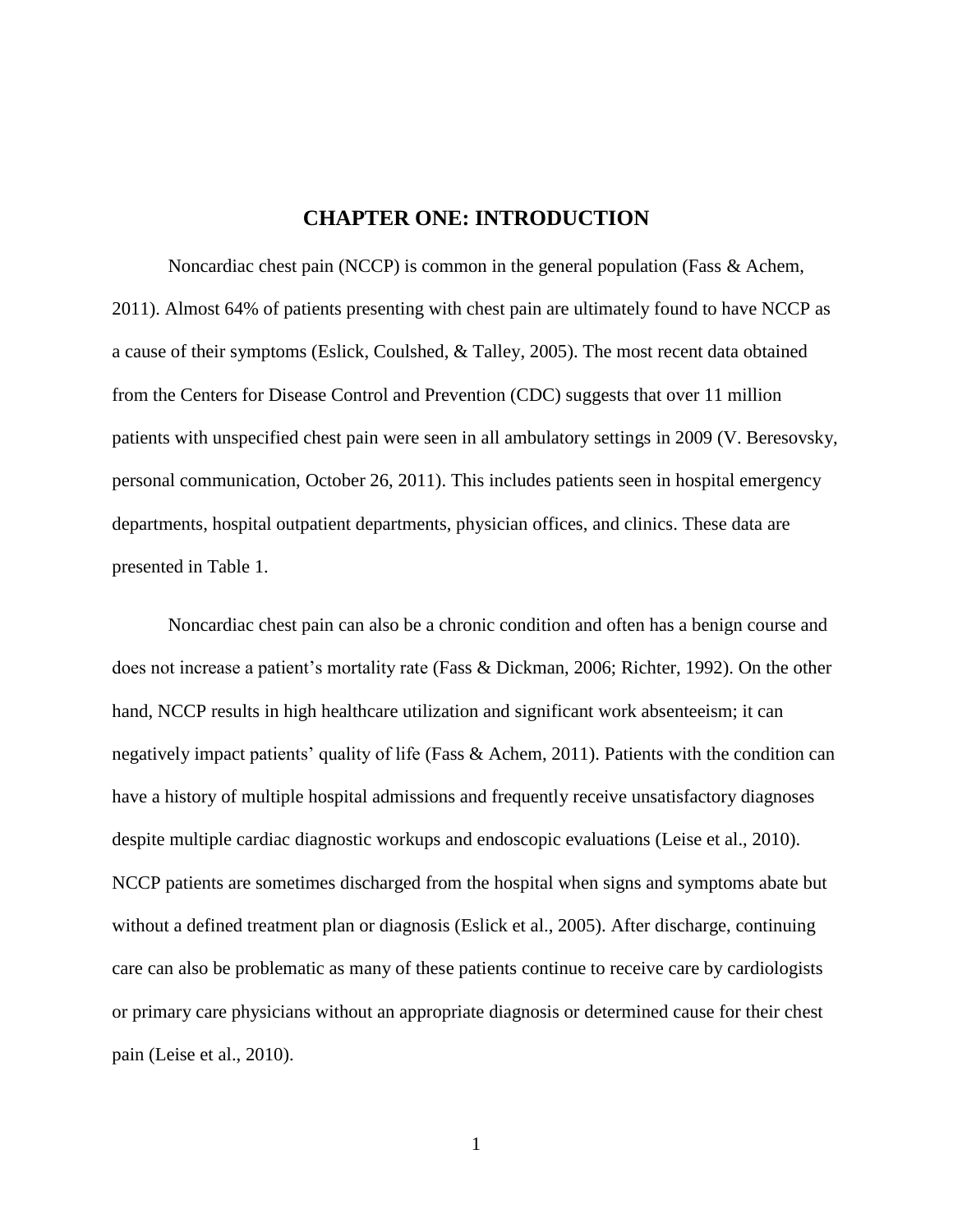# CHAPTER ONE: INTRODUCTION

Noncardiac chest pain (NCCP) is common in the general population (Fass & Achem, 2011). Almost 64% of patients presenting with chest pain are ultimately found to have NCCP as a cause of their symptoms (Eslick, Coulshed, & Talley, 2005). The most recent data obtained from the Centers for Disease Control and Prevention (CDC) suggests that over 11 million patients with unspecified chest pain were seen in all ambulatory settings in 2009 (V. Beresovsky, personal communication, October 26, 2011). This includes patients seen in hospital emergency departments, hospital outpatient departments, physician offices, and clinics. These data are presented in Table 1.

Noncardiac chest pain can also be a chronic condition and often has a benign course and does not increase a patient's mortality rate (Fass & Dickman, 2006; Richter, 1992). On the other hand, NCCP results in high healthcare utilization and significant work absenteeism; it can negatively impact patients' quality of life (Fass & Achem, 2011). Patients with the condition can have a history of multiple hospital admissions and frequently receive unsatisfactory diagnoses despite multiple cardiac diagnostic workups and endoscopic evaluations (Leise et al., 2010). NCCP patients are sometimes discharged from the hospital when signs and symptoms abate but without a defined treatment plan or diagnosis (Eslick et al., 2005). After discharge, continuing care can also be problematic as many of these patients continue to receive care by cardiologists or primary care physicians without an appropriate diagnosis or determined cause for their chest pain (Leise et al., 2010).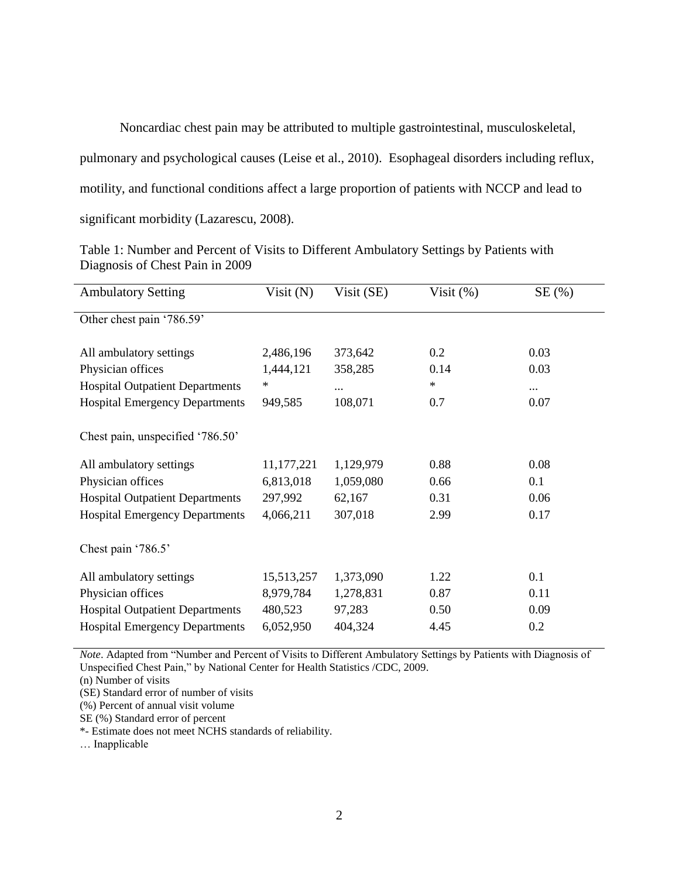Noncardiac chest pain may be attributed to multiple gastrointestinal, musculoskeletal, pulmonary and psychological causes (Leise et al., 2010). Esophageal disorders including reflux, motility, and functional conditions affect a large proportion of patients with NCCP and lead to significant morbidity (Lazarescu, 2008).

Table 1: Number and Percent of Visits to Different Ambulatory Settings by Patients with Diagnosis of Chest Pain in 2009

| Ambulatory Setting | Visit (N) | Visit (SE) | Visit (%) | SE (%) |
|---|---|---|---|---|
| Other chest pain '786.59' | | | | |
| All ambulatory settings | 2,486,196 | 373,642 | 0.2 | 0.03 |
| Physician offices | 1,444,121 | 358,285 | 0.14 | 0.03 |
| Hospital Outpatient Departments | * | … | * | … |
| Hospital Emergency Departments | 949,585 | 108,071 | 0.7 | 0.07 |
| Chest pain, unspecified '786.50' | | | | |
| All ambulatory settings | 11,177,221 | 1,129,979 | 0.88 | 0.08 |
| Physician offices | 6,813,018 | 1,059,080 | 0.66 | 0.1 |
| Hospital Outpatient Departments | 297,992 | 62,167 | 0.31 | 0.06 |
| Hospital Emergency Departments | 4,066,211 | 307,018 | 2.99 | 0.17 |
| Chest pain '786.5' | | | | |
| All ambulatory settings | 15,513,257 | 1,373,090 | 1.22 | 0.1 |
| Physician offices | 8,979,784 | 1,278,831 | 0.87 | 0.11 |
| Hospital Outpatient Departments | 480,523 | 97,283 | 0.50 | 0.09 |
| Hospital Emergency Departments | 6,052,950 | 404,324 | 4.45 | 0.2 |

*Note*. Adapted from "Number and Percent of Visits to Different Ambulatory Settings by Patients with Diagnosis of Unspecified Chest Pain," by National Center for Health Statistics /CDC, 2009.
(n) Number of visits
(SE) Standard error of number of visits
(%) Percent of annual visit volume
SE (%) Standard error of percent
*- Estimate does not meet NCHS standards of reliability.
… Inapplicable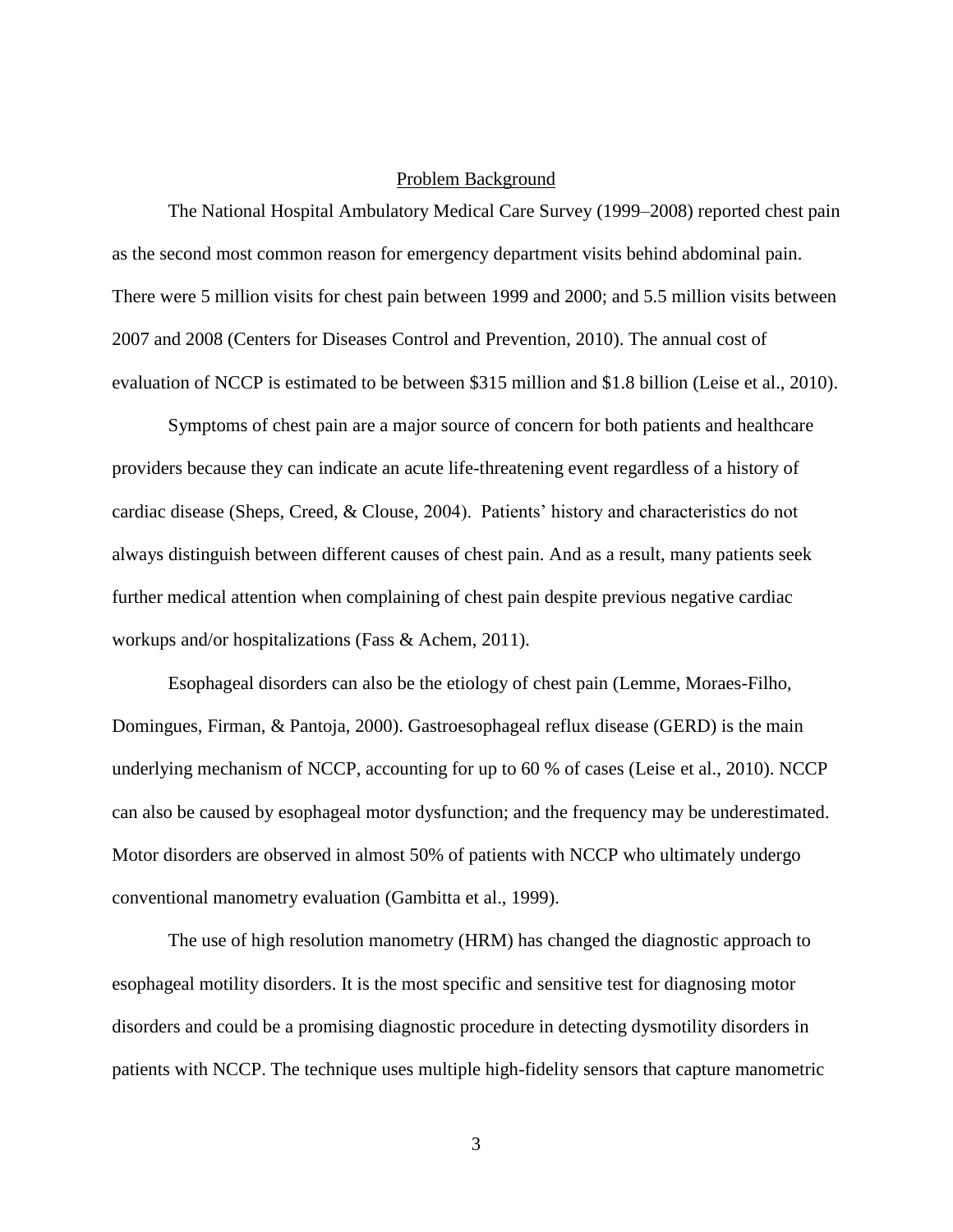## Problem Background

The National Hospital Ambulatory Medical Care Survey (1999–2008) reported chest pain as the second most common reason for emergency department visits behind abdominal pain. There were 5 million visits for chest pain between 1999 and 2000; and 5.5 million visits between 2007 and 2008 (Centers for Diseases Control and Prevention, 2010). The annual cost of evaluation of NCCP is estimated to be between $315 million and $1.8 billion (Leise et al., 2010).

Symptoms of chest pain are a major source of concern for both patients and healthcare providers because they can indicate an acute life-threatening event regardless of a history of cardiac disease (Sheps, Creed, & Clouse, 2004). Patients' history and characteristics do not always distinguish between different causes of chest pain. And as a result, many patients seek further medical attention when complaining of chest pain despite previous negative cardiac workups and/or hospitalizations (Fass & Achem, 2011).

Esophageal disorders can also be the etiology of chest pain (Lemme, Moraes-Filho, Domingues, Firman, & Pantoja, 2000). Gastroesophageal reflux disease (GERD) is the main underlying mechanism of NCCP, accounting for up to 60 % of cases (Leise et al., 2010). NCCP can also be caused by esophageal motor dysfunction; and the frequency may be underestimated. Motor disorders are observed in almost 50% of patients with NCCP who ultimately undergo conventional manometry evaluation (Gambitta et al., 1999).

The use of high resolution manometry (HRM) has changed the diagnostic approach to esophageal motility disorders. It is the most specific and sensitive test for diagnosing motor disorders and could be a promising diagnostic procedure in detecting dysmotility disorders in patients with NCCP. The technique uses multiple high-fidelity sensors that capture manometric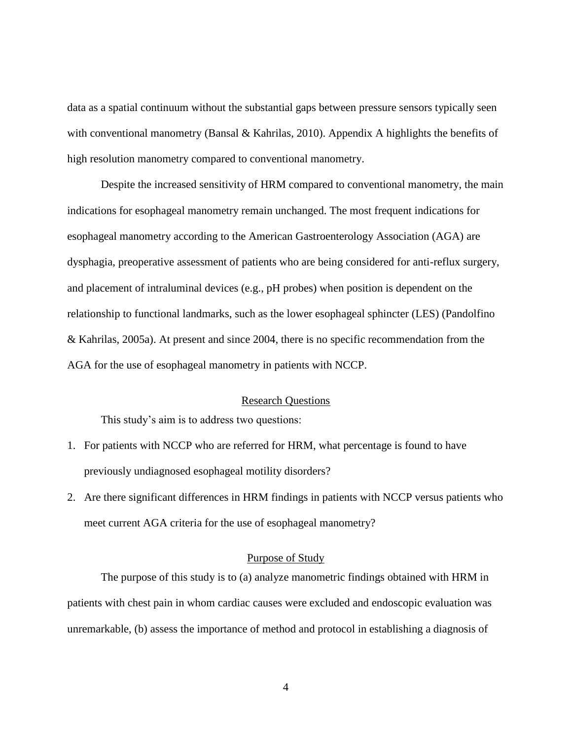data as a spatial continuum without the substantial gaps between pressure sensors typically seen with conventional manometry (Bansal & Kahrilas, 2010). Appendix A highlights the benefits of high resolution manometry compared to conventional manometry.

Despite the increased sensitivity of HRM compared to conventional manometry, the main indications for esophageal manometry remain unchanged. The most frequent indications for esophageal manometry according to the American Gastroenterology Association (AGA) are dysphagia, preoperative assessment of patients who are being considered for anti-reflux surgery, and placement of intraluminal devices (e.g., pH probes) when position is dependent on the relationship to functional landmarks, such as the lower esophageal sphincter (LES) (Pandolfino & Kahrilas, 2005a). At present and since 2004, there is no specific recommendation from the AGA for the use of esophageal manometry in patients with NCCP.

## Research Questions

This study's aim is to address two questions:

1. For patients with NCCP who are referred for HRM, what percentage is found to have previously undiagnosed esophageal motility disorders?
2. Are there significant differences in HRM findings in patients with NCCP versus patients who meet current AGA criteria for the use of esophageal manometry?

## Purpose of Study

The purpose of this study is to (a) analyze manometric findings obtained with HRM in patients with chest pain in whom cardiac causes were excluded and endoscopic evaluation was unremarkable, (b) assess the importance of method and protocol in establishing a diagnosis of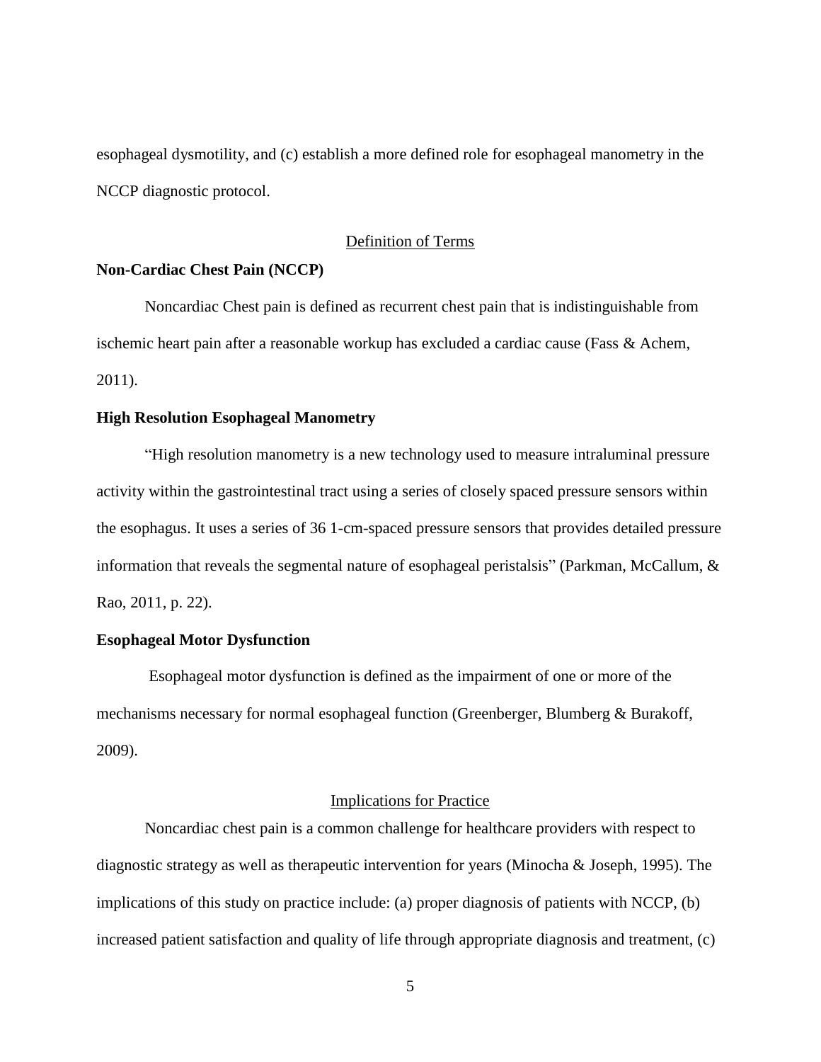esophageal dysmotility, and (c) establish a more defined role for esophageal manometry in the NCCP diagnostic protocol.

## Definition of Terms

**Non-Cardiac Chest Pain (NCCP)**

Noncardiac Chest pain is defined as recurrent chest pain that is indistinguishable from ischemic heart pain after a reasonable workup has excluded a cardiac cause (Fass & Achem, 2011).

**High Resolution Esophageal Manometry**

"High resolution manometry is a new technology used to measure intraluminal pressure activity within the gastrointestinal tract using a series of closely spaced pressure sensors within the esophagus. It uses a series of 36 1-cm-spaced pressure sensors that provides detailed pressure information that reveals the segmental nature of esophageal peristalsis" (Parkman, McCallum, & Rao, 2011, p. 22).

**Esophageal Motor Dysfunction**

Esophageal motor dysfunction is defined as the impairment of one or more of the mechanisms necessary for normal esophageal function (Greenberger, Blumberg & Burakoff, 2009).

## Implications for Practice

Noncardiac chest pain is a common challenge for healthcare providers with respect to diagnostic strategy as well as therapeutic intervention for years (Minocha & Joseph, 1995). The implications of this study on practice include: (a) proper diagnosis of patients with NCCP, (b) increased patient satisfaction and quality of life through appropriate diagnosis and treatment, (c)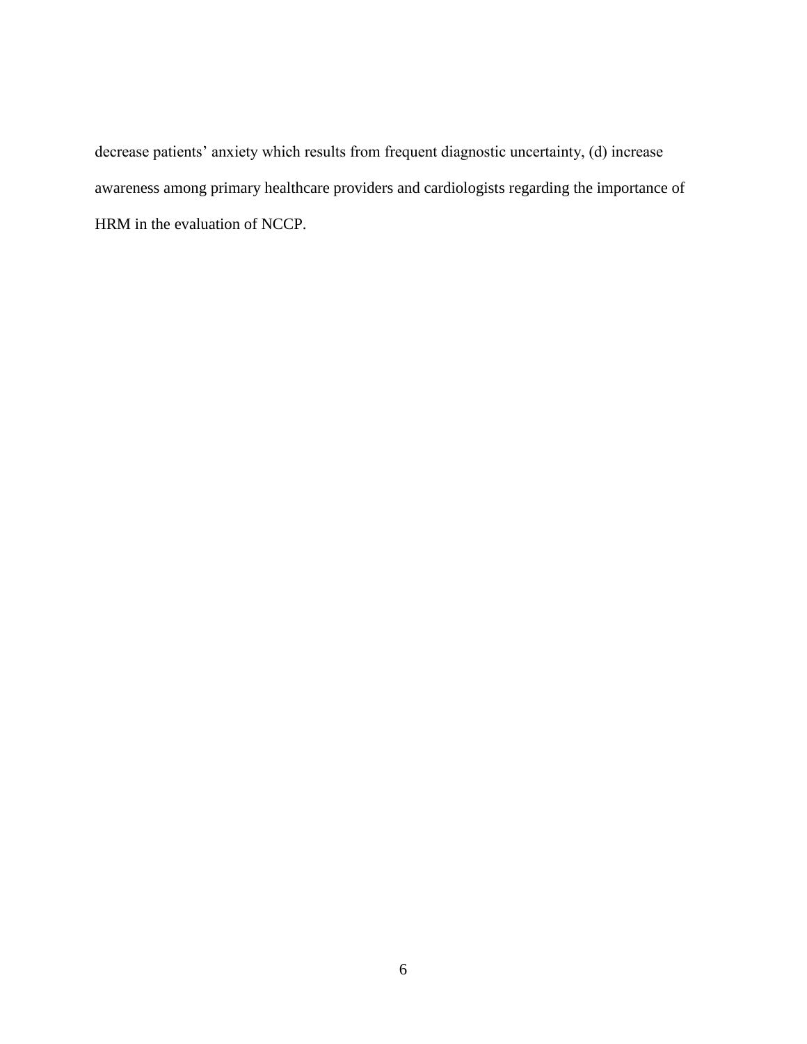decrease patients' anxiety which results from frequent diagnostic uncertainty, (d) increase awareness among primary healthcare providers and cardiologists regarding the importance of HRM in the evaluation of NCCP.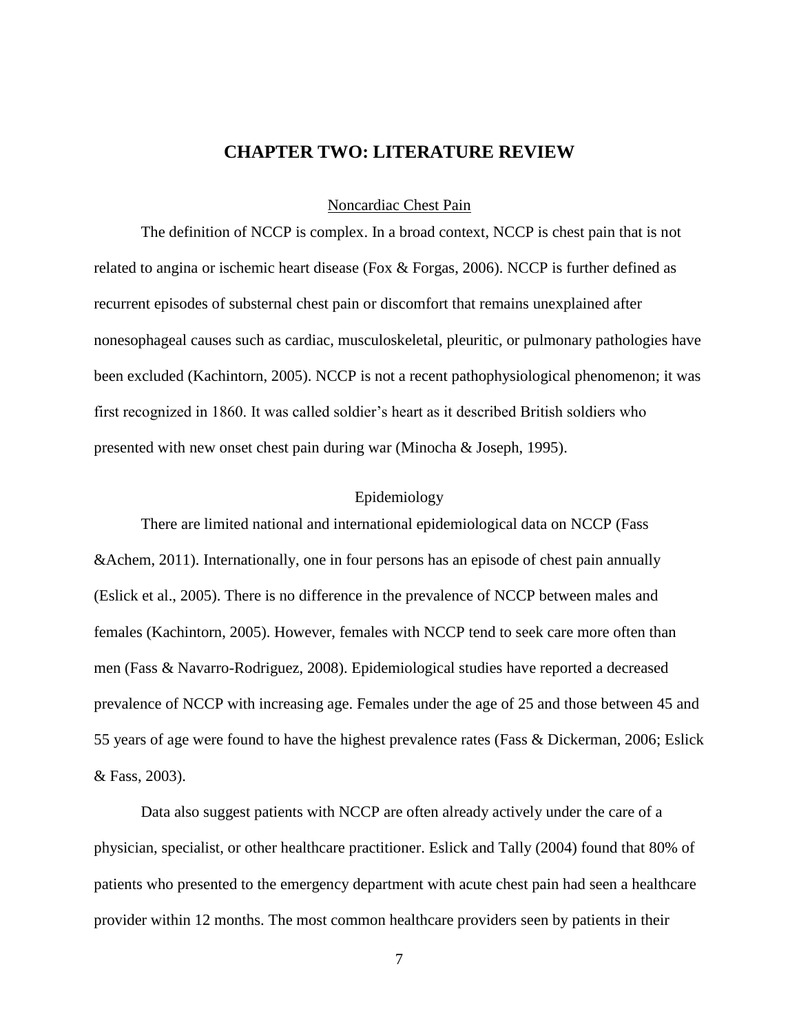# CHAPTER TWO: LITERATURE REVIEW

## Noncardiac Chest Pain

The definition of NCCP is complex. In a broad context, NCCP is chest pain that is not related to angina or ischemic heart disease (Fox & Forgas, 2006). NCCP is further defined as recurrent episodes of substernal chest pain or discomfort that remains unexplained after nonesophageal causes such as cardiac, musculoskeletal, pleuritic, or pulmonary pathologies have been excluded (Kachintorn, 2005). NCCP is not a recent pathophysiological phenomenon; it was first recognized in 1860. It was called soldier's heart as it described British soldiers who presented with new onset chest pain during war (Minocha & Joseph, 1995).

## Epidemiology

There are limited national and international epidemiological data on NCCP (Fass &Achem, 2011). Internationally, one in four persons has an episode of chest pain annually (Eslick et al., 2005). There is no difference in the prevalence of NCCP between males and females (Kachintorn, 2005). However, females with NCCP tend to seek care more often than men (Fass & Navarro-Rodriguez, 2008). Epidemiological studies have reported a decreased prevalence of NCCP with increasing age. Females under the age of 25 and those between 45 and 55 years of age were found to have the highest prevalence rates (Fass & Dickerman, 2006; Eslick & Fass, 2003).

Data also suggest patients with NCCP are often already actively under the care of a physician, specialist, or other healthcare practitioner. Eslick and Tally (2004) found that 80% of patients who presented to the emergency department with acute chest pain had seen a healthcare provider within 12 months. The most common healthcare providers seen by patients in their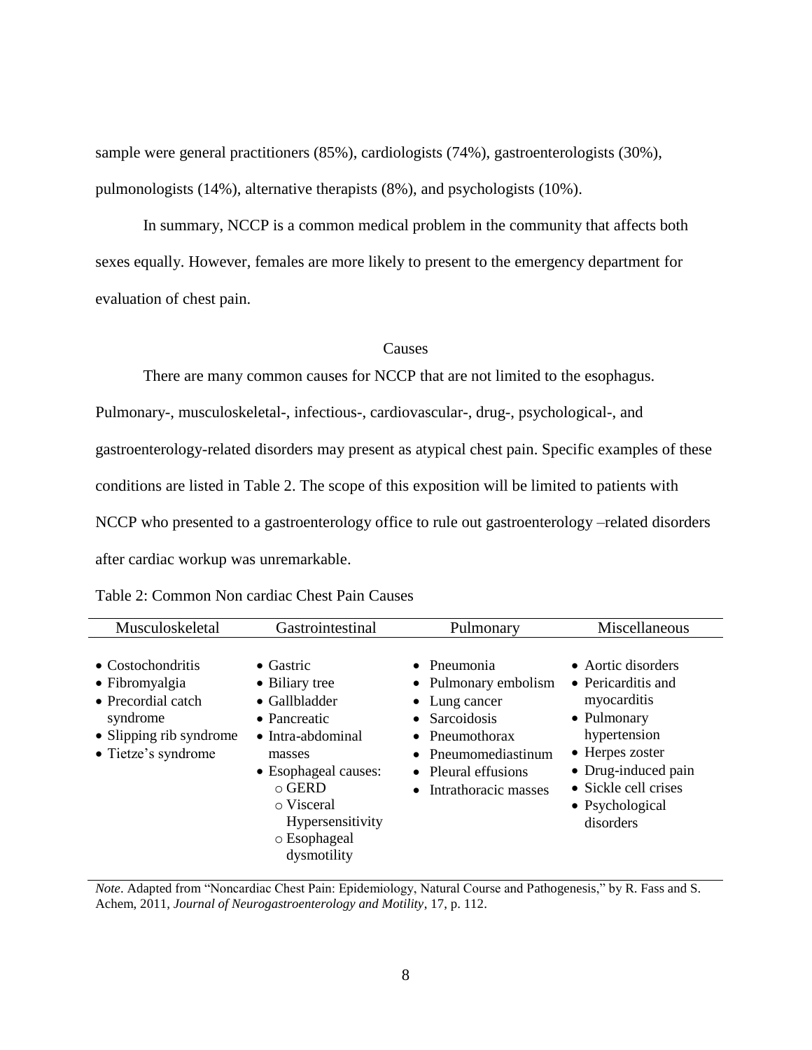sample were general practitioners (85%), cardiologists (74%), gastroenterologists (30%), pulmonologists (14%), alternative therapists (8%), and psychologists (10%).

In summary, NCCP is a common medical problem in the community that affects both sexes equally. However, females are more likely to present to the emergency department for evaluation of chest pain.

## Causes

There are many common causes for NCCP that are not limited to the esophagus. Pulmonary-, musculoskeletal-, infectious-, cardiovascular-, drug-, psychological-, and gastroenterology-related disorders may present as atypical chest pain. Specific examples of these conditions are listed in Table 2. The scope of this exposition will be limited to patients with NCCP who presented to a gastroenterology office to rule out gastroenterology –related disorders after cardiac workup was unremarkable.

Table 2: Common Non cardiac Chest Pain Causes

| Musculoskeletal | Gastrointestinal | Pulmonary | Miscellaneous |
|---|---|---|---|
| • Costochondritis<br>• Fibromyalgia<br>• Precordial catch syndrome<br>• Slipping rib syndrome<br>• Tietze's syndrome | • Gastric<br>• Biliary tree<br>• Gallbladder<br>• Pancreatic<br>• Intra-abdominal masses<br>• Esophageal causes:<br>  ○ GERD<br>  ○ Visceral Hypersensitivity<br>  ○ Esophageal dysmotility | • Pneumonia<br>• Pulmonary embolism<br>• Lung cancer<br>• Sarcoidosis<br>• Pneumothorax<br>• Pneumomediastinum<br>• Pleural effusions<br>• Intrathoracic masses | • Aortic disorders<br>• Pericarditis and myocarditis<br>• Pulmonary hypertension<br>• Herpes zoster<br>• Drug-induced pain<br>• Sickle cell crises<br>• Psychological disorders |

*Note*. Adapted from "Noncardiac Chest Pain: Epidemiology, Natural Course and Pathogenesis," by R. Fass and S. Achem, 2011, *Journal of Neurogastroenterology and Motility*, 17, p. 112.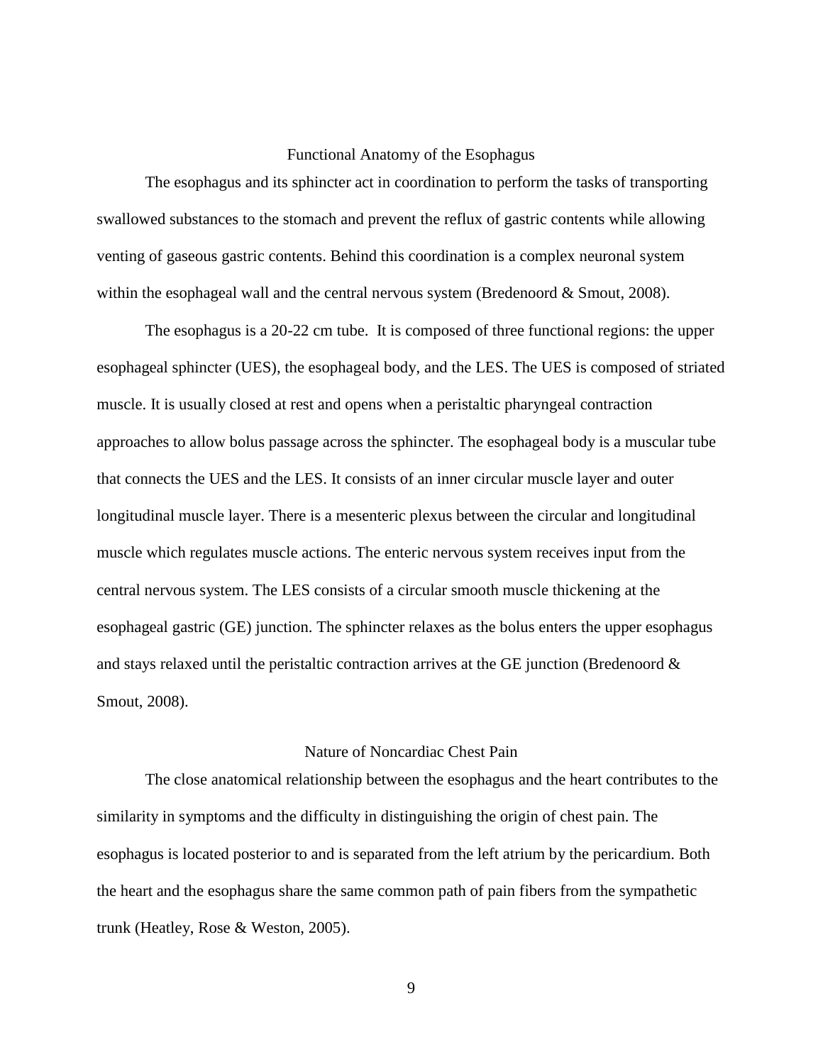## Functional Anatomy of the Esophagus

The esophagus and its sphincter act in coordination to perform the tasks of transporting swallowed substances to the stomach and prevent the reflux of gastric contents while allowing venting of gaseous gastric contents. Behind this coordination is a complex neuronal system within the esophageal wall and the central nervous system (Bredenoord & Smout, 2008).

The esophagus is a 20-22 cm tube. It is composed of three functional regions: the upper esophageal sphincter (UES), the esophageal body, and the LES. The UES is composed of striated muscle. It is usually closed at rest and opens when a peristaltic pharyngeal contraction approaches to allow bolus passage across the sphincter. The esophageal body is a muscular tube that connects the UES and the LES. It consists of an inner circular muscle layer and outer longitudinal muscle layer. There is a mesenteric plexus between the circular and longitudinal muscle which regulates muscle actions. The enteric nervous system receives input from the central nervous system. The LES consists of a circular smooth muscle thickening at the esophageal gastric (GE) junction. The sphincter relaxes as the bolus enters the upper esophagus and stays relaxed until the peristaltic contraction arrives at the GE junction (Bredenoord & Smout, 2008).

## Nature of Noncardiac Chest Pain

The close anatomical relationship between the esophagus and the heart contributes to the similarity in symptoms and the difficulty in distinguishing the origin of chest pain. The esophagus is located posterior to and is separated from the left atrium by the pericardium. Both the heart and the esophagus share the same common path of pain fibers from the sympathetic trunk (Heatley, Rose & Weston, 2005).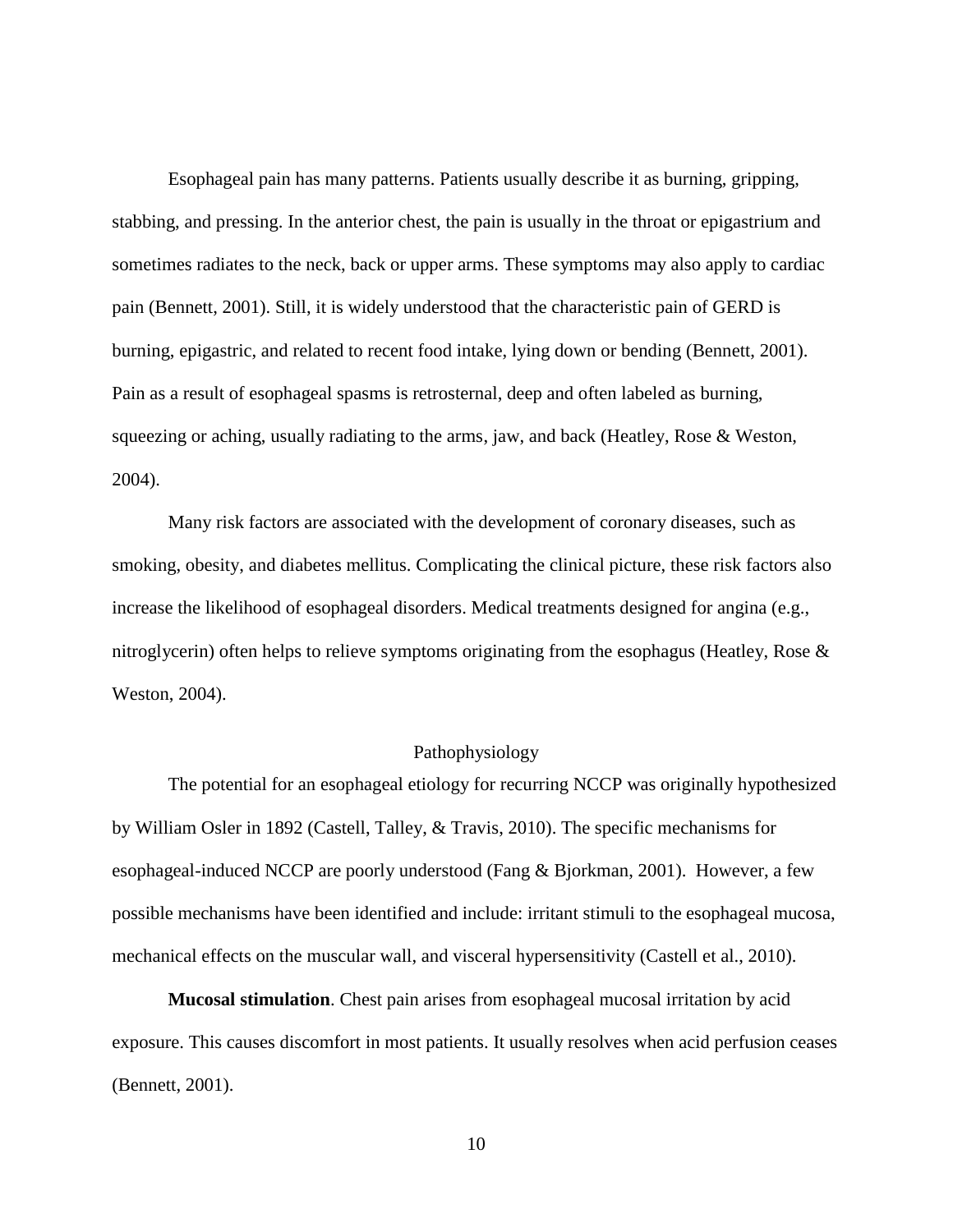Esophageal pain has many patterns. Patients usually describe it as burning, gripping, stabbing, and pressing. In the anterior chest, the pain is usually in the throat or epigastrium and sometimes radiates to the neck, back or upper arms. These symptoms may also apply to cardiac pain (Bennett, 2001). Still, it is widely understood that the characteristic pain of GERD is burning, epigastric, and related to recent food intake, lying down or bending (Bennett, 2001). Pain as a result of esophageal spasms is retrosternal, deep and often labeled as burning, squeezing or aching, usually radiating to the arms, jaw, and back (Heatley, Rose & Weston, 2004).

Many risk factors are associated with the development of coronary diseases, such as smoking, obesity, and diabetes mellitus. Complicating the clinical picture, these risk factors also increase the likelihood of esophageal disorders. Medical treatments designed for angina (e.g., nitroglycerin) often helps to relieve symptoms originating from the esophagus (Heatley, Rose & Weston, 2004).

## Pathophysiology

The potential for an esophageal etiology for recurring NCCP was originally hypothesized by William Osler in 1892 (Castell, Talley, & Travis, 2010). The specific mechanisms for esophageal-induced NCCP are poorly understood (Fang & Bjorkman, 2001). However, a few possible mechanisms have been identified and include: irritant stimuli to the esophageal mucosa, mechanical effects on the muscular wall, and visceral hypersensitivity (Castell et al., 2010).

**Mucosal stimulation**. Chest pain arises from esophageal mucosal irritation by acid exposure. This causes discomfort in most patients. It usually resolves when acid perfusion ceases (Bennett, 2001).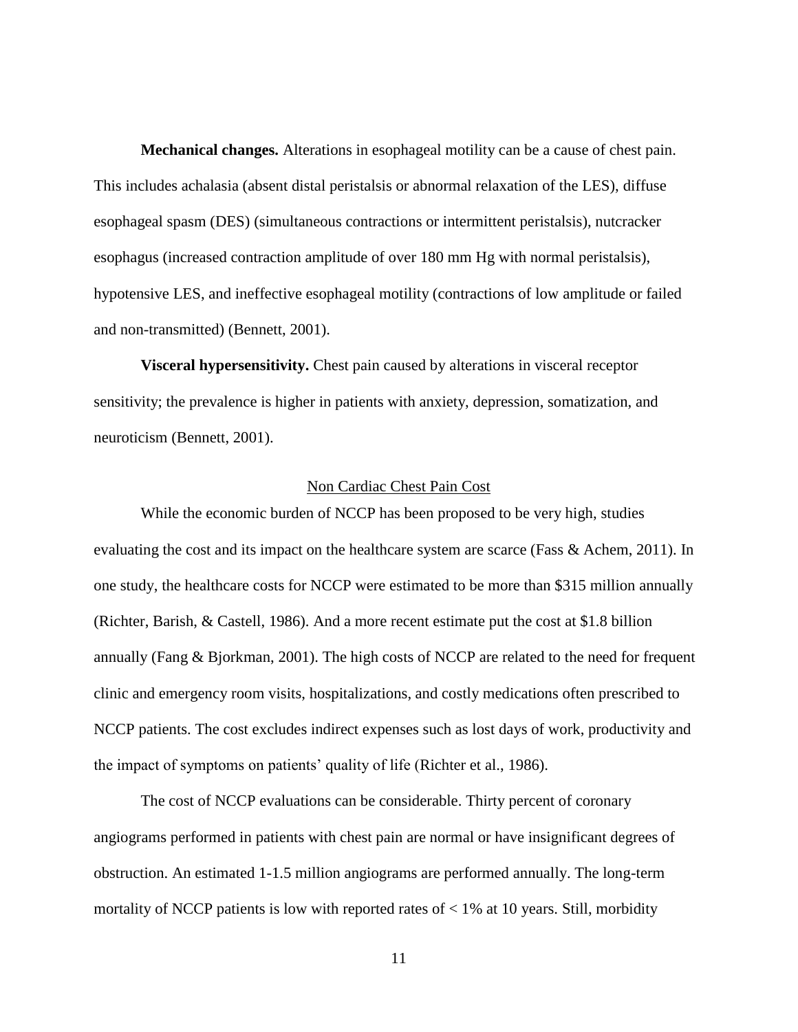**Mechanical changes.** Alterations in esophageal motility can be a cause of chest pain. This includes achalasia (absent distal peristalsis or abnormal relaxation of the LES), diffuse esophageal spasm (DES) (simultaneous contractions or intermittent peristalsis), nutcracker esophagus (increased contraction amplitude of over 180 mm Hg with normal peristalsis), hypotensive LES, and ineffective esophageal motility (contractions of low amplitude or failed and non-transmitted) (Bennett, 2001).

**Visceral hypersensitivity.** Chest pain caused by alterations in visceral receptor sensitivity; the prevalence is higher in patients with anxiety, depression, somatization, and neuroticism (Bennett, 2001).

## Non Cardiac Chest Pain Cost

While the economic burden of NCCP has been proposed to be very high, studies evaluating the cost and its impact on the healthcare system are scarce (Fass & Achem, 2011). In one study, the healthcare costs for NCCP were estimated to be more than $315 million annually (Richter, Barish, & Castell, 1986). And a more recent estimate put the cost at $1.8 billion annually (Fang & Bjorkman, 2001). The high costs of NCCP are related to the need for frequent clinic and emergency room visits, hospitalizations, and costly medications often prescribed to NCCP patients. The cost excludes indirect expenses such as lost days of work, productivity and the impact of symptoms on patients' quality of life (Richter et al., 1986).

The cost of NCCP evaluations can be considerable. Thirty percent of coronary angiograms performed in patients with chest pain are normal or have insignificant degrees of obstruction. An estimated 1-1.5 million angiograms are performed annually. The long-term mortality of NCCP patients is low with reported rates of < 1% at 10 years. Still, morbidity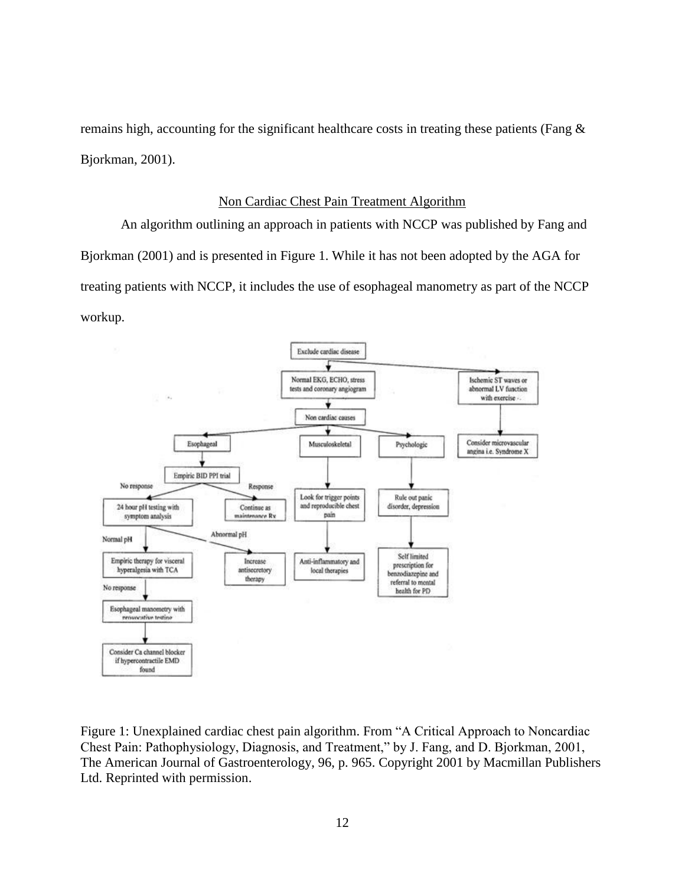remains high, accounting for the significant healthcare costs in treating these patients (Fang & Bjorkman, 2001).

## Non Cardiac Chest Pain Treatment Algorithm

An algorithm outlining an approach in patients with NCCP was published by Fang and Bjorkman (2001) and is presented in Figure 1. While it has not been adopted by the AGA for treating patients with NCCP, it includes the use of esophageal manometry as part of the NCCP workup.

Figure 1: Unexplained cardiac chest pain algorithm. From "A Critical Approach to Noncardiac Chest Pain: Pathophysiology, Diagnosis, and Treatment," by J. Fang, and D. Bjorkman, 2001, The American Journal of Gastroenterology, 96, p. 965. Copyright 2001 by Macmillan Publishers Ltd. Reprinted with permission.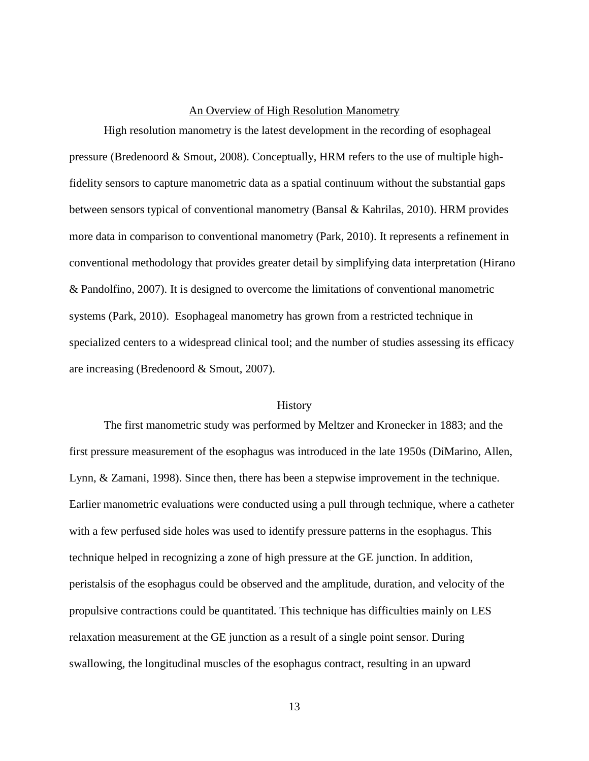## An Overview of High Resolution Manometry

High resolution manometry is the latest development in the recording of esophageal pressure (Bredenoord & Smout, 2008). Conceptually, HRM refers to the use of multiple high-fidelity sensors to capture manometric data as a spatial continuum without the substantial gaps between sensors typical of conventional manometry (Bansal & Kahrilas, 2010). HRM provides more data in comparison to conventional manometry (Park, 2010). It represents a refinement in conventional methodology that provides greater detail by simplifying data interpretation (Hirano & Pandolfino, 2007). It is designed to overcome the limitations of conventional manometric systems (Park, 2010). Esophageal manometry has grown from a restricted technique in specialized centers to a widespread clinical tool; and the number of studies assessing its efficacy are increasing (Bredenoord & Smout, 2007).

### History

The first manometric study was performed by Meltzer and Kronecker in 1883; and the first pressure measurement of the esophagus was introduced in the late 1950s (DiMarino, Allen, Lynn, & Zamani, 1998). Since then, there has been a stepwise improvement in the technique. Earlier manometric evaluations were conducted using a pull through technique, where a catheter with a few perfused side holes was used to identify pressure patterns in the esophagus. This technique helped in recognizing a zone of high pressure at the GE junction. In addition, peristalsis of the esophagus could be observed and the amplitude, duration, and velocity of the propulsive contractions could be quantitated. This technique has difficulties mainly on LES relaxation measurement at the GE junction as a result of a single point sensor. During swallowing, the longitudinal muscles of the esophagus contract, resulting in an upward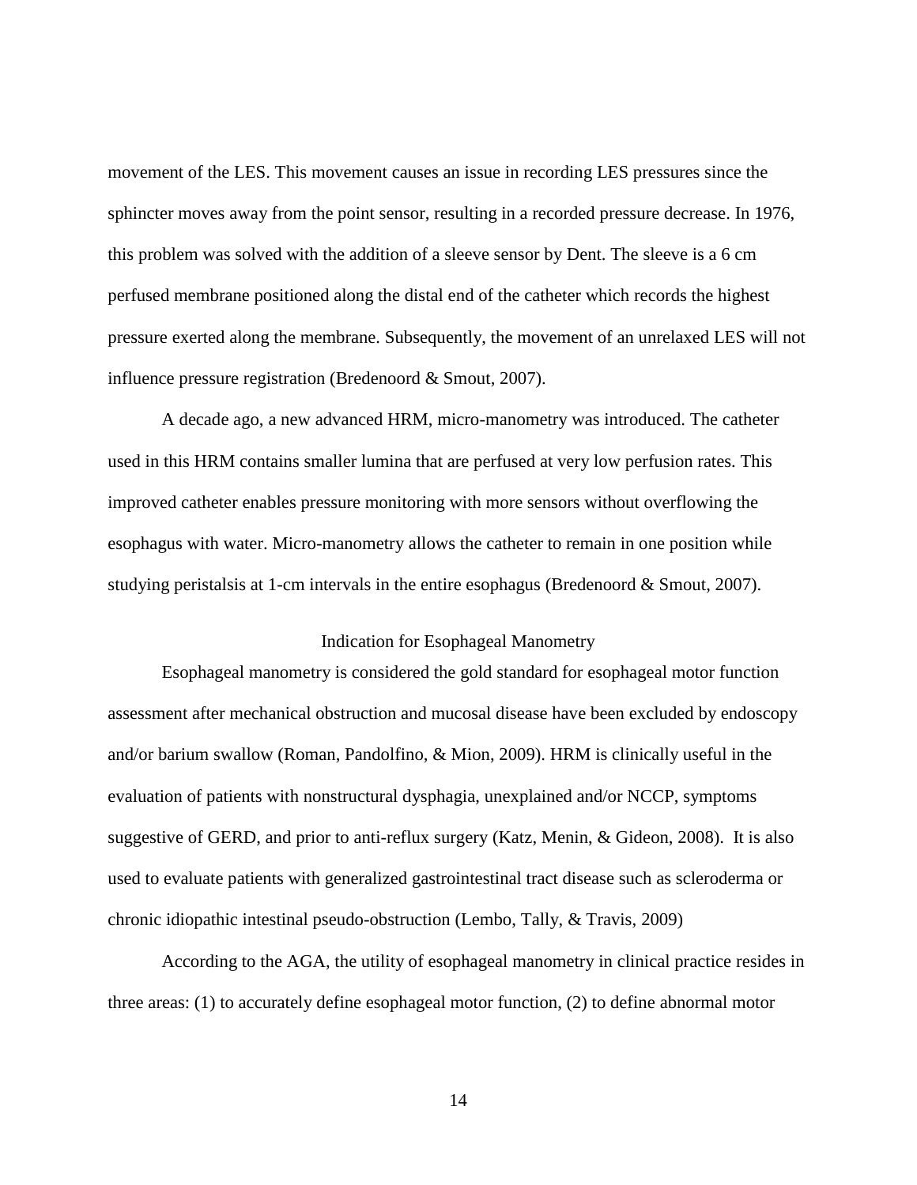movement of the LES. This movement causes an issue in recording LES pressures since the sphincter moves away from the point sensor, resulting in a recorded pressure decrease. In 1976, this problem was solved with the addition of a sleeve sensor by Dent. The sleeve is a 6 cm perfused membrane positioned along the distal end of the catheter which records the highest pressure exerted along the membrane. Subsequently, the movement of an unrelaxed LES will not influence pressure registration (Bredenoord & Smout, 2007).

A decade ago, a new advanced HRM, micro-manometry was introduced. The catheter used in this HRM contains smaller lumina that are perfused at very low perfusion rates. This improved catheter enables pressure monitoring with more sensors without overflowing the esophagus with water. Micro-manometry allows the catheter to remain in one position while studying peristalsis at 1-cm intervals in the entire esophagus (Bredenoord & Smout, 2007).

## Indication for Esophageal Manometry

Esophageal manometry is considered the gold standard for esophageal motor function assessment after mechanical obstruction and mucosal disease have been excluded by endoscopy and/or barium swallow (Roman, Pandolfino, & Mion, 2009). HRM is clinically useful in the evaluation of patients with nonstructural dysphagia, unexplained and/or NCCP, symptoms suggestive of GERD, and prior to anti-reflux surgery (Katz, Menin, & Gideon, 2008). It is also used to evaluate patients with generalized gastrointestinal tract disease such as scleroderma or chronic idiopathic intestinal pseudo-obstruction (Lembo, Tally, & Travis, 2009)

According to the AGA, the utility of esophageal manometry in clinical practice resides in three areas: (1) to accurately define esophageal motor function, (2) to define abnormal motor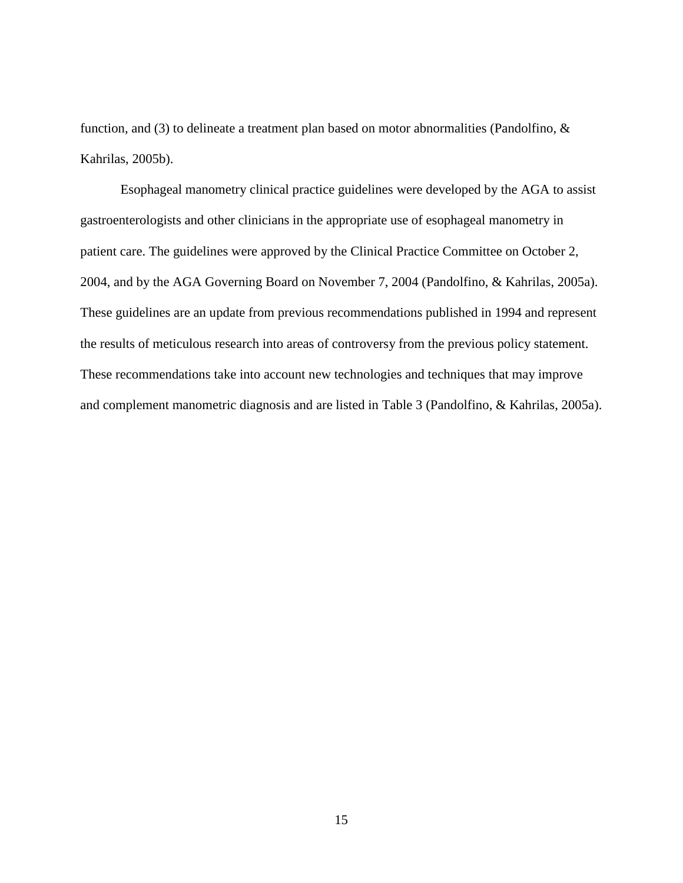function, and (3) to delineate a treatment plan based on motor abnormalities (Pandolfino, & Kahrilas, 2005b).

Esophageal manometry clinical practice guidelines were developed by the AGA to assist gastroenterologists and other clinicians in the appropriate use of esophageal manometry in patient care. The guidelines were approved by the Clinical Practice Committee on October 2, 2004, and by the AGA Governing Board on November 7, 2004 (Pandolfino, & Kahrilas, 2005a). These guidelines are an update from previous recommendations published in 1994 and represent the results of meticulous research into areas of controversy from the previous policy statement. These recommendations take into account new technologies and techniques that may improve and complement manometric diagnosis and are listed in Table 3 (Pandolfino, & Kahrilas, 2005a).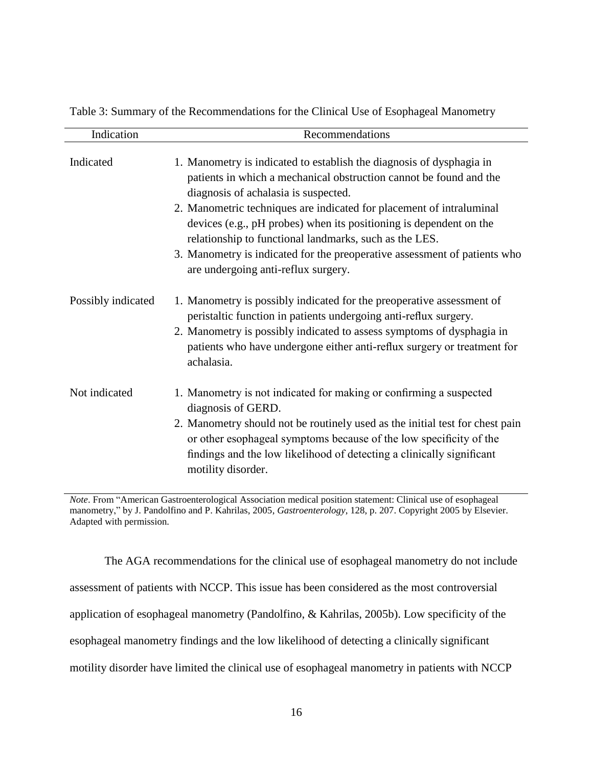Table 3: Summary of the Recommendations for the Clinical Use of Esophageal Manometry

| Indication | Recommendations |
| --- | --- |
| Indicated | 1. Manometry is indicated to establish the diagnosis of dysphagia in patients in which a mechanical obstruction cannot be found and the diagnosis of achalasia is suspected.<br>2. Manometric techniques are indicated for placement of intraluminal devices (e.g., pH probes) when its positioning is dependent on the relationship to functional landmarks, such as the LES.<br>3. Manometry is indicated for the preoperative assessment of patients who are undergoing anti-reflux surgery. |
| Possibly indicated | 1. Manometry is possibly indicated for the preoperative assessment of peristaltic function in patients undergoing anti-reflux surgery.<br>2. Manometry is possibly indicated to assess symptoms of dysphagia in patients who have undergone either anti-reflux surgery or treatment for achalasia. |
| Not indicated | 1. Manometry is not indicated for making or confirming a suspected diagnosis of GERD.<br>2. Manometry should not be routinely used as the initial test for chest pain or other esophageal symptoms because of the low specificity of the findings and the low likelihood of detecting a clinically significant motility disorder. |

*Note*. From "American Gastroenterological Association medical position statement: Clinical use of esophageal manometry," by J. Pandolfino and P. Kahrilas, 2005, *Gastroenterology*, 128, p. 207. Copyright 2005 by Elsevier. Adapted with permission.

The AGA recommendations for the clinical use of esophageal manometry do not include assessment of patients with NCCP. This issue has been considered as the most controversial application of esophageal manometry (Pandolfino, & Kahrilas, 2005b). Low specificity of the esophageal manometry findings and the low likelihood of detecting a clinically significant motility disorder have limited the clinical use of esophageal manometry in patients with NCCP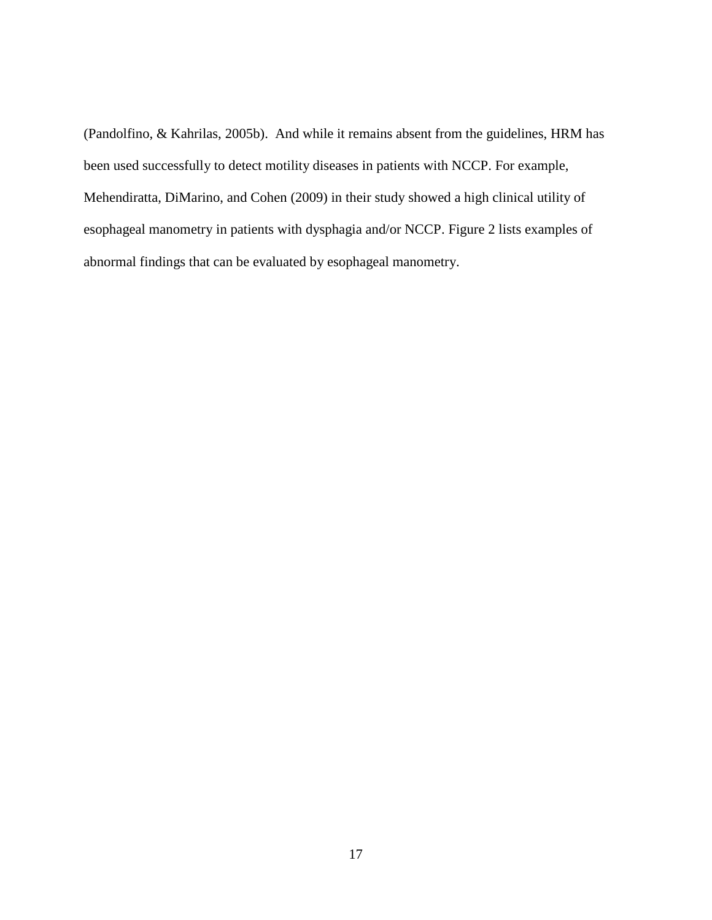(Pandolfino, & Kahrilas, 2005b). And while it remains absent from the guidelines, HRM has been used successfully to detect motility diseases in patients with NCCP. For example, Mehendiratta, DiMarino, and Cohen (2009) in their study showed a high clinical utility of esophageal manometry in patients with dysphagia and/or NCCP. Figure 2 lists examples of abnormal findings that can be evaluated by esophageal manometry.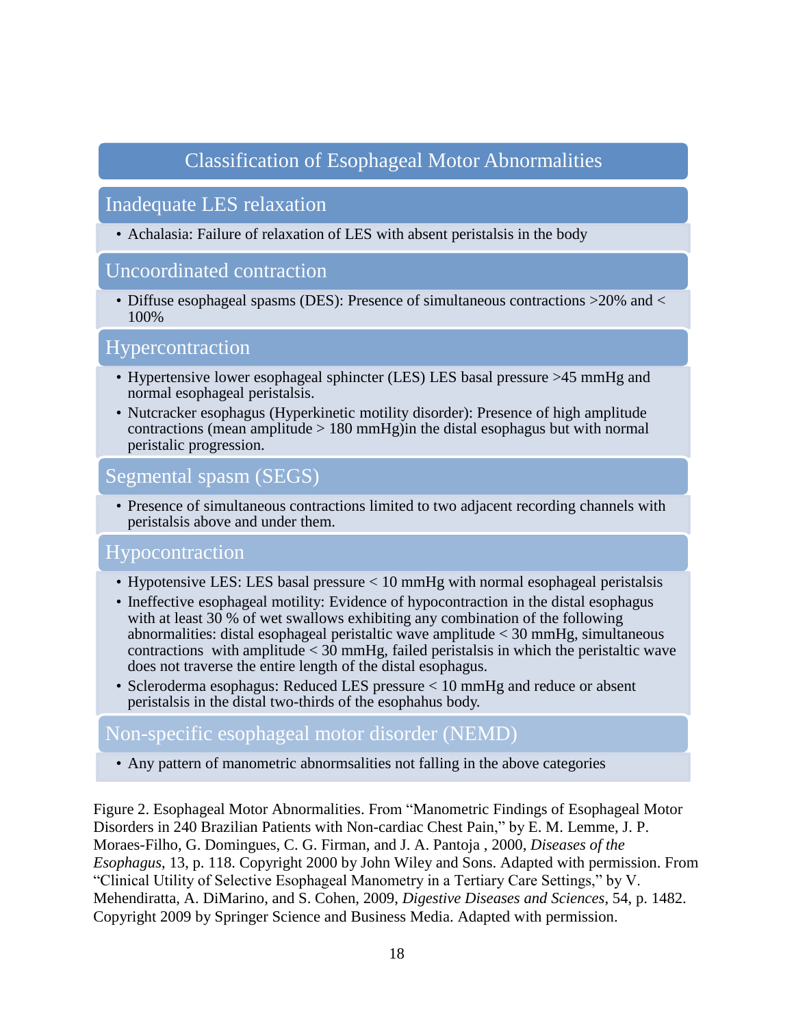## Classification of Esophageal Motor Abnormalities

### Inadequate LES relaxation

- Achalasia: Failure of relaxation of LES with absent peristalsis in the body

### Uncoordinated contraction

- Diffuse esophageal spasms (DES): Presence of simultaneous contractions >20% and < 100%

### Hypercontraction

- Hypertensive lower esophageal sphincter (LES) LES basal pressure >45 mmHg and normal esophageal peristalsis.
- Nutcracker esophagus (Hyperkinetic motility disorder): Presence of high amplitude contractions (mean amplitude > 180 mmHg)in the distal esophagus but with normal peristaltic progression.

### Segmental spasm (SEGS)

- Presence of simultaneous contractions limited to two adjacent recording channels with peristalsis above and under them.

### Hypocontraction

- Hypotensive LES: LES basal pressure < 10 mmHg with normal esophageal peristalsis
- Ineffective esophageal motility: Evidence of hypocontraction in the distal esophagus with at least 30 % of wet swallows exhibiting any combination of the following abnormalities: distal esophageal peristaltic wave amplitude < 30 mmHg, simultaneous contractions with amplitude < 30 mmHg, failed peristalsis in which the peristaltic wave does not traverse the entire length of the distal esophagus.
- Scleroderma esophagus: Reduced LES pressure < 10 mmHg and reduce or absent peristalsis in the distal two-thirds of the esophahus body.

### Non-specific esophageal motor disorder (NEMD)

- Any pattern of manometric abnormsalities not falling in the above categories

Figure 2. Esophageal Motor Abnormalities. From "Manometric Findings of Esophageal Motor Disorders in 240 Brazilian Patients with Non-cardiac Chest Pain," by E. M. Lemme, J. P. Moraes-Filho, G. Domingues, C. G. Firman, and J. A. Pantoja , 2000, *Diseases of the Esophagus*, 13, p. 118. Copyright 2000 by John Wiley and Sons. Adapted with permission. From "Clinical Utility of Selective Esophageal Manometry in a Tertiary Care Settings," by V. Mehendiratta, A. DiMarino, and S. Cohen, 2009, *Digestive Diseases and Sciences*, 54, p. 1482. Copyright 2009 by Springer Science and Business Media. Adapted with permission.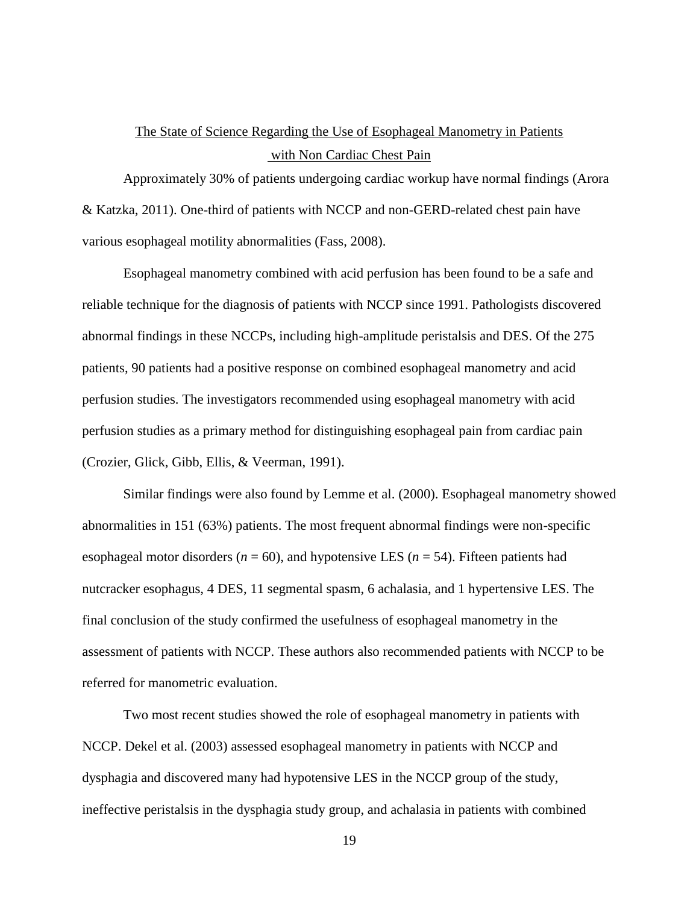## The State of Science Regarding the Use of Esophageal Manometry in Patients with Non Cardiac Chest Pain

Approximately 30% of patients undergoing cardiac workup have normal findings (Arora & Katzka, 2011). One-third of patients with NCCP and non-GERD-related chest pain have various esophageal motility abnormalities (Fass, 2008).

Esophageal manometry combined with acid perfusion has been found to be a safe and reliable technique for the diagnosis of patients with NCCP since 1991. Pathologists discovered abnormal findings in these NCCPs, including high-amplitude peristalsis and DES. Of the 275 patients, 90 patients had a positive response on combined esophageal manometry and acid perfusion studies. The investigators recommended using esophageal manometry with acid perfusion studies as a primary method for distinguishing esophageal pain from cardiac pain (Crozier, Glick, Gibb, Ellis, & Veerman, 1991).

Similar findings were also found by Lemme et al. (2000). Esophageal manometry showed abnormalities in 151 (63%) patients. The most frequent abnormal findings were non-specific esophageal motor disorders (*n* = 60), and hypotensive LES (*n* = 54). Fifteen patients had nutcracker esophagus, 4 DES, 11 segmental spasm, 6 achalasia, and 1 hypertensive LES. The final conclusion of the study confirmed the usefulness of esophageal manometry in the assessment of patients with NCCP. These authors also recommended patients with NCCP to be referred for manometric evaluation.

Two most recent studies showed the role of esophageal manometry in patients with NCCP. Dekel et al. (2003) assessed esophageal manometry in patients with NCCP and dysphagia and discovered many had hypotensive LES in the NCCP group of the study, ineffective peristalsis in the dysphagia study group, and achalasia in patients with combined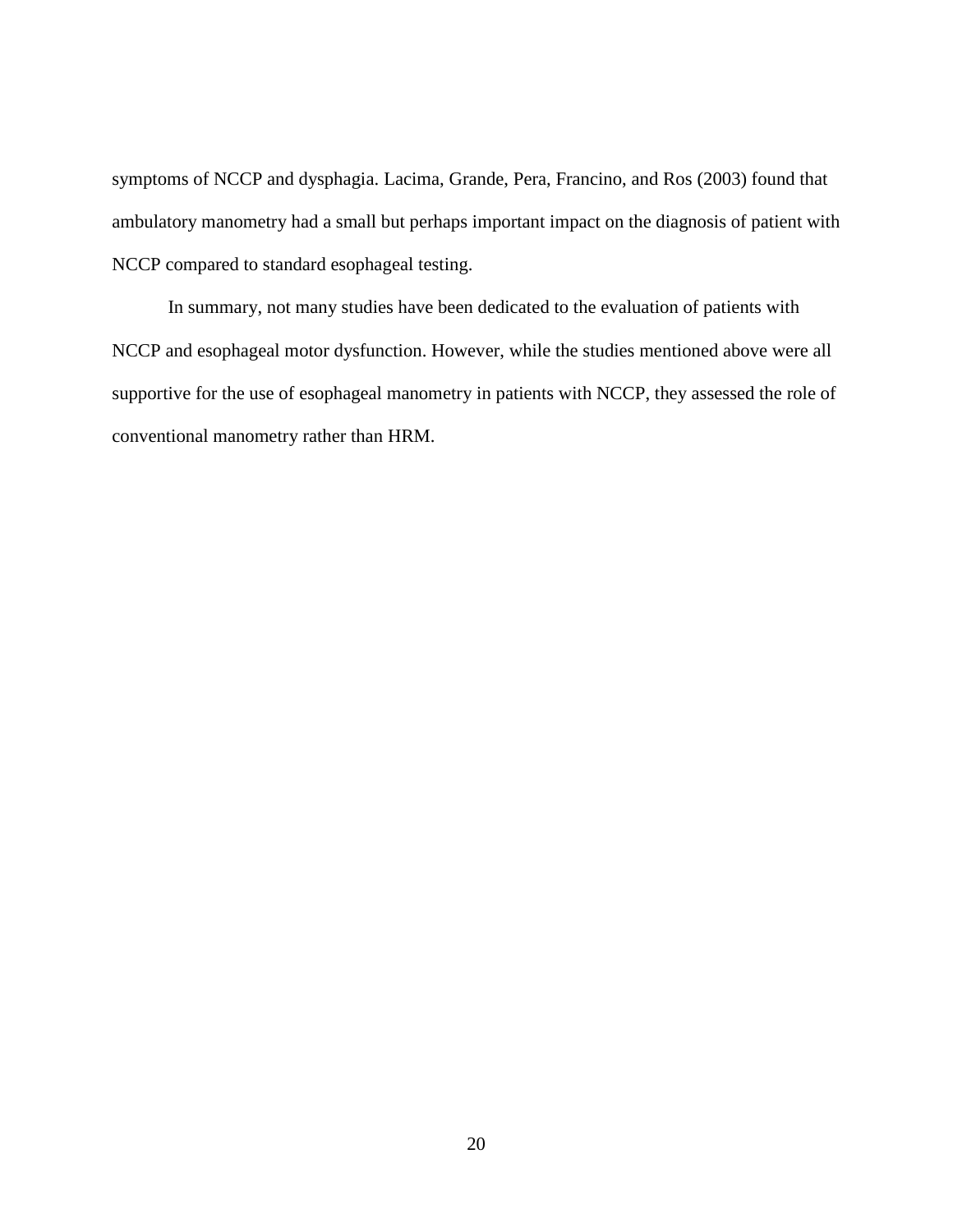symptoms of NCCP and dysphagia. Lacima, Grande, Pera, Francino, and Ros (2003) found that ambulatory manometry had a small but perhaps important impact on the diagnosis of patient with NCCP compared to standard esophageal testing.

In summary, not many studies have been dedicated to the evaluation of patients with NCCP and esophageal motor dysfunction. However, while the studies mentioned above were all supportive for the use of esophageal manometry in patients with NCCP, they assessed the role of conventional manometry rather than HRM.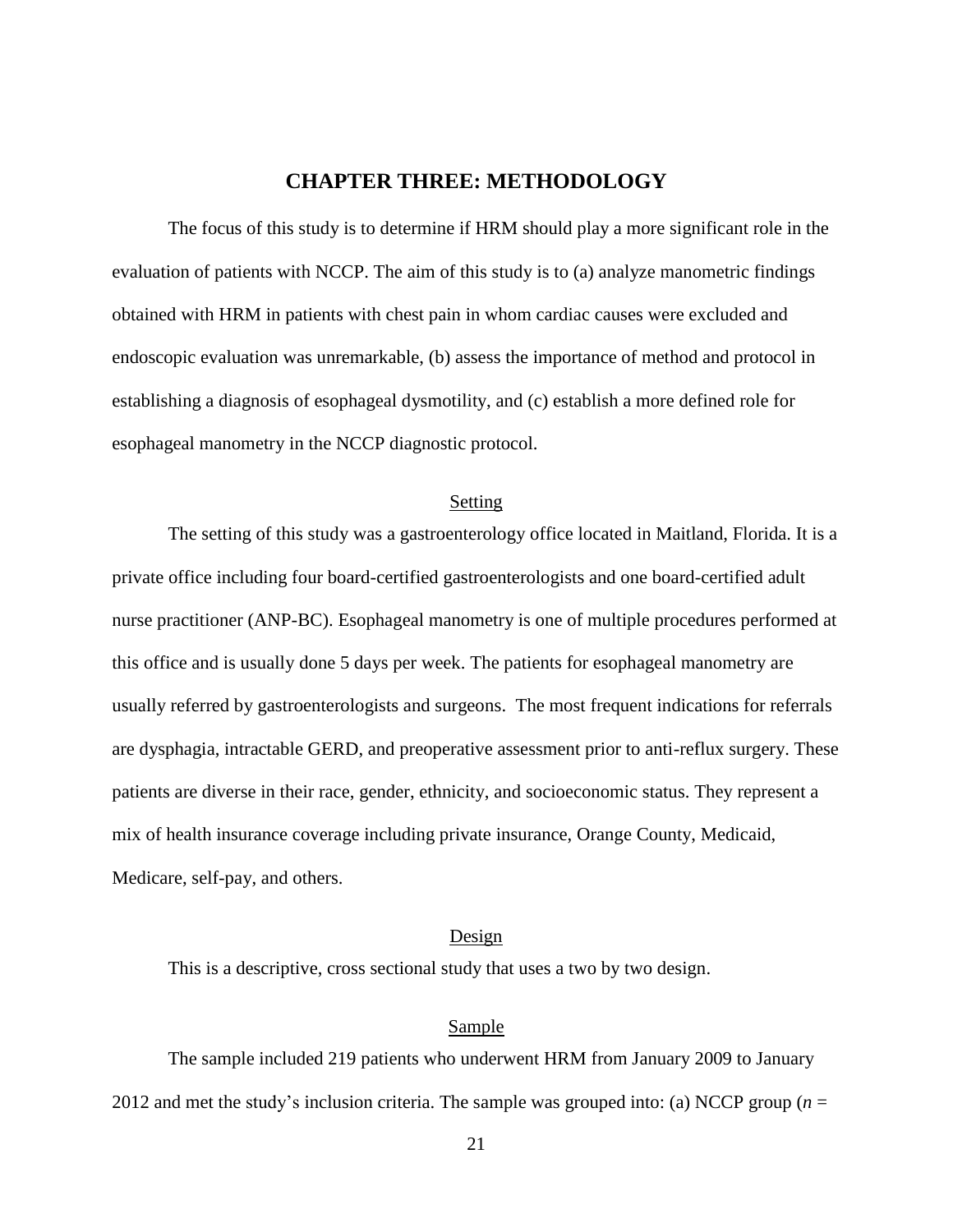# CHAPTER THREE: METHODOLOGY

The focus of this study is to determine if HRM should play a more significant role in the evaluation of patients with NCCP. The aim of this study is to (a) analyze manometric findings obtained with HRM in patients with chest pain in whom cardiac causes were excluded and endoscopic evaluation was unremarkable, (b) assess the importance of method and protocol in establishing a diagnosis of esophageal dysmotility, and (c) establish a more defined role for esophageal manometry in the NCCP diagnostic protocol.

## Setting

The setting of this study was a gastroenterology office located in Maitland, Florida. It is a private office including four board-certified gastroenterologists and one board-certified adult nurse practitioner (ANP-BC). Esophageal manometry is one of multiple procedures performed at this office and is usually done 5 days per week. The patients for esophageal manometry are usually referred by gastroenterologists and surgeons. The most frequent indications for referrals are dysphagia, intractable GERD, and preoperative assessment prior to anti-reflux surgery. These patients are diverse in their race, gender, ethnicity, and socioeconomic status. They represent a mix of health insurance coverage including private insurance, Orange County, Medicaid, Medicare, self-pay, and others.

## Design

This is a descriptive, cross sectional study that uses a two by two design.

## Sample

The sample included 219 patients who underwent HRM from January 2009 to January 2012 and met the study's inclusion criteria. The sample was grouped into: (a) NCCP group (*n* =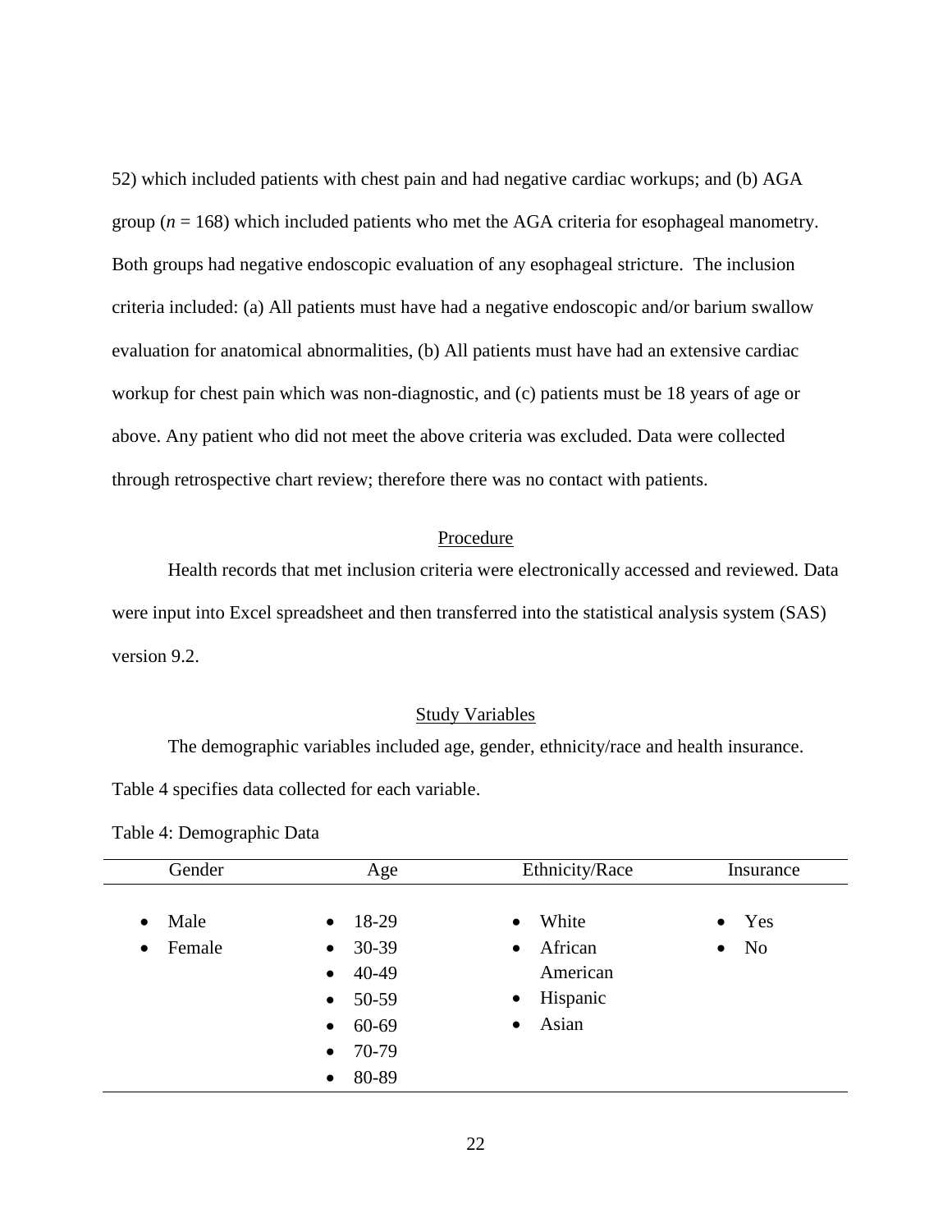52) which included patients with chest pain and had negative cardiac workups; and (b) AGA group (*n* = 168) which included patients who met the AGA criteria for esophageal manometry. Both groups had negative endoscopic evaluation of any esophageal stricture. The inclusion criteria included: (a) All patients must have had a negative endoscopic and/or barium swallow evaluation for anatomical abnormalities, (b) All patients must have had an extensive cardiac workup for chest pain which was non-diagnostic, and (c) patients must be 18 years of age or above. Any patient who did not meet the above criteria was excluded. Data were collected through retrospective chart review; therefore there was no contact with patients.

## Procedure

Health records that met inclusion criteria were electronically accessed and reviewed. Data were input into Excel spreadsheet and then transferred into the statistical analysis system (SAS) version 9.2.

## Study Variables

The demographic variables included age, gender, ethnicity/race and health insurance. Table 4 specifies data collected for each variable.

Table 4: Demographic Data

| Gender | Age | Ethnicity/Race | Insurance |
|---|---|---|---|
| • Male<br>• Female | • 18-29<br>• 30-39<br>• 40-49<br>• 50-59<br>• 60-69<br>• 70-79<br>• 80-89 | • White<br>• African American<br>• Hispanic<br>• Asian | • Yes<br>• No |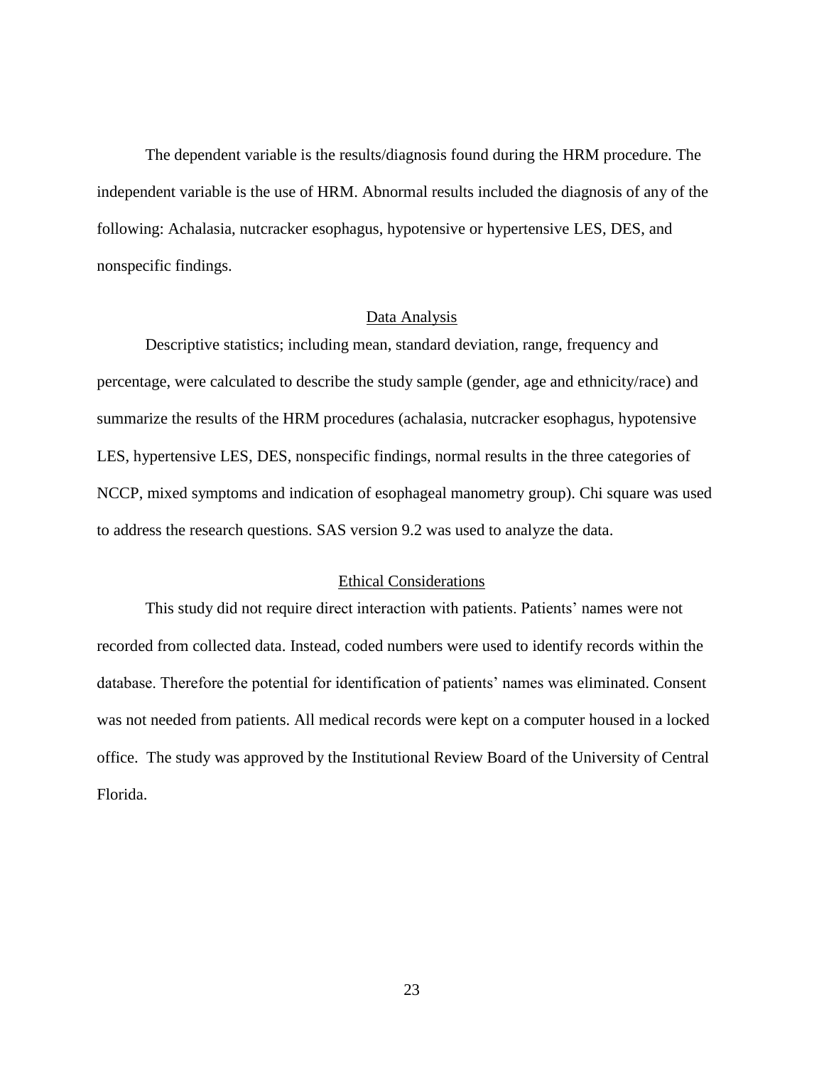The dependent variable is the results/diagnosis found during the HRM procedure. The independent variable is the use of HRM. Abnormal results included the diagnosis of any of the following: Achalasia, nutcracker esophagus, hypotensive or hypertensive LES, DES, and nonspecific findings.

## Data Analysis

Descriptive statistics; including mean, standard deviation, range, frequency and percentage, were calculated to describe the study sample (gender, age and ethnicity/race) and summarize the results of the HRM procedures (achalasia, nutcracker esophagus, hypotensive LES, hypertensive LES, DES, nonspecific findings, normal results in the three categories of NCCP, mixed symptoms and indication of esophageal manometry group). Chi square was used to address the research questions. SAS version 9.2 was used to analyze the data.

## Ethical Considerations

This study did not require direct interaction with patients. Patients' names were not recorded from collected data. Instead, coded numbers were used to identify records within the database. Therefore the potential for identification of patients' names was eliminated. Consent was not needed from patients. All medical records were kept on a computer housed in a locked office. The study was approved by the Institutional Review Board of the University of Central Florida.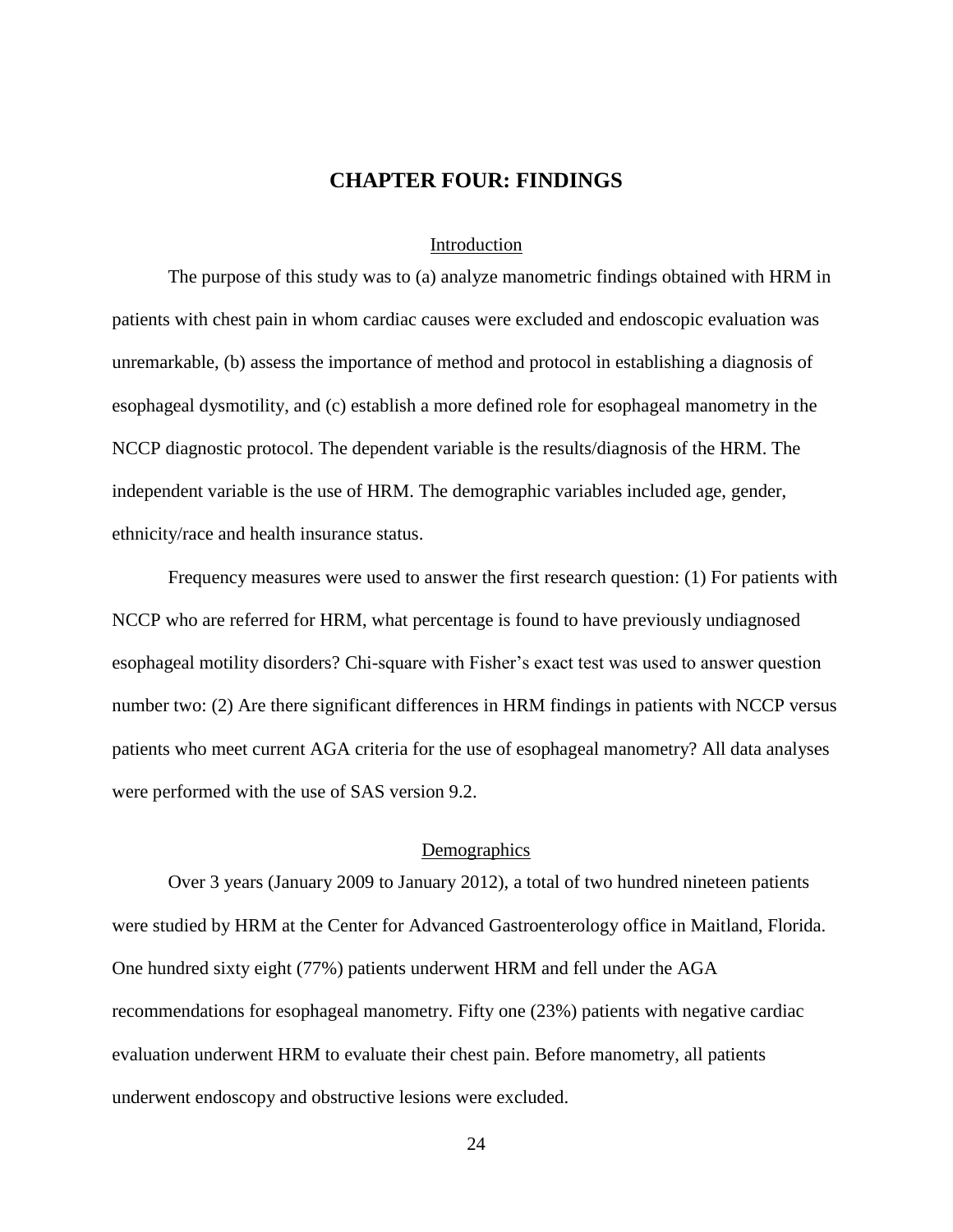# CHAPTER FOUR: FINDINGS

## Introduction

The purpose of this study was to (a) analyze manometric findings obtained with HRM in patients with chest pain in whom cardiac causes were excluded and endoscopic evaluation was unremarkable, (b) assess the importance of method and protocol in establishing a diagnosis of esophageal dysmotility, and (c) establish a more defined role for esophageal manometry in the NCCP diagnostic protocol. The dependent variable is the results/diagnosis of the HRM. The independent variable is the use of HRM. The demographic variables included age, gender, ethnicity/race and health insurance status.

Frequency measures were used to answer the first research question: (1) For patients with NCCP who are referred for HRM, what percentage is found to have previously undiagnosed esophageal motility disorders? Chi-square with Fisher's exact test was used to answer question number two: (2) Are there significant differences in HRM findings in patients with NCCP versus patients who meet current AGA criteria for the use of esophageal manometry? All data analyses were performed with the use of SAS version 9.2.

## Demographics

Over 3 years (January 2009 to January 2012), a total of two hundred nineteen patients were studied by HRM at the Center for Advanced Gastroenterology office in Maitland, Florida. One hundred sixty eight (77%) patients underwent HRM and fell under the AGA recommendations for esophageal manometry. Fifty one (23%) patients with negative cardiac evaluation underwent HRM to evaluate their chest pain. Before manometry, all patients underwent endoscopy and obstructive lesions were excluded.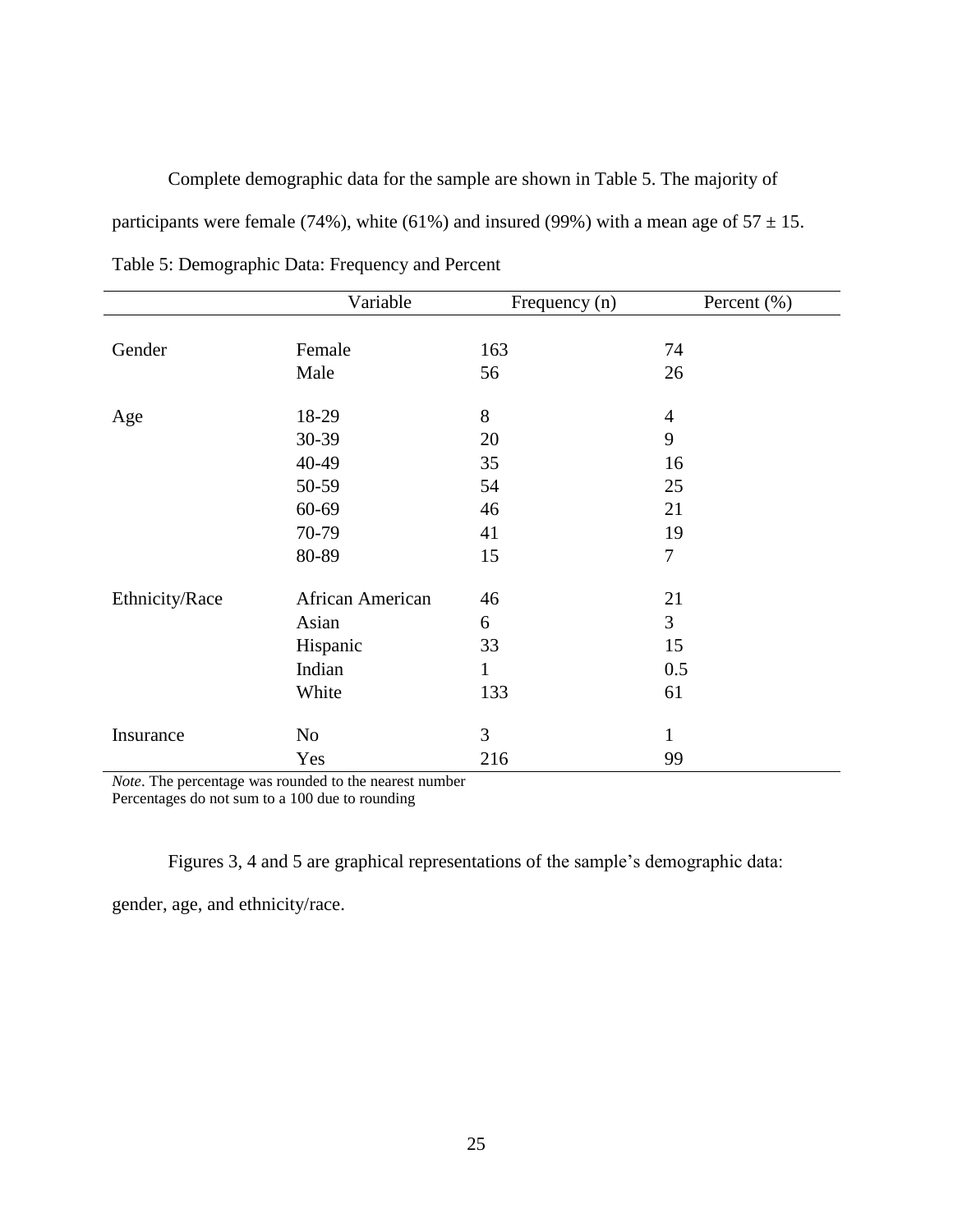Complete demographic data for the sample are shown in Table 5. The majority of participants were female (74%), white (61%) and insured (99%) with a mean age of $57 \pm 15$.

Table 5: Demographic Data: Frequency and Percent

| | Variable | Frequency (n) | Percent (%) |
|---|---|---|---|
| Gender | Female | 163 | 74 |
| | Male | 56 | 26 |
| Age | 18-29 | 8 | 4 |
| | 30-39 | 20 | 9 |
| | 40-49 | 35 | 16 |
| | 50-59 | 54 | 25 |
| | 60-69 | 46 | 21 |
| | 70-79 | 41 | 19 |
| | 80-89 | 15 | 7 |
| Ethnicity/Race | African American | 46 | 21 |
| | Asian | 6 | 3 |
| | Hispanic | 33 | 15 |
| | Indian | 1 | 0.5 |
| | White | 133 | 61 |
| Insurance | No | 3 | 1 |
| | Yes | 216 | 99 |

*Note*. The percentage was rounded to the nearest number
Percentages do not sum to a 100 due to rounding

Figures 3, 4 and 5 are graphical representations of the sample's demographic data: gender, age, and ethnicity/race.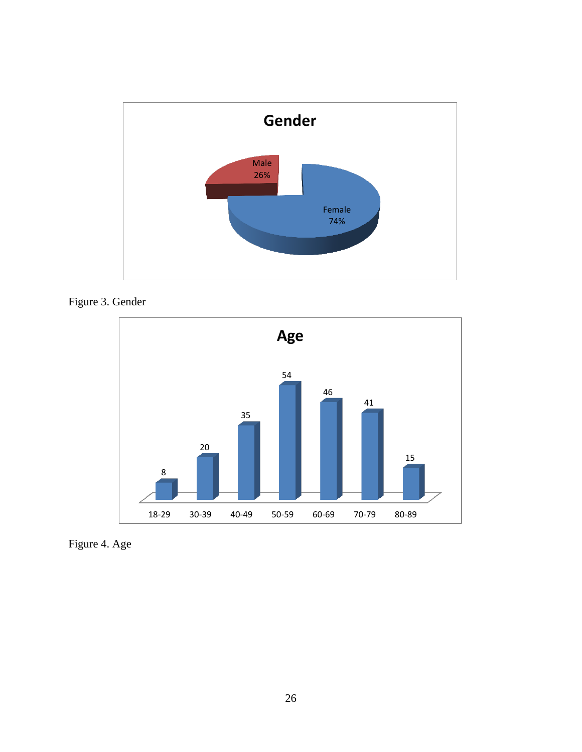Figure 3. Gender

Figure 4. Age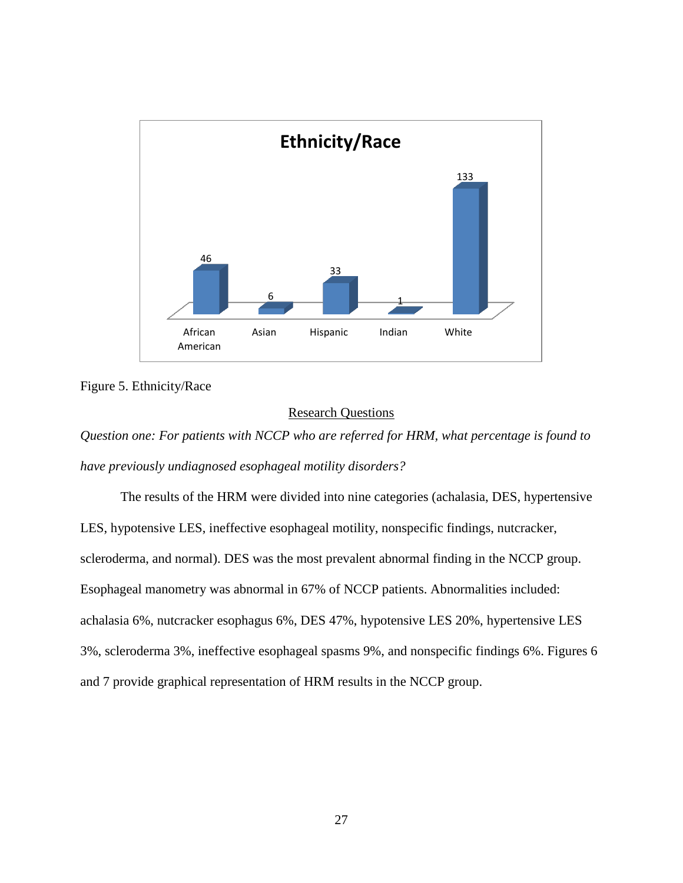**Ethnicity/Race**

| African American | Asian | Hispanic | Indian | White |
|---|---|---|---|---|
| 46 | 6 | 33 | 1 | 133 |

Figure 5. Ethnicity/Race

## Research Questions

*Question one: For patients with NCCP who are referred for HRM, what percentage is found to have previously undiagnosed esophageal motility disorders?*

The results of the HRM were divided into nine categories (achalasia, DES, hypertensive LES, hypotensive LES, ineffective esophageal motility, nonspecific findings, nutcracker, scleroderma, and normal). DES was the most prevalent abnormal finding in the NCCP group. Esophageal manometry was abnormal in 67% of NCCP patients. Abnormalities included: achalasia 6%, nutcracker esophagus 6%, DES 47%, hypotensive LES 20%, hypertensive LES 3%, scleroderma 3%, ineffective esophageal spasms 9%, and nonspecific findings 6%. Figures 6 and 7 provide graphical representation of HRM results in the NCCP group.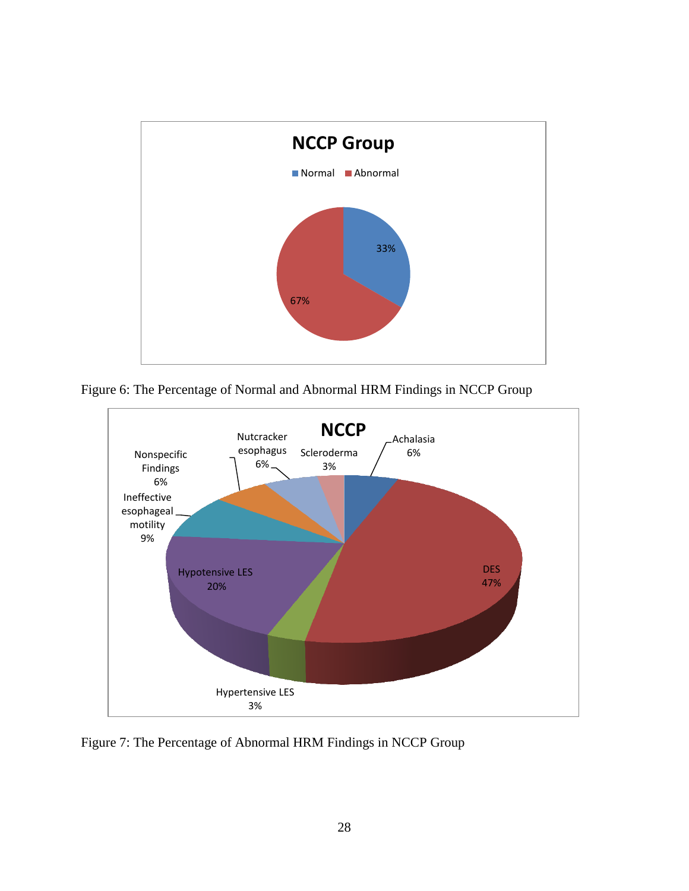Figure 6: The Percentage of Normal and Abnormal HRM Findings in NCCP Group

Figure 7: The Percentage of Abnormal HRM Findings in NCCP Group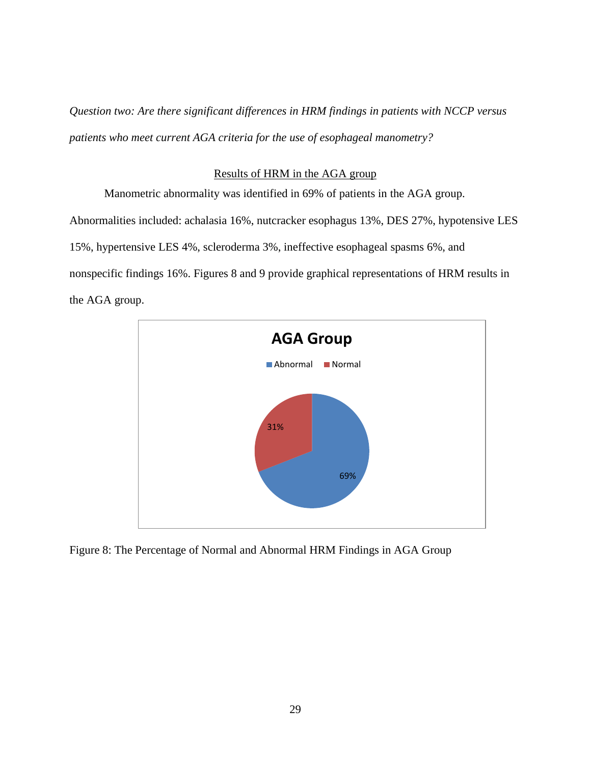*Question two: Are there significant differences in HRM findings in patients with NCCP versus patients who meet current AGA criteria for the use of esophageal manometry?*

Results of HRM in the AGA group

Manometric abnormality was identified in 69% of patients in the AGA group. Abnormalities included: achalasia 16%, nutcracker esophagus 13%, DES 27%, hypotensive LES 15%, hypertensive LES 4%, scleroderma 3%, ineffective esophageal spasms 6%, and nonspecific findings 16%. Figures 8 and 9 provide graphical representations of HRM results in the AGA group.

Figure 8: The Percentage of Normal and Abnormal HRM Findings in AGA Group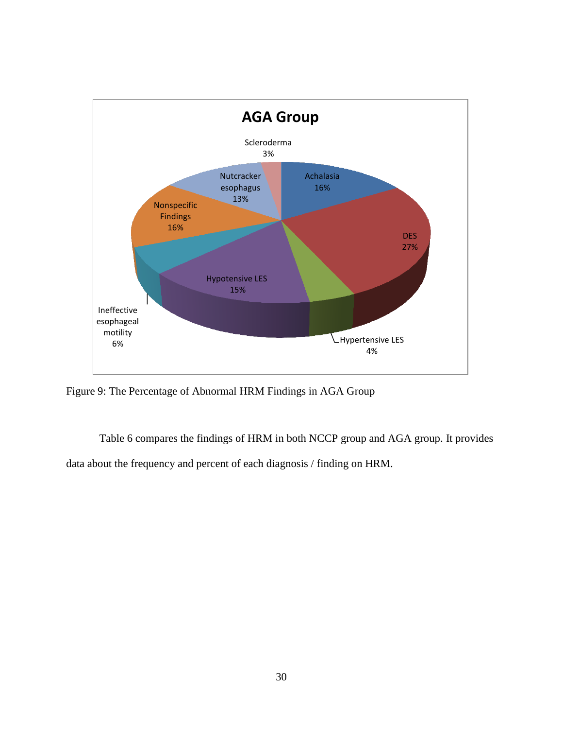Figure 9: The Percentage of Abnormal HRM Findings in AGA Group

Table 6 compares the findings of HRM in both NCCP group and AGA group. It provides data about the frequency and percent of each diagnosis / finding on HRM.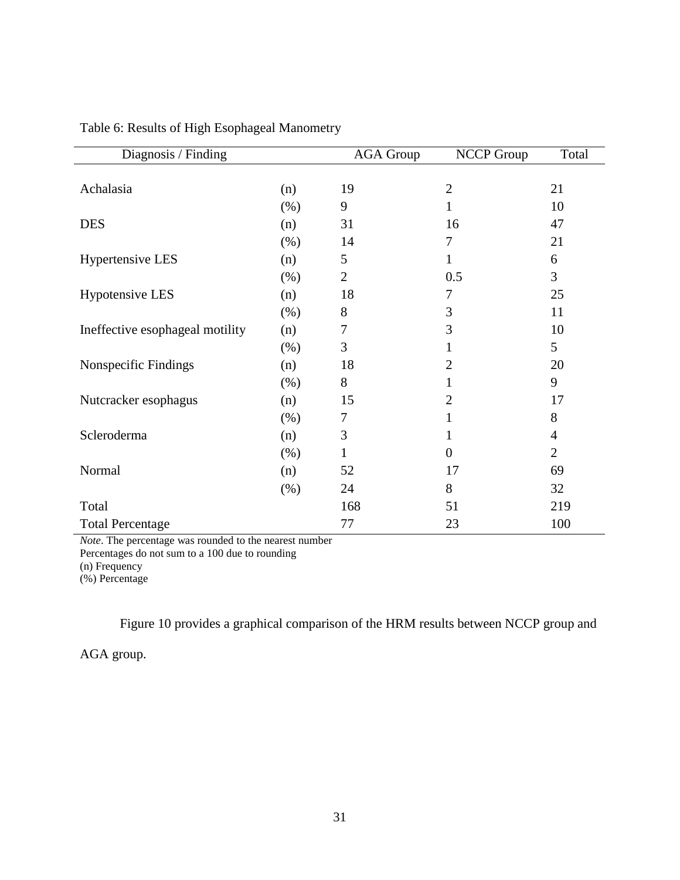Table 6: Results of High Esophageal Manometry

| Diagnosis / Finding | | AGA Group | NCCP Group | Total |
|---|---|---|---|---|
| Achalasia | (n) | 19 | 2 | 21 |
| | (%) | 9 | 1 | 10 |
| DES | (n) | 31 | 16 | 47 |
| | (%) | 14 | 7 | 21 |
| Hypertensive LES | (n) | 5 | 1 | 6 |
| | (%) | 2 | 0.5 | 3 |
| Hypotensive LES | (n) | 18 | 7 | 25 |
| | (%) | 8 | 3 | 11 |
| Ineffective esophageal motility | (n) | 7 | 3 | 10 |
| | (%) | 3 | 1 | 5 |
| Nonspecific Findings | (n) | 18 | 2 | 20 |
| | (%) | 8 | 1 | 9 |
| Nutcracker esophagus | (n) | 15 | 2 | 17 |
| | (%) | 7 | 1 | 8 |
| Scleroderma | (n) | 3 | 1 | 4 |
| | (%) | 1 | 0 | 2 |
| Normal | (n) | 52 | 17 | 69 |
| | (%) | 24 | 8 | 32 |
| Total | | 168 | 51 | 219 |
| Total Percentage | | 77 | 23 | 100 |

*Note*. The percentage was rounded to the nearest number
Percentages do not sum to a 100 due to rounding
(n) Frequency
(%) Percentage

Figure 10 provides a graphical comparison of the HRM results between NCCP group and AGA group.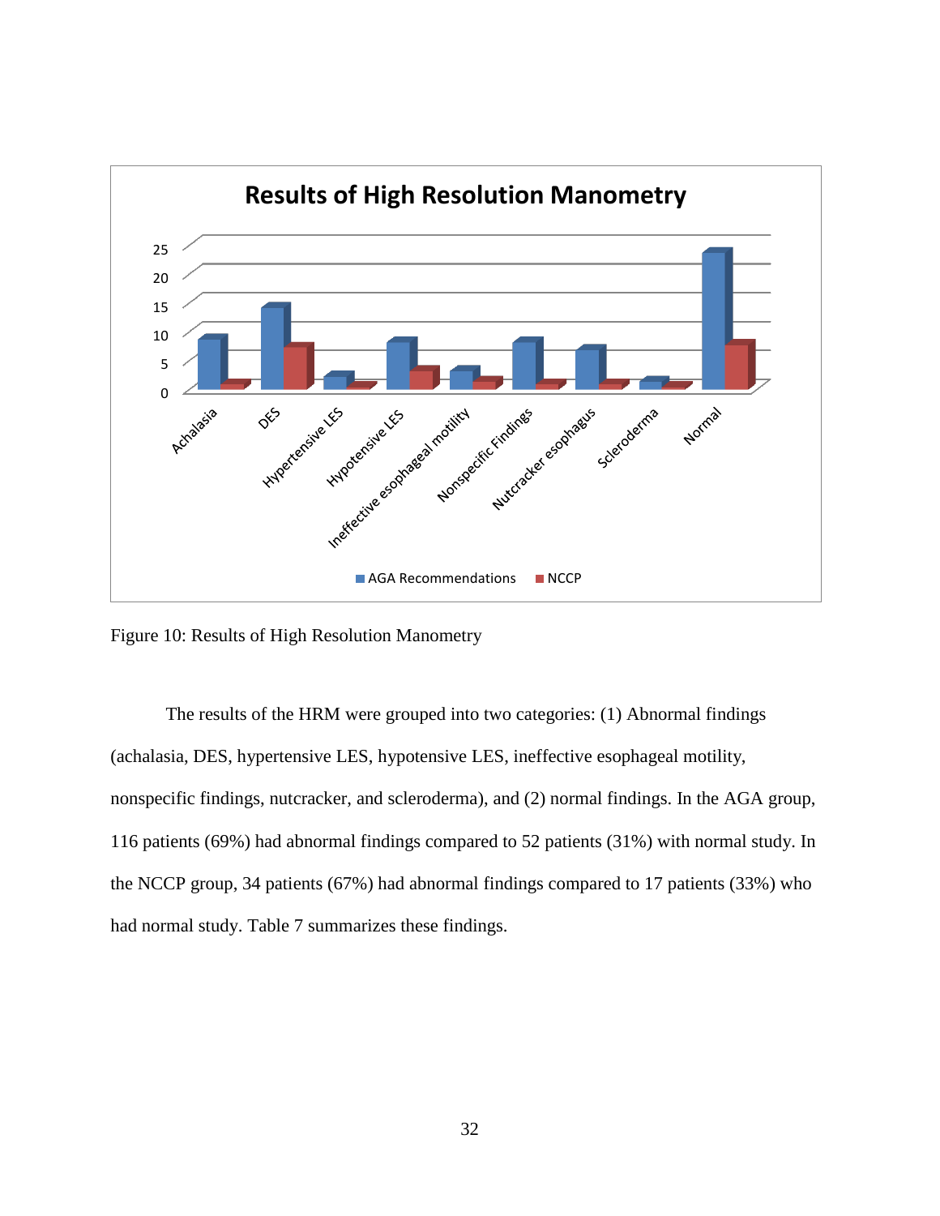Figure 10: Results of High Resolution Manometry

The results of the HRM were grouped into two categories: (1) Abnormal findings (achalasia, DES, hypertensive LES, hypotensive LES, ineffective esophageal motility, nonspecific findings, nutcracker, and scleroderma), and (2) normal findings. In the AGA group, 116 patients (69%) had abnormal findings compared to 52 patients (31%) with normal study. In the NCCP group, 34 patients (67%) had abnormal findings compared to 17 patients (33%) who had normal study. Table 7 summarizes these findings.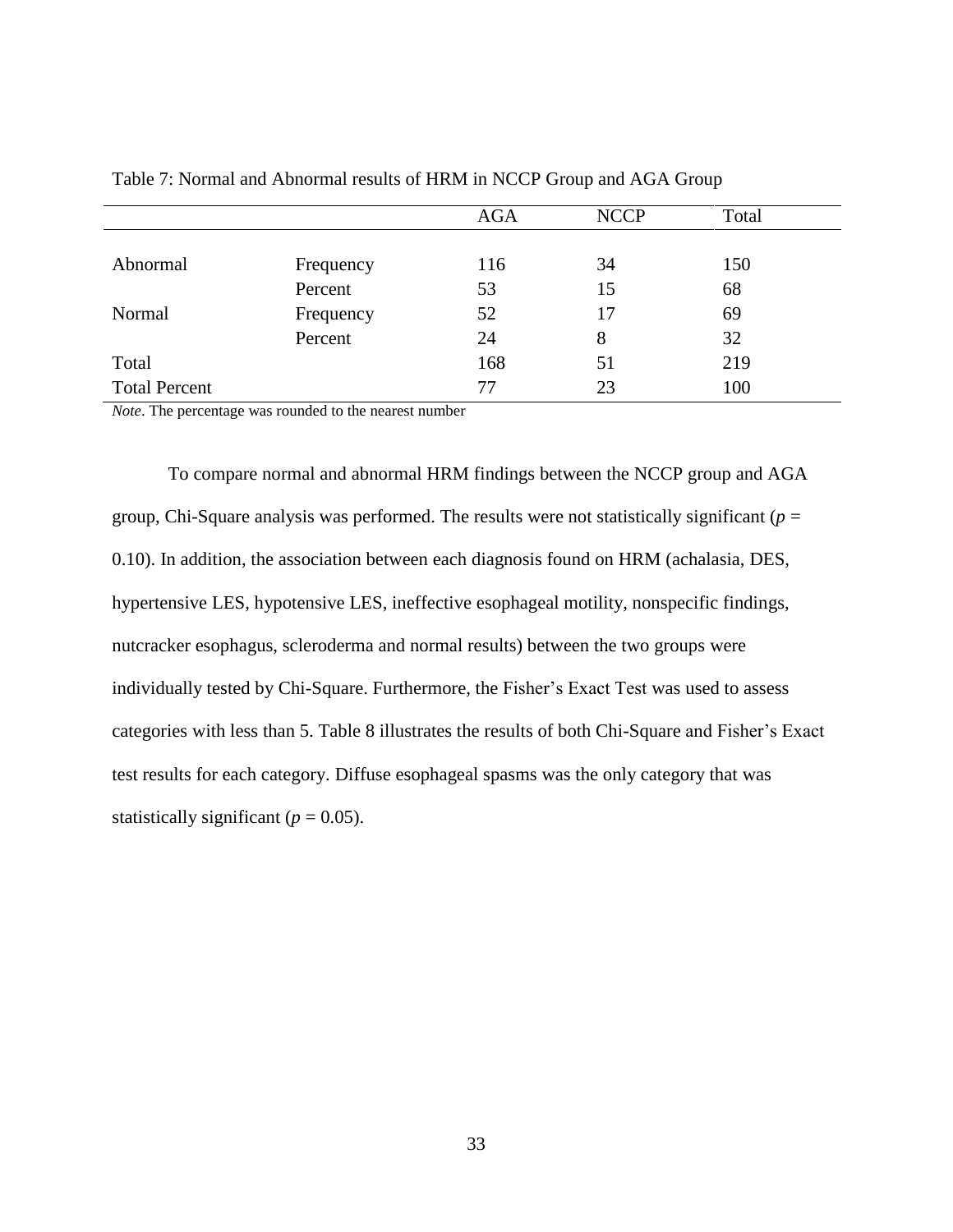Table 7: Normal and Abnormal results of HRM in NCCP Group and AGA Group

| | | AGA | NCCP | Total |
|---|---|---|---|---|
| Abnormal | Frequency | 116 | 34 | 150 |
| | Percent | 53 | 15 | 68 |
| Normal | Frequency | 52 | 17 | 69 |
| | Percent | 24 | 8 | 32 |
| Total | | 168 | 51 | 219 |
| Total Percent | | 77 | 23 | 100 |

*Note*. The percentage was rounded to the nearest number

To compare normal and abnormal HRM findings between the NCCP group and AGA group, Chi-Square analysis was performed. The results were not statistically significant ($p$ = 0.10). In addition, the association between each diagnosis found on HRM (achalasia, DES, hypertensive LES, hypotensive LES, ineffective esophageal motility, nonspecific findings, nutcracker esophagus, scleroderma and normal results) between the two groups were individually tested by Chi-Square. Furthermore, the Fisher's Exact Test was used to assess categories with less than 5. Table 8 illustrates the results of both Chi-Square and Fisher's Exact test results for each category. Diffuse esophageal spasms was the only category that was statistically significant ($p$ = 0.05).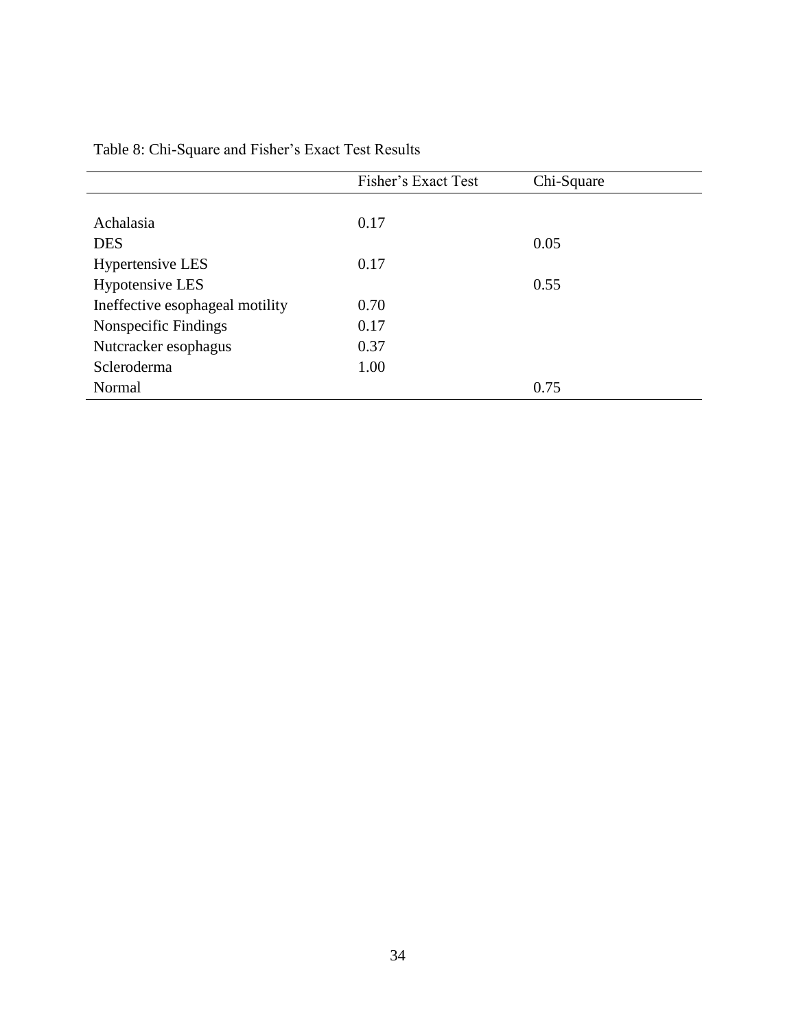Table 8: Chi-Square and Fisher's Exact Test Results

| | Fisher's Exact Test | Chi-Square |
|---|---|---|
| Achalasia | 0.17 | |
| DES | | 0.05 |
| Hypertensive LES | 0.17 | |
| Hypotensive LES | | 0.55 |
| Ineffective esophageal motility | 0.70 | |
| Nonspecific Findings | 0.17 | |
| Nutcracker esophagus | 0.37 | |
| Scleroderma | 1.00 | |
| Normal | | 0.75 |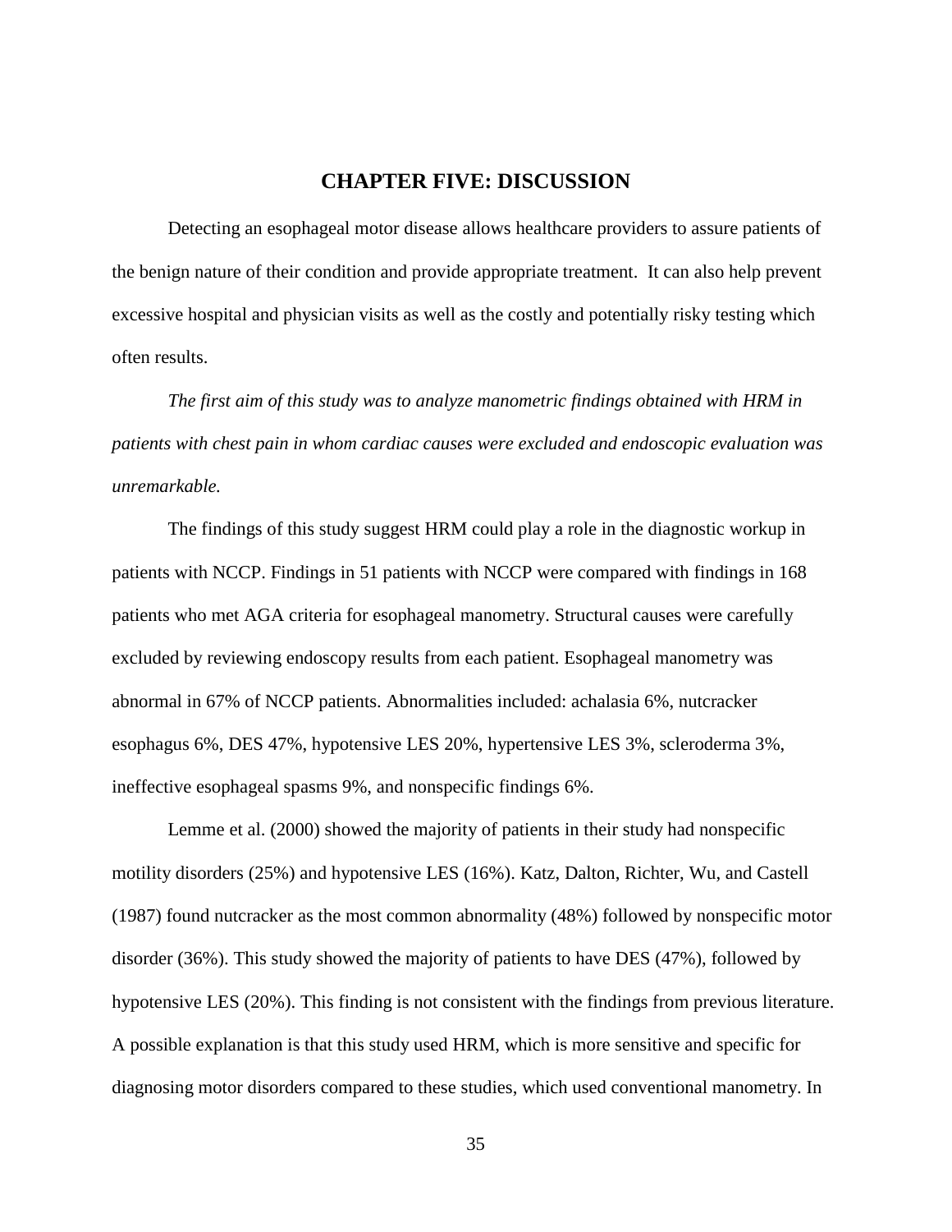# CHAPTER FIVE: DISCUSSION

Detecting an esophageal motor disease allows healthcare providers to assure patients of the benign nature of their condition and provide appropriate treatment. It can also help prevent excessive hospital and physician visits as well as the costly and potentially risky testing which often results.

*The first aim of this study was to analyze manometric findings obtained with HRM in patients with chest pain in whom cardiac causes were excluded and endoscopic evaluation was unremarkable.*

The findings of this study suggest HRM could play a role in the diagnostic workup in patients with NCCP. Findings in 51 patients with NCCP were compared with findings in 168 patients who met AGA criteria for esophageal manometry. Structural causes were carefully excluded by reviewing endoscopy results from each patient. Esophageal manometry was abnormal in 67% of NCCP patients. Abnormalities included: achalasia 6%, nutcracker esophagus 6%, DES 47%, hypotensive LES 20%, hypertensive LES 3%, scleroderma 3%, ineffective esophageal spasms 9%, and nonspecific findings 6%.

Lemme et al. (2000) showed the majority of patients in their study had nonspecific motility disorders (25%) and hypotensive LES (16%). Katz, Dalton, Richter, Wu, and Castell (1987) found nutcracker as the most common abnormality (48%) followed by nonspecific motor disorder (36%). This study showed the majority of patients to have DES (47%), followed by hypotensive LES (20%). This finding is not consistent with the findings from previous literature. A possible explanation is that this study used HRM, which is more sensitive and specific for diagnosing motor disorders compared to these studies, which used conventional manometry. In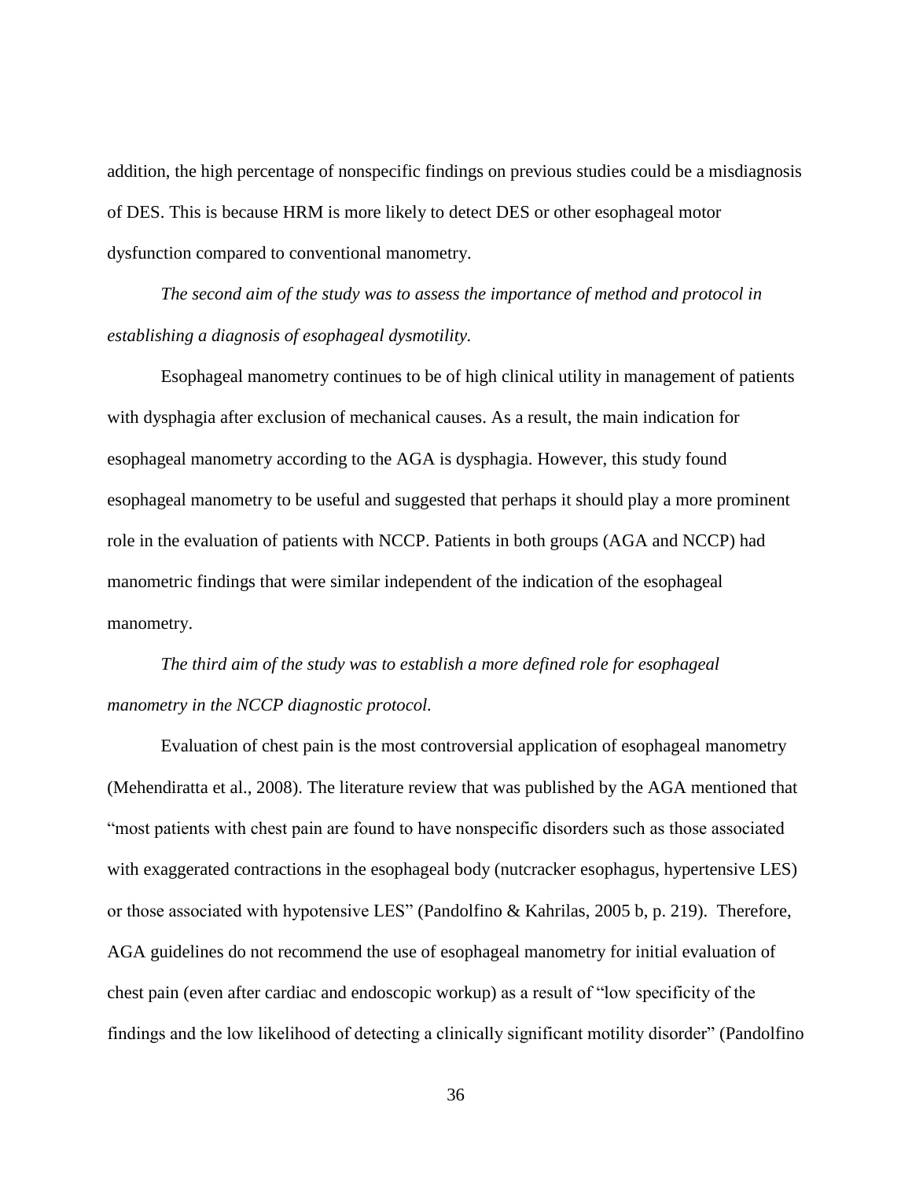addition, the high percentage of nonspecific findings on previous studies could be a misdiagnosis of DES. This is because HRM is more likely to detect DES or other esophageal motor dysfunction compared to conventional manometry.

*The second aim of the study was to assess the importance of method and protocol in establishing a diagnosis of esophageal dysmotility.*

Esophageal manometry continues to be of high clinical utility in management of patients with dysphagia after exclusion of mechanical causes. As a result, the main indication for esophageal manometry according to the AGA is dysphagia. However, this study found esophageal manometry to be useful and suggested that perhaps it should play a more prominent role in the evaluation of patients with NCCP. Patients in both groups (AGA and NCCP) had manometric findings that were similar independent of the indication of the esophageal manometry.

*The third aim of the study was to establish a more defined role for esophageal manometry in the NCCP diagnostic protocol.*

Evaluation of chest pain is the most controversial application of esophageal manometry (Mehendiratta et al., 2008). The literature review that was published by the AGA mentioned that "most patients with chest pain are found to have nonspecific disorders such as those associated with exaggerated contractions in the esophageal body (nutcracker esophagus, hypertensive LES) or those associated with hypotensive LES" (Pandolfino & Kahrilas, 2005 b, p. 219). Therefore, AGA guidelines do not recommend the use of esophageal manometry for initial evaluation of chest pain (even after cardiac and endoscopic workup) as a result of "low specificity of the findings and the low likelihood of detecting a clinically significant motility disorder" (Pandolfino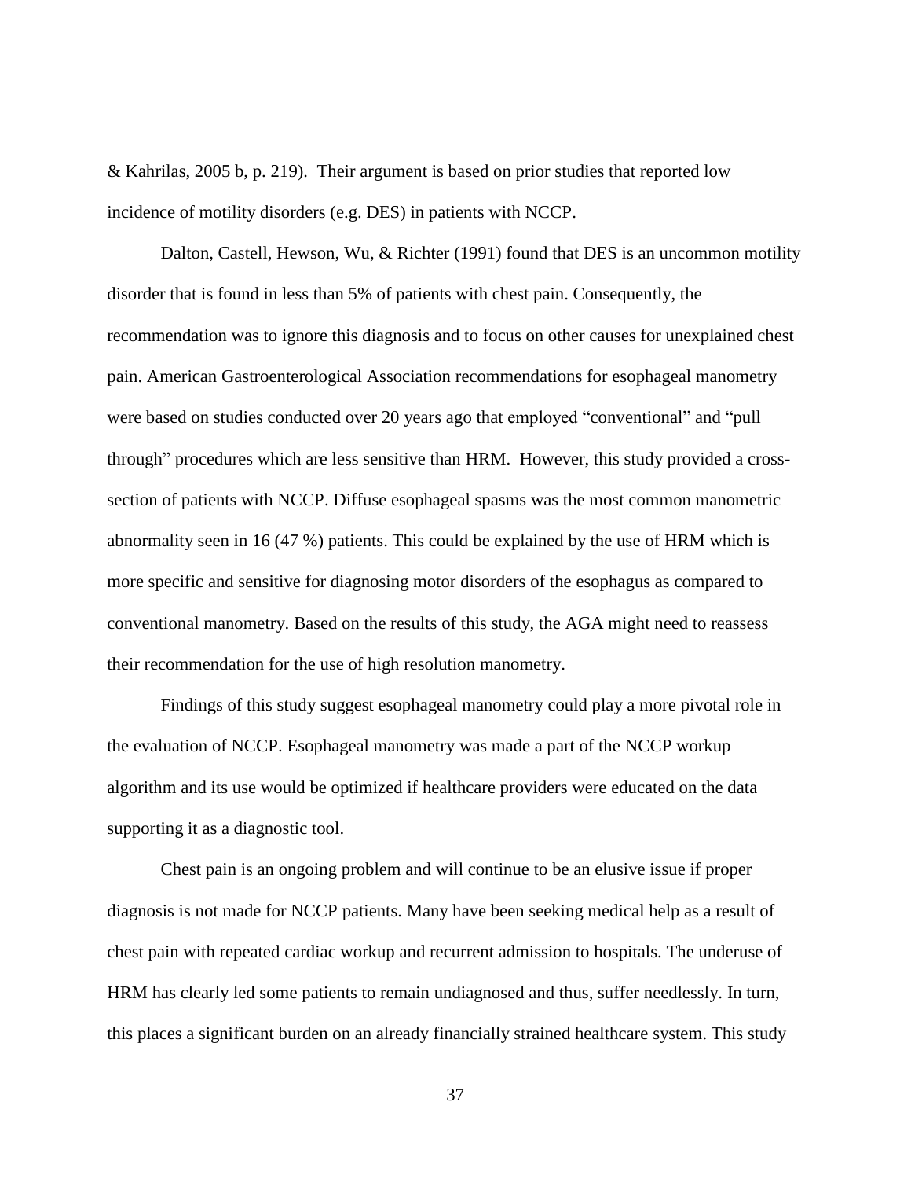& Kahrilas, 2005 b, p. 219). Their argument is based on prior studies that reported low incidence of motility disorders (e.g. DES) in patients with NCCP.

Dalton, Castell, Hewson, Wu, & Richter (1991) found that DES is an uncommon motility disorder that is found in less than 5% of patients with chest pain. Consequently, the recommendation was to ignore this diagnosis and to focus on other causes for unexplained chest pain. American Gastroenterological Association recommendations for esophageal manometry were based on studies conducted over 20 years ago that employed "conventional" and "pull through" procedures which are less sensitive than HRM. However, this study provided a cross-section of patients with NCCP. Diffuse esophageal spasms was the most common manometric abnormality seen in 16 (47 %) patients. This could be explained by the use of HRM which is more specific and sensitive for diagnosing motor disorders of the esophagus as compared to conventional manometry. Based on the results of this study, the AGA might need to reassess their recommendation for the use of high resolution manometry.

Findings of this study suggest esophageal manometry could play a more pivotal role in the evaluation of NCCP. Esophageal manometry was made a part of the NCCP workup algorithm and its use would be optimized if healthcare providers were educated on the data supporting it as a diagnostic tool.

Chest pain is an ongoing problem and will continue to be an elusive issue if proper diagnosis is not made for NCCP patients. Many have been seeking medical help as a result of chest pain with repeated cardiac workup and recurrent admission to hospitals. The underuse of HRM has clearly led some patients to remain undiagnosed and thus, suffer needlessly. In turn, this places a significant burden on an already financially strained healthcare system. This study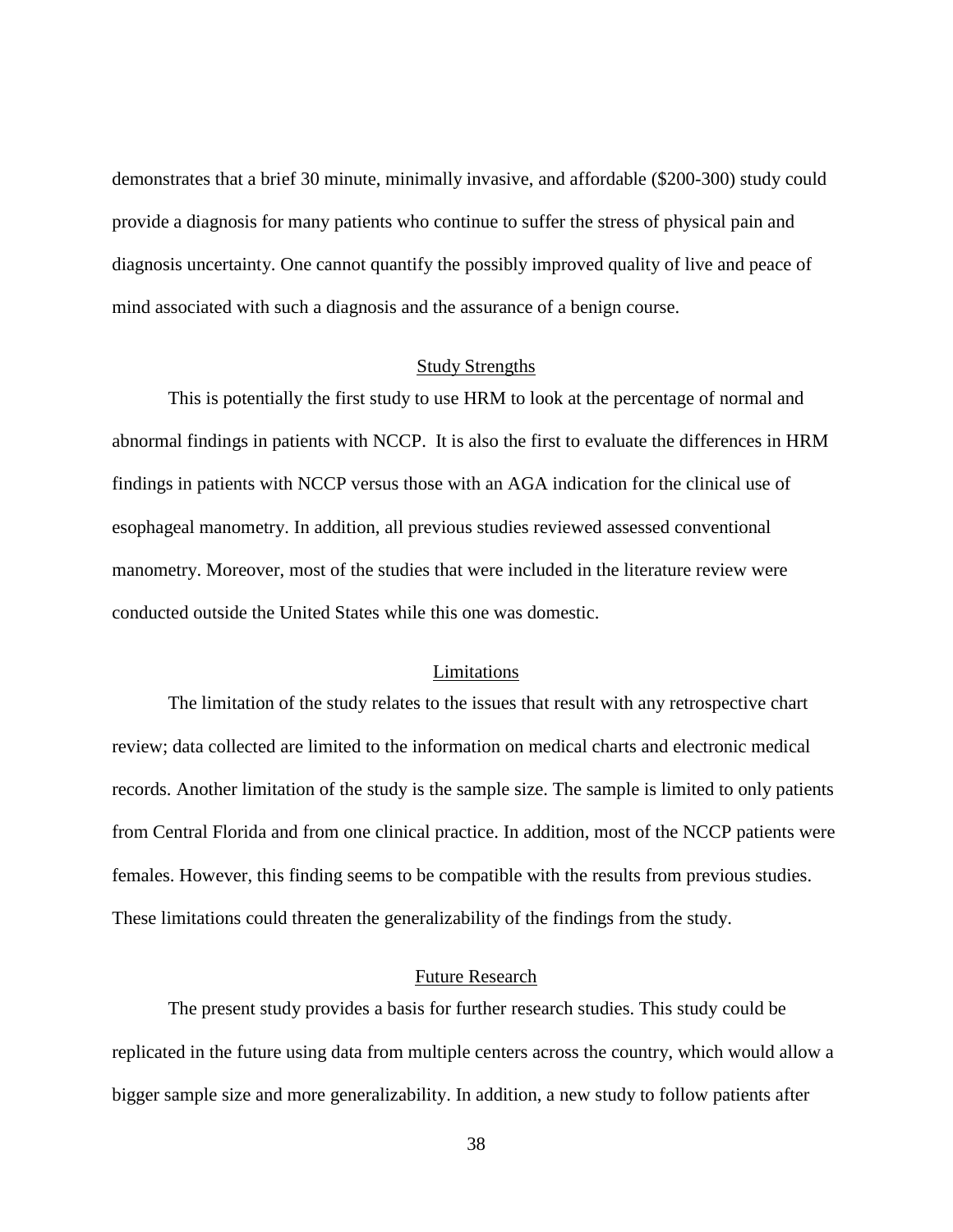demonstrates that a brief 30 minute, minimally invasive, and affordable ($200-300) study could provide a diagnosis for many patients who continue to suffer the stress of physical pain and diagnosis uncertainty. One cannot quantify the possibly improved quality of live and peace of mind associated with such a diagnosis and the assurance of a benign course.

## Study Strengths

This is potentially the first study to use HRM to look at the percentage of normal and abnormal findings in patients with NCCP. It is also the first to evaluate the differences in HRM findings in patients with NCCP versus those with an AGA indication for the clinical use of esophageal manometry. In addition, all previous studies reviewed assessed conventional manometry. Moreover, most of the studies that were included in the literature review were conducted outside the United States while this one was domestic.

## Limitations

The limitation of the study relates to the issues that result with any retrospective chart review; data collected are limited to the information on medical charts and electronic medical records. Another limitation of the study is the sample size. The sample is limited to only patients from Central Florida and from one clinical practice. In addition, most of the NCCP patients were females. However, this finding seems to be compatible with the results from previous studies. These limitations could threaten the generalizability of the findings from the study.

## Future Research

The present study provides a basis for further research studies. This study could be replicated in the future using data from multiple centers across the country, which would allow a bigger sample size and more generalizability. In addition, a new study to follow patients after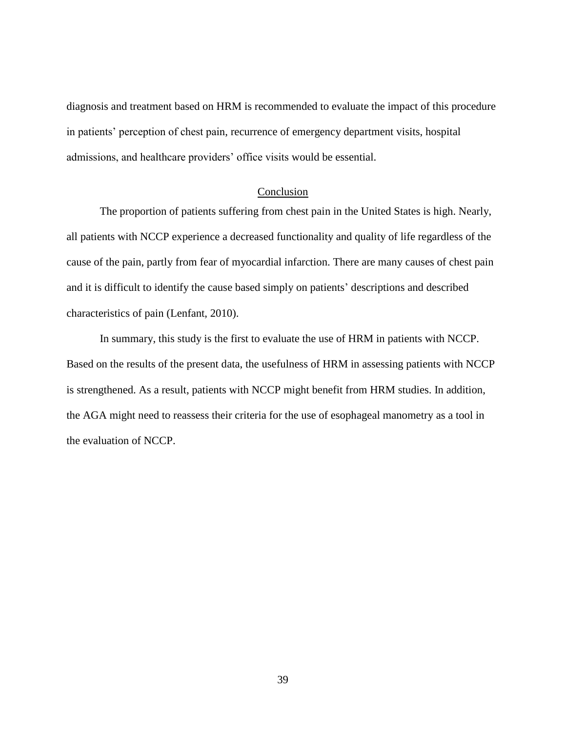diagnosis and treatment based on HRM is recommended to evaluate the impact of this procedure in patients' perception of chest pain, recurrence of emergency department visits, hospital admissions, and healthcare providers' office visits would be essential.

## Conclusion

The proportion of patients suffering from chest pain in the United States is high. Nearly, all patients with NCCP experience a decreased functionality and quality of life regardless of the cause of the pain, partly from fear of myocardial infarction. There are many causes of chest pain and it is difficult to identify the cause based simply on patients' descriptions and described characteristics of pain (Lenfant, 2010).

In summary, this study is the first to evaluate the use of HRM in patients with NCCP. Based on the results of the present data, the usefulness of HRM in assessing patients with NCCP is strengthened. As a result, patients with NCCP might benefit from HRM studies. In addition, the AGA might need to reassess their criteria for the use of esophageal manometry as a tool in the evaluation of NCCP.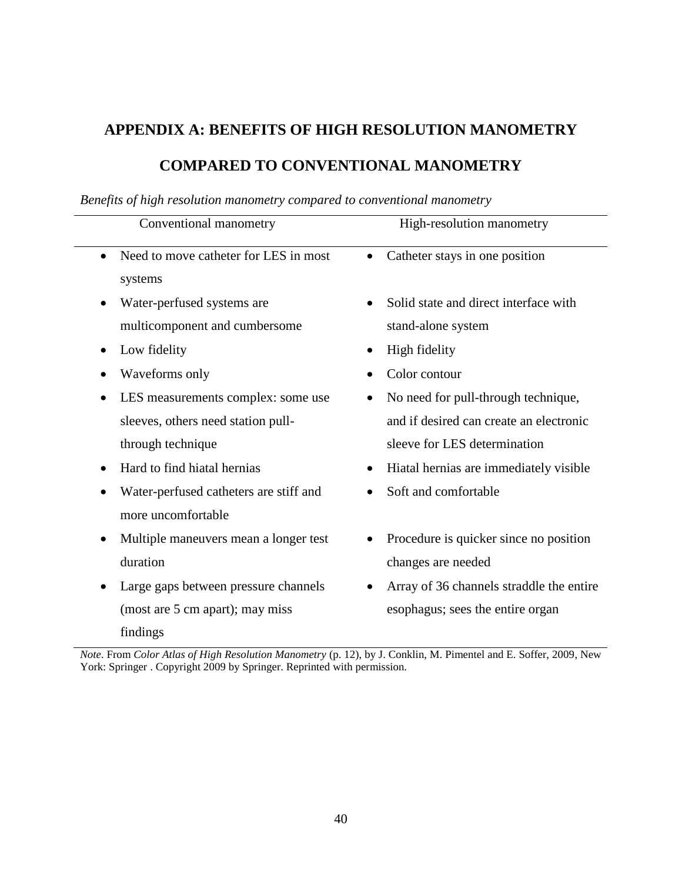# APPENDIX A: BENEFITS OF HIGH RESOLUTION MANOMETRY COMPARED TO CONVENTIONAL MANOMETRY

*Benefits of high resolution manometry compared to conventional manometry*

| Conventional manometry | High-resolution manometry |
|---|---|
| • Need to move catheter for LES in most systems | • Catheter stays in one position |
| • Water-perfused systems are multicomponent and cumbersome | • Solid state and direct interface with stand-alone system |
| • Low fidelity | • High fidelity |
| • Waveforms only | • Color contour |
| • LES measurements complex: some use sleeves, others need station pull-through technique | • No need for pull-through technique, and if desired can create an electronic sleeve for LES determination |
| • Hard to find hiatal hernias | • Hiatal hernias are immediately visible |
| • Water-perfused catheters are stiff and more uncomfortable | • Soft and comfortable |
| • Multiple maneuvers mean a longer test duration | • Procedure is quicker since no position changes are needed |
| • Large gaps between pressure channels (most are 5 cm apart); may miss findings | • Array of 36 channels straddle the entire esophagus; sees the entire organ |

*Note*. From *Color Atlas of High Resolution Manometry* (p. 12), by J. Conklin, M. Pimentel and E. Soffer, 2009, New York: Springer . Copyright 2009 by Springer. Reprinted with permission.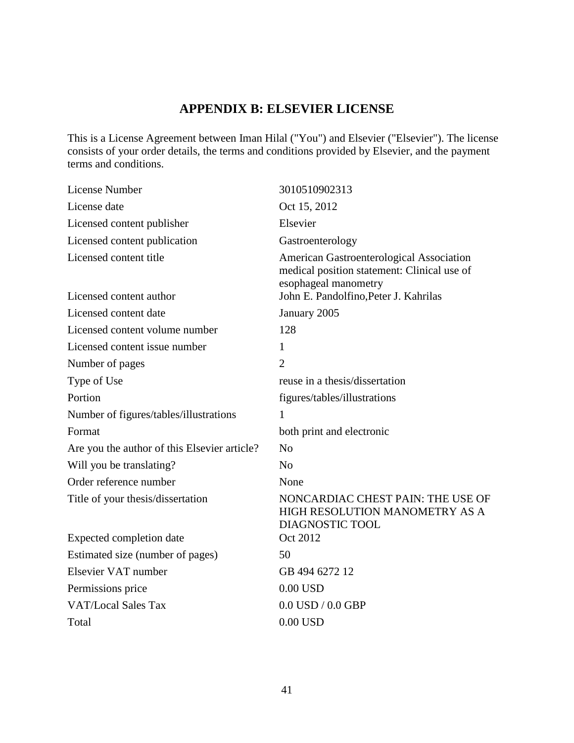## APPENDIX B: ELSEVIER LICENSE

This is a License Agreement between Iman Hilal ("You") and Elsevier ("Elsevier"). The license consists of your order details, the terms and conditions provided by Elsevier, and the payment terms and conditions.

| | |
|---|---|
| License Number | 3010510902313 |
| License date | Oct 15, 2012 |
| Licensed content publisher | Elsevier |
| Licensed content publication | Gastroenterology |
| Licensed content title | American Gastroenterological Association medical position statement: Clinical use of esophageal manometry |
| Licensed content author | John E. Pandolfino,Peter J. Kahrilas |
| Licensed content date | January 2005 |
| Licensed content volume number | 128 |
| Licensed content issue number | 1 |
| Number of pages | 2 |
| Type of Use | reuse in a thesis/dissertation |
| Portion | figures/tables/illustrations |
| Number of figures/tables/illustrations | 1 |
| Format | both print and electronic |
| Are you the author of this Elsevier article? | No |
| Will you be translating? | No |
| Order reference number | None |
| Title of your thesis/dissertation | NONCARDIAC CHEST PAIN: THE USE OF HIGH RESOLUTION MANOMETRY AS A DIAGNOSTIC TOOL |
| Expected completion date | Oct 2012 |
| Estimated size (number of pages) | 50 |
| Elsevier VAT number | GB 494 6272 12 |
| Permissions price | 0.00 USD |
| VAT/Local Sales Tax | 0.0 USD / 0.0 GBP |
| Total | 0.00 USD |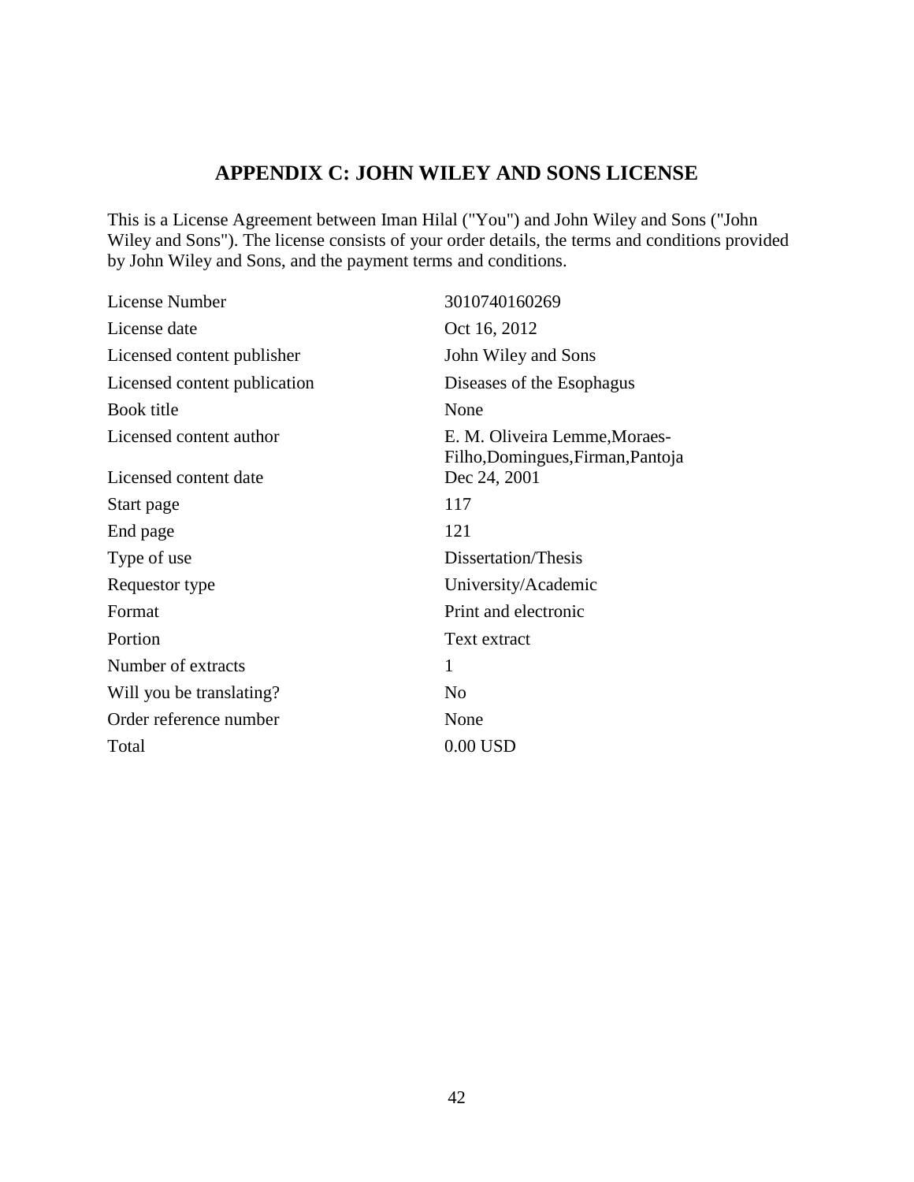# APPENDIX C: JOHN WILEY AND SONS LICENSE

This is a License Agreement between Iman Hilal ("You") and John Wiley and Sons ("John Wiley and Sons"). The license consists of your order details, the terms and conditions provided by John Wiley and Sons, and the payment terms and conditions.

| | |
|---|---|
| License Number | 3010740160269 |
| License date | Oct 16, 2012 |
| Licensed content publisher | John Wiley and Sons |
| Licensed content publication | Diseases of the Esophagus |
| Book title | None |
| Licensed content author | E. M. Oliveira Lemme,Moraes-Filho,Domingues,Firman,Pantoja |
| Licensed content date | Dec 24, 2001 |
| Start page | 117 |
| End page | 121 |
| Type of use | Dissertation/Thesis |
| Requestor type | University/Academic |
| Format | Print and electronic |
| Portion | Text extract |
| Number of extracts | 1 |
| Will you be translating? | No |
| Order reference number | None |
| Total | 0.00 USD |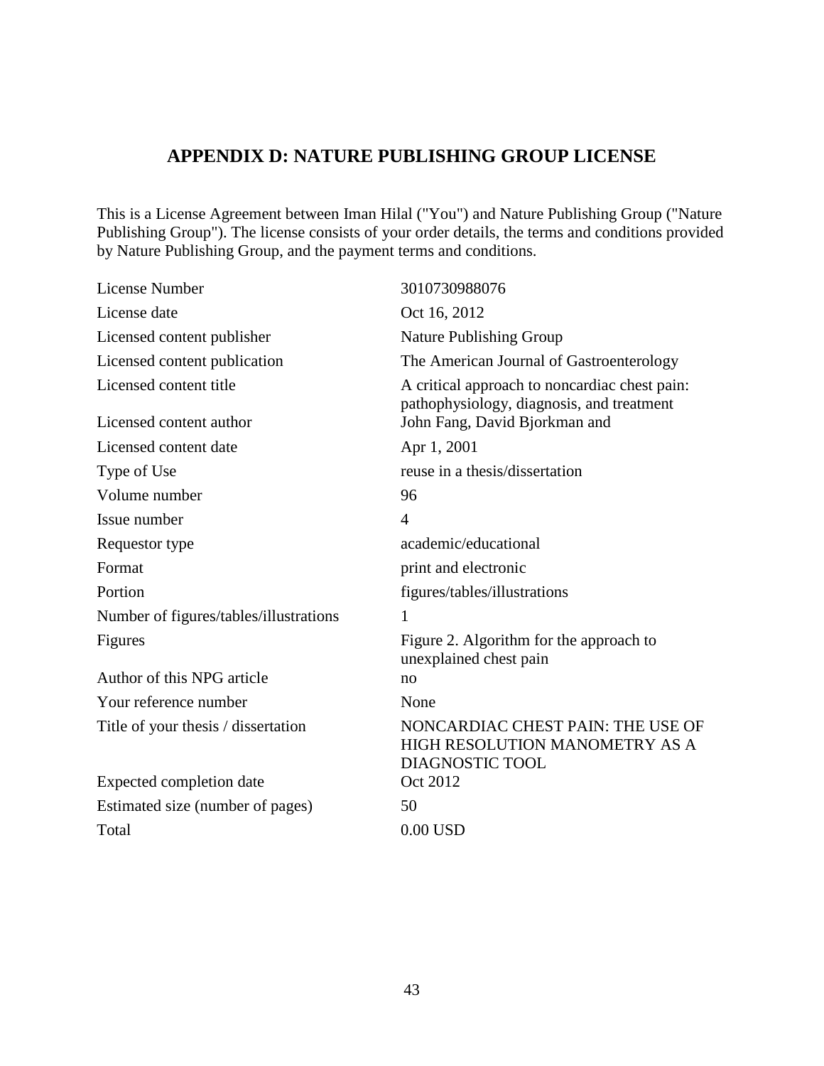## APPENDIX D: NATURE PUBLISHING GROUP LICENSE

This is a License Agreement between Iman Hilal ("You") and Nature Publishing Group ("Nature Publishing Group"). The license consists of your order details, the terms and conditions provided by Nature Publishing Group, and the payment terms and conditions.

| | |
|---|---|
| License Number | 3010730988076 |
| License date | Oct 16, 2012 |
| Licensed content publisher | Nature Publishing Group |
| Licensed content publication | The American Journal of Gastroenterology |
| Licensed content title | A critical approach to noncardiac chest pain: pathophysiology, diagnosis, and treatment |
| Licensed content author | John Fang, David Bjorkman and |
| Licensed content date | Apr 1, 2001 |
| Type of Use | reuse in a thesis/dissertation |
| Volume number | 96 |
| Issue number | 4 |
| Requestor type | academic/educational |
| Format | print and electronic |
| Portion | figures/tables/illustrations |
| Number of figures/tables/illustrations | 1 |
| Figures | Figure 2. Algorithm for the approach to unexplained chest pain |
| Author of this NPG article | no |
| Your reference number | None |
| Title of your thesis / dissertation | NONCARDIAC CHEST PAIN: THE USE OF HIGH RESOLUTION MANOMETRY AS A DIAGNOSTIC TOOL |
| Expected completion date | Oct 2012 |
| Estimated size (number of pages) | 50 |
| Total | 0.00 USD |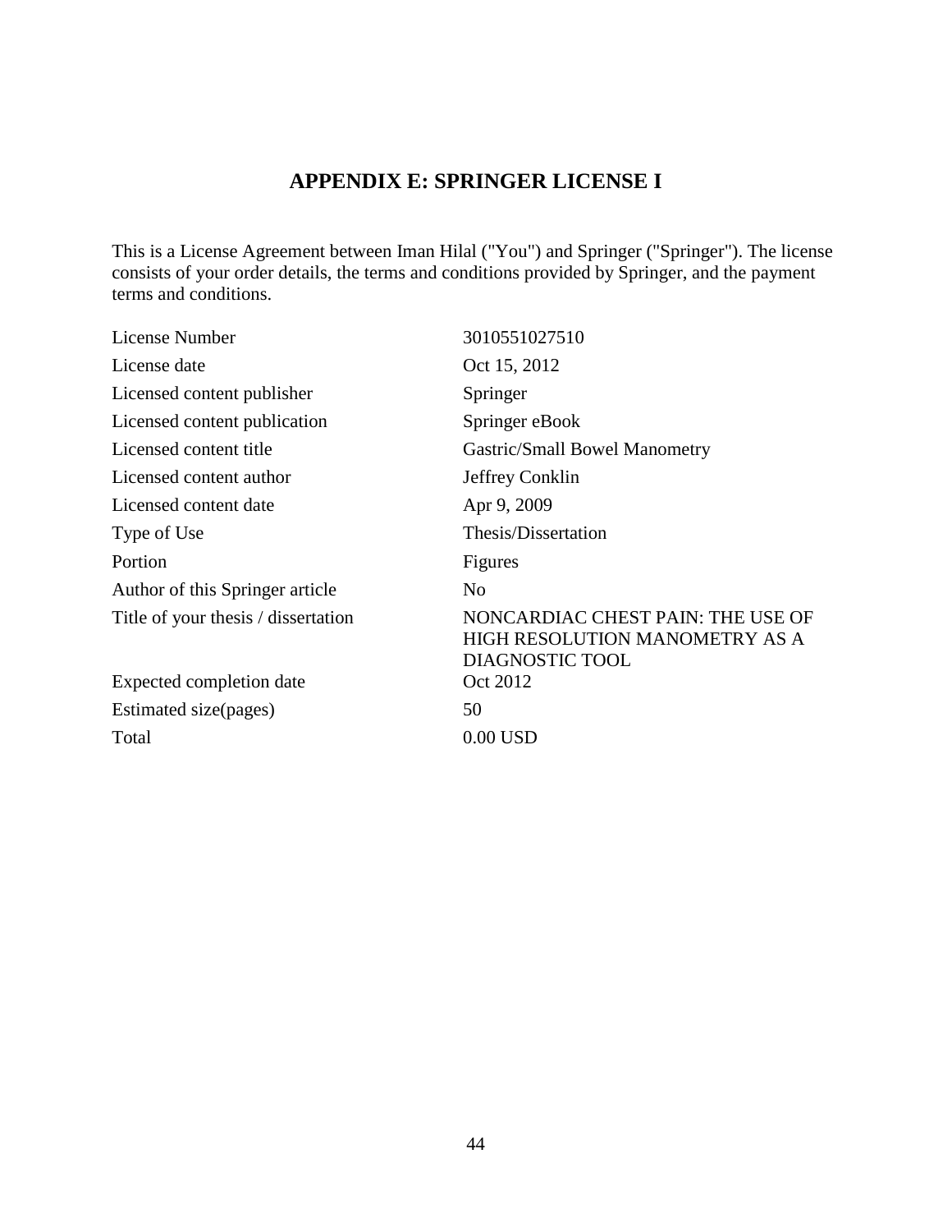# APPENDIX E: SPRINGER LICENSE I

This is a License Agreement between Iman Hilal ("You") and Springer ("Springer"). The license consists of your order details, the terms and conditions provided by Springer, and the payment terms and conditions.

| | |
|---|---|
| License Number | 3010551027510 |
| License date | Oct 15, 2012 |
| Licensed content publisher | Springer |
| Licensed content publication | Springer eBook |
| Licensed content title | Gastric/Small Bowel Manometry |
| Licensed content author | Jeffrey Conklin |
| Licensed content date | Apr 9, 2009 |
| Type of Use | Thesis/Dissertation |
| Portion | Figures |
| Author of this Springer article | No |
| Title of your thesis / dissertation | NONCARDIAC CHEST PAIN: THE USE OF HIGH RESOLUTION MANOMETRY AS A DIAGNOSTIC TOOL |
| Expected completion date | Oct 2012 |
| Estimated size(pages) | 50 |
| Total | 0.00 USD |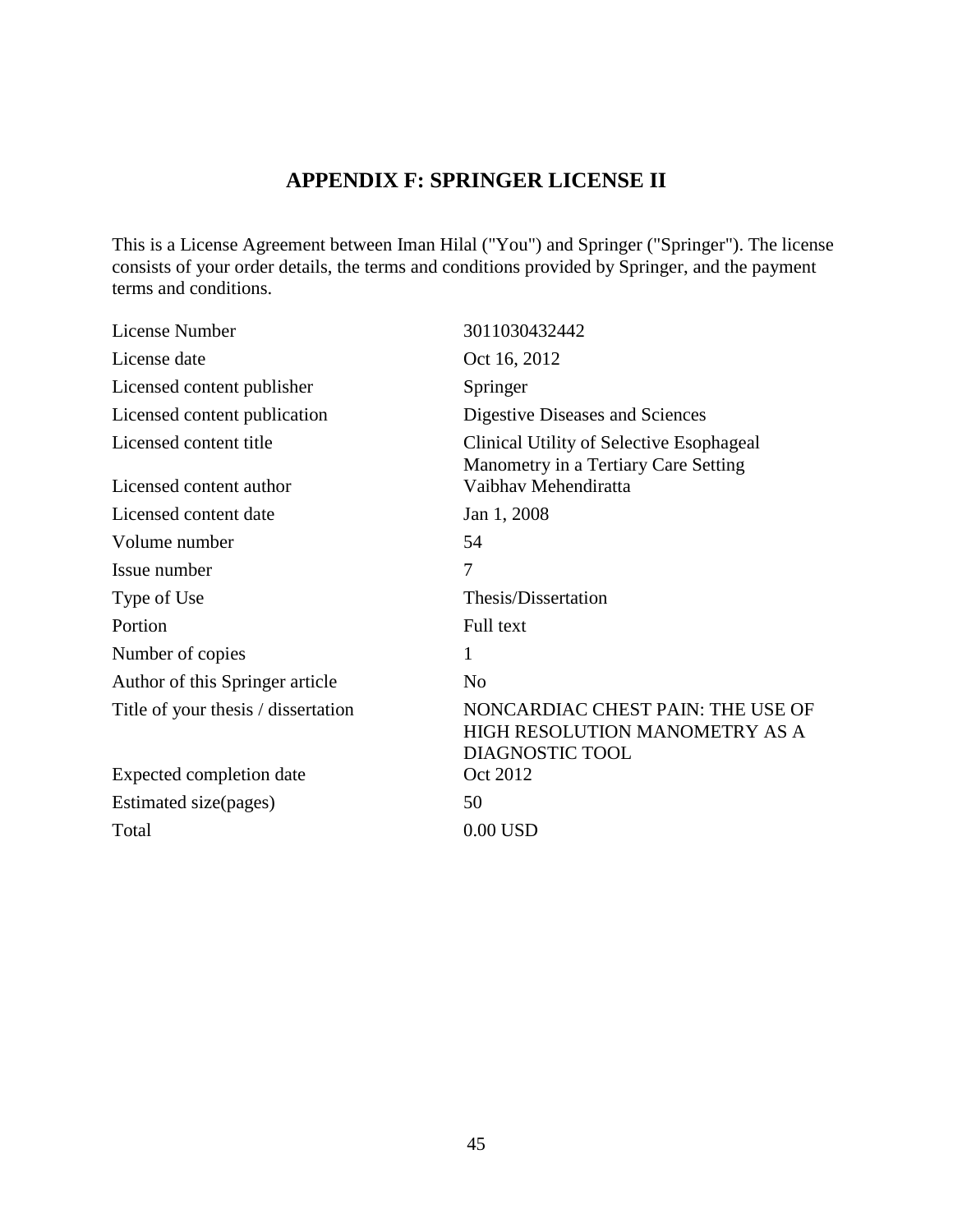## APPENDIX F: SPRINGER LICENSE II

This is a License Agreement between Iman Hilal ("You") and Springer ("Springer"). The license consists of your order details, the terms and conditions provided by Springer, and the payment terms and conditions.

| | |
|---|---|
| License Number | 3011030432442 |
| License date | Oct 16, 2012 |
| Licensed content publisher | Springer |
| Licensed content publication | Digestive Diseases and Sciences |
| Licensed content title | Clinical Utility of Selective Esophageal Manometry in a Tertiary Care Setting |
| Licensed content author | Vaibhav Mehendiratta |
| Licensed content date | Jan 1, 2008 |
| Volume number | 54 |
| Issue number | 7 |
| Type of Use | Thesis/Dissertation |
| Portion | Full text |
| Number of copies | 1 |
| Author of this Springer article | No |
| Title of your thesis / dissertation | NONCARDIAC CHEST PAIN: THE USE OF HIGH RESOLUTION MANOMETRY AS A DIAGNOSTIC TOOL |
| Expected completion date | Oct 2012 |
| Estimated size(pages) | 50 |
| Total | 0.00 USD |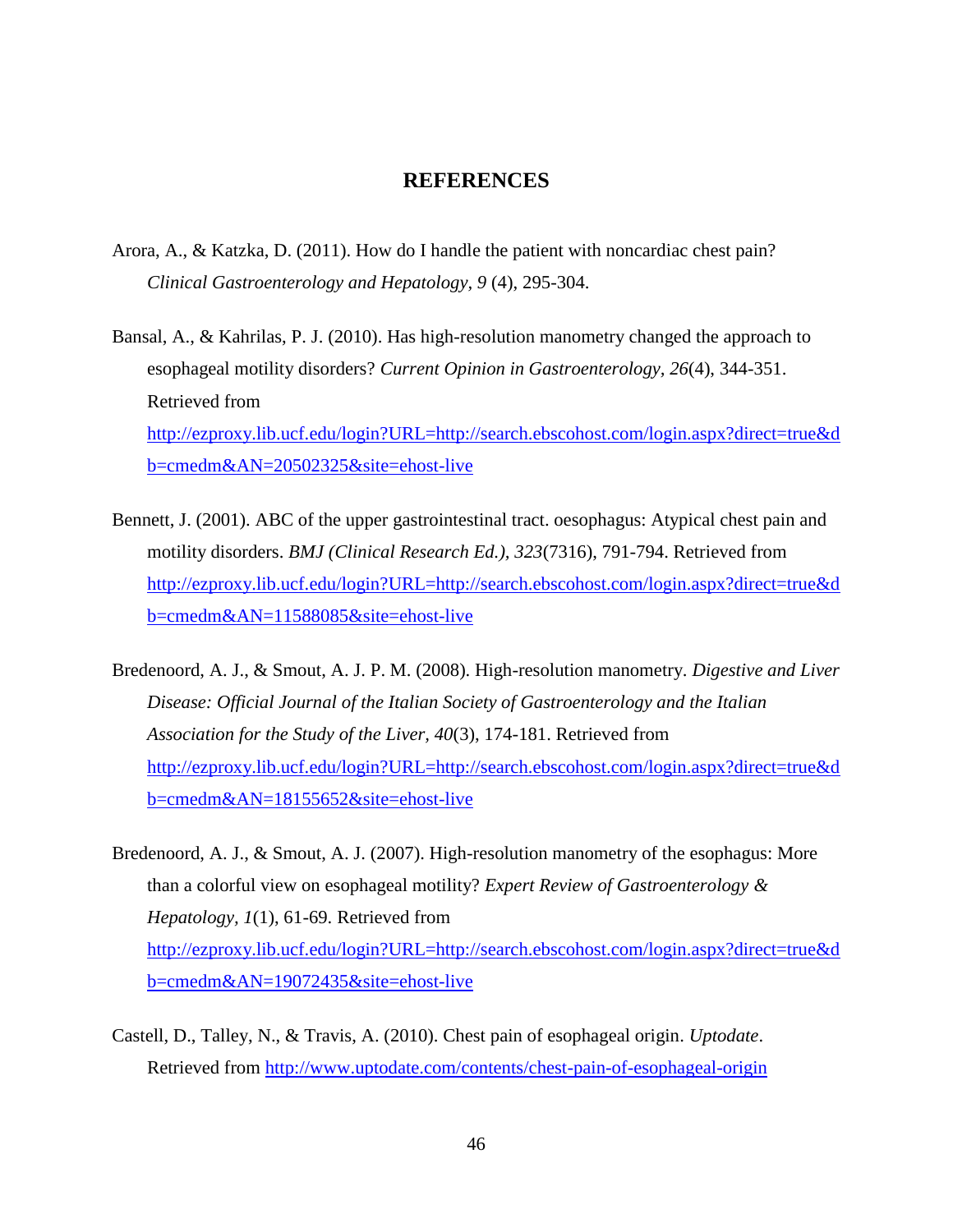# REFERENCES

Arora, A., & Katzka, D. (2011). How do I handle the patient with noncardiac chest pain? *Clinical Gastroenterology and Hepatology, 9* (4), 295-304.

Bansal, A., & Kahrilas, P. J. (2010). Has high-resolution manometry changed the approach to esophageal motility disorders? *Current Opinion in Gastroenterology, 26*(4), 344-351. Retrieved from http://ezproxy.lib.ucf.edu/login?URL=http://search.ebscohost.com/login.aspx?direct=true&db=cmedm&AN=20502325&site=ehost-live

Bennett, J. (2001). ABC of the upper gastrointestinal tract. oesophagus: Atypical chest pain and motility disorders. *BMJ (Clinical Research Ed.), 323*(7316), 791-794. Retrieved from http://ezproxy.lib.ucf.edu/login?URL=http://search.ebscohost.com/login.aspx?direct=true&db=cmedm&AN=11588085&site=ehost-live

Bredenoord, A. J., & Smout, A. J. P. M. (2008). High-resolution manometry. *Digestive and Liver Disease: Official Journal of the Italian Society of Gastroenterology and the Italian Association for the Study of the Liver, 40*(3), 174-181. Retrieved from http://ezproxy.lib.ucf.edu/login?URL=http://search.ebscohost.com/login.aspx?direct=true&db=cmedm&AN=18155652&site=ehost-live

Bredenoord, A. J., & Smout, A. J. (2007). High-resolution manometry of the esophagus: More than a colorful view on esophageal motility? *Expert Review of Gastroenterology & Hepatology, 1*(1), 61-69. Retrieved from http://ezproxy.lib.ucf.edu/login?URL=http://search.ebscohost.com/login.aspx?direct=true&db=cmedm&AN=19072435&site=ehost-live

Castell, D., Talley, N., & Travis, A. (2010). Chest pain of esophageal origin. *Uptodate*. Retrieved from http://www.uptodate.com/contents/chest-pain-of-esophageal-origin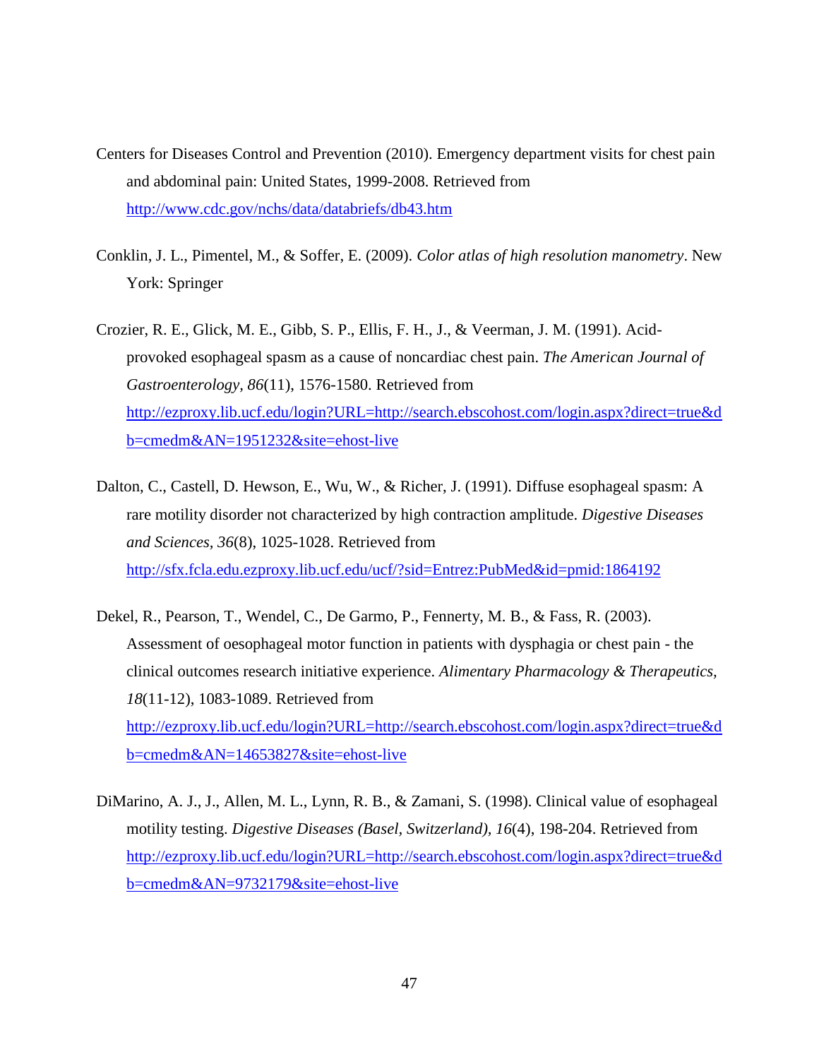Centers for Diseases Control and Prevention (2010). Emergency department visits for chest pain and abdominal pain: United States, 1999-2008. Retrieved from http://www.cdc.gov/nchs/data/databriefs/db43.htm

Conklin, J. L., Pimentel, M., & Soffer, E. (2009). *Color atlas of high resolution manometry*. New York: Springer

Crozier, R. E., Glick, M. E., Gibb, S. P., Ellis, F. H., J., & Veerman, J. M. (1991). Acid-provoked esophageal spasm as a cause of noncardiac chest pain. *The American Journal of Gastroenterology, 86*(11), 1576-1580. Retrieved from http://ezproxy.lib.ucf.edu/login?URL=http://search.ebscohost.com/login.aspx?direct=true&db=cmedm&AN=1951232&site=ehost-live

Dalton, C., Castell, D. Hewson, E., Wu, W., & Richer, J. (1991). Diffuse esophageal spasm: A rare motility disorder not characterized by high contraction amplitude. *Digestive Diseases and Sciences*, *36*(8), 1025-1028. Retrieved from http://sfx.fcla.edu.ezproxy.lib.ucf.edu/ucf/?sid=Entrez:PubMed&id=pmid:1864192

Dekel, R., Pearson, T., Wendel, C., De Garmo, P., Fennerty, M. B., & Fass, R. (2003). Assessment of oesophageal motor function in patients with dysphagia or chest pain - the clinical outcomes research initiative experience. *Alimentary Pharmacology & Therapeutics, 18*(11-12), 1083-1089. Retrieved from http://ezproxy.lib.ucf.edu/login?URL=http://search.ebscohost.com/login.aspx?direct=true&db=cmedm&AN=14653827&site=ehost-live

DiMarino, A. J., J., Allen, M. L., Lynn, R. B., & Zamani, S. (1998). Clinical value of esophageal motility testing. *Digestive Diseases (Basel, Switzerland), 16*(4), 198-204. Retrieved from http://ezproxy.lib.ucf.edu/login?URL=http://search.ebscohost.com/login.aspx?direct=true&db=cmedm&AN=9732179&site=ehost-live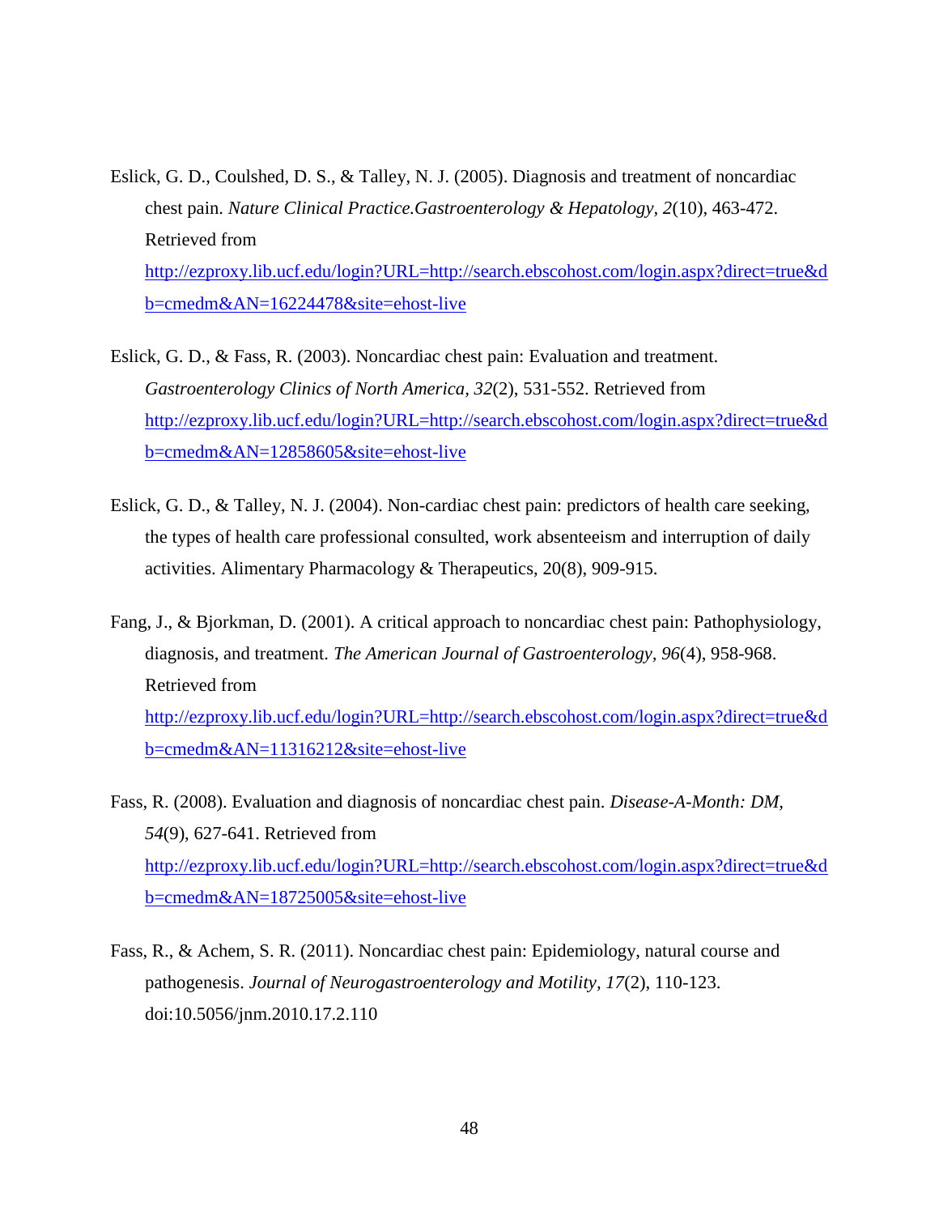Eslick, G. D., Coulshed, D. S., & Talley, N. J. (2005). Diagnosis and treatment of noncardiac chest pain. *Nature Clinical Practice.Gastroenterology & Hepatology, 2*(10), 463-472. Retrieved from http://ezproxy.lib.ucf.edu/login?URL=http://search.ebscohost.com/login.aspx?direct=true&db=cmedm&AN=16224478&site=ehost-live

Eslick, G. D., & Fass, R. (2003). Noncardiac chest pain: Evaluation and treatment. *Gastroenterology Clinics of North America, 32*(2), 531-552. Retrieved from http://ezproxy.lib.ucf.edu/login?URL=http://search.ebscohost.com/login.aspx?direct=true&db=cmedm&AN=12858605&site=ehost-live

Eslick, G. D., & Talley, N. J. (2004). Non-cardiac chest pain: predictors of health care seeking, the types of health care professional consulted, work absenteeism and interruption of daily activities. Alimentary Pharmacology & Therapeutics, 20(8), 909-915.

Fang, J., & Bjorkman, D. (2001). A critical approach to noncardiac chest pain: Pathophysiology, diagnosis, and treatment. *The American Journal of Gastroenterology, 96*(4), 958-968. Retrieved from http://ezproxy.lib.ucf.edu/login?URL=http://search.ebscohost.com/login.aspx?direct=true&db=cmedm&AN=11316212&site=ehost-live

Fass, R. (2008). Evaluation and diagnosis of noncardiac chest pain. *Disease-A-Month: DM, 54*(9), 627-641. Retrieved from http://ezproxy.lib.ucf.edu/login?URL=http://search.ebscohost.com/login.aspx?direct=true&db=cmedm&AN=18725005&site=ehost-live

Fass, R., & Achem, S. R. (2011). Noncardiac chest pain: Epidemiology, natural course and pathogenesis. *Journal of Neurogastroenterology and Motility, 17*(2), 110-123. doi:10.5056/jnm.2010.17.2.110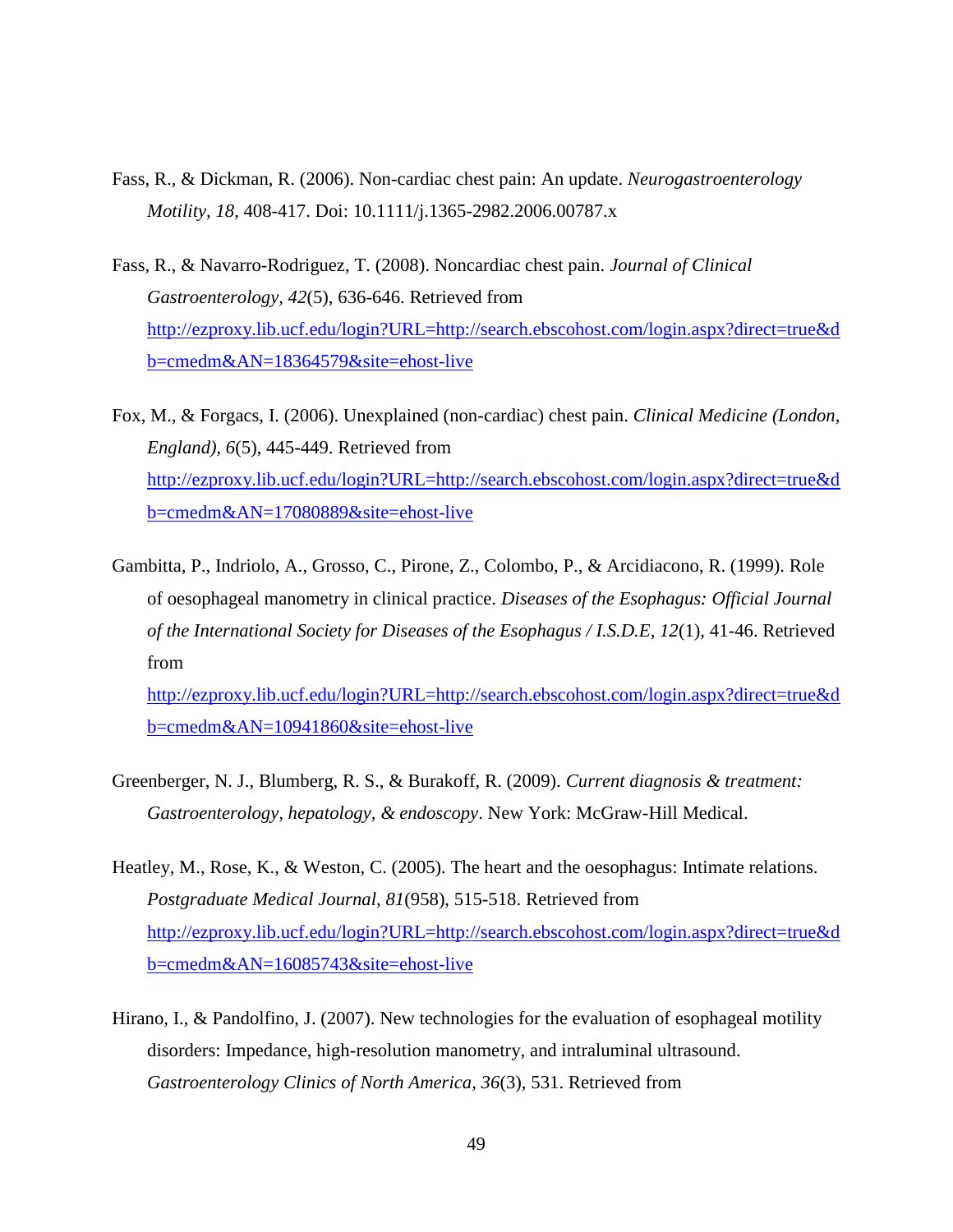Fass, R., & Dickman, R. (2006). Non-cardiac chest pain: An update. *Neurogastroenterology Motility, 18*, 408-417. Doi: 10.1111/j.1365-2982.2006.00787.x

Fass, R., & Navarro-Rodriguez, T. (2008). Noncardiac chest pain. *Journal of Clinical Gastroenterology, 42*(5), 636-646. Retrieved from http://ezproxy.lib.ucf.edu/login?URL=http://search.ebscohost.com/login.aspx?direct=true&db=cmedm&AN=18364579&site=ehost-live

Fox, M., & Forgacs, I. (2006). Unexplained (non-cardiac) chest pain. *Clinical Medicine (London, England), 6*(5), 445-449. Retrieved from http://ezproxy.lib.ucf.edu/login?URL=http://search.ebscohost.com/login.aspx?direct=true&db=cmedm&AN=17080889&site=ehost-live

Gambitta, P., Indriolo, A., Grosso, C., Pirone, Z., Colombo, P., & Arcidiacono, R. (1999). Role of oesophageal manometry in clinical practice. *Diseases of the Esophagus: Official Journal of the International Society for Diseases of the Esophagus / I.S.D.E, 12*(1), 41-46. Retrieved from http://ezproxy.lib.ucf.edu/login?URL=http://search.ebscohost.com/login.aspx?direct=true&db=cmedm&AN=10941860&site=ehost-live

Greenberger, N. J., Blumberg, R. S., & Burakoff, R. (2009). *Current diagnosis & treatment: Gastroenterology, hepatology, & endoscopy*. New York: McGraw-Hill Medical.

Heatley, M., Rose, K., & Weston, C. (2005). The heart and the oesophagus: Intimate relations. *Postgraduate Medical Journal, 81*(958), 515-518. Retrieved from http://ezproxy.lib.ucf.edu/login?URL=http://search.ebscohost.com/login.aspx?direct=true&db=cmedm&AN=16085743&site=ehost-live

Hirano, I., & Pandolfino, J. (2007). New technologies for the evaluation of esophageal motility disorders: Impedance, high-resolution manometry, and intraluminal ultrasound. *Gastroenterology Clinics of North America, 36*(3), 531. Retrieved from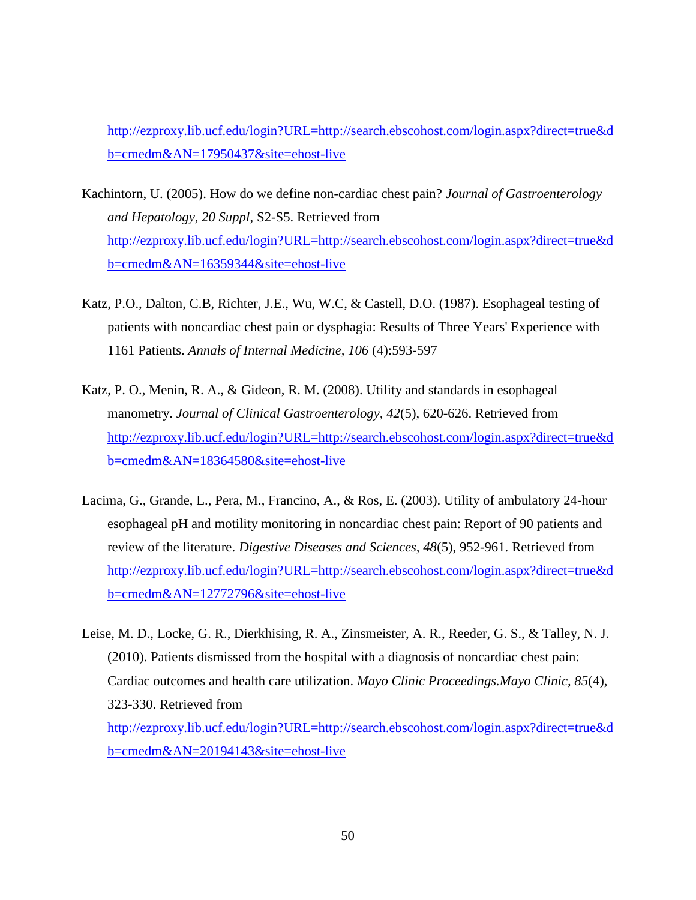http://ezproxy.lib.ucf.edu/login?URL=http://search.ebscohost.com/login.aspx?direct=true&db=cmedm&AN=17950437&site=ehost-live

Kachintorn, U. (2005). How do we define non-cardiac chest pain? *Journal of Gastroenterology and Hepatology, 20 Suppl*, S2-S5. Retrieved from http://ezproxy.lib.ucf.edu/login?URL=http://search.ebscohost.com/login.aspx?direct=true&db=cmedm&AN=16359344&site=ehost-live

Katz, P.O., Dalton, C.B, Richter, J.E., Wu, W.C, & Castell, D.O. (1987). Esophageal testing of patients with noncardiac chest pain or dysphagia: Results of Three Years' Experience with 1161 Patients. *Annals of Internal Medicine, 106* (4):593-597

Katz, P. O., Menin, R. A., & Gideon, R. M. (2008). Utility and standards in esophageal manometry. *Journal of Clinical Gastroenterology, 42*(5), 620-626. Retrieved from http://ezproxy.lib.ucf.edu/login?URL=http://search.ebscohost.com/login.aspx?direct=true&db=cmedm&AN=18364580&site=ehost-live

Lacima, G., Grande, L., Pera, M., Francino, A., & Ros, E. (2003). Utility of ambulatory 24-hour esophageal pH and motility monitoring in noncardiac chest pain: Report of 90 patients and review of the literature. *Digestive Diseases and Sciences, 48*(5), 952-961. Retrieved from http://ezproxy.lib.ucf.edu/login?URL=http://search.ebscohost.com/login.aspx?direct=true&db=cmedm&AN=12772796&site=ehost-live

Leise, M. D., Locke, G. R., Dierkhising, R. A., Zinsmeister, A. R., Reeder, G. S., & Talley, N. J. (2010). Patients dismissed from the hospital with a diagnosis of noncardiac chest pain: Cardiac outcomes and health care utilization. *Mayo Clinic Proceedings.Mayo Clinic, 85*(4), 323-330. Retrieved from http://ezproxy.lib.ucf.edu/login?URL=http://search.ebscohost.com/login.aspx?direct=true&db=cmedm&AN=20194143&site=ehost-live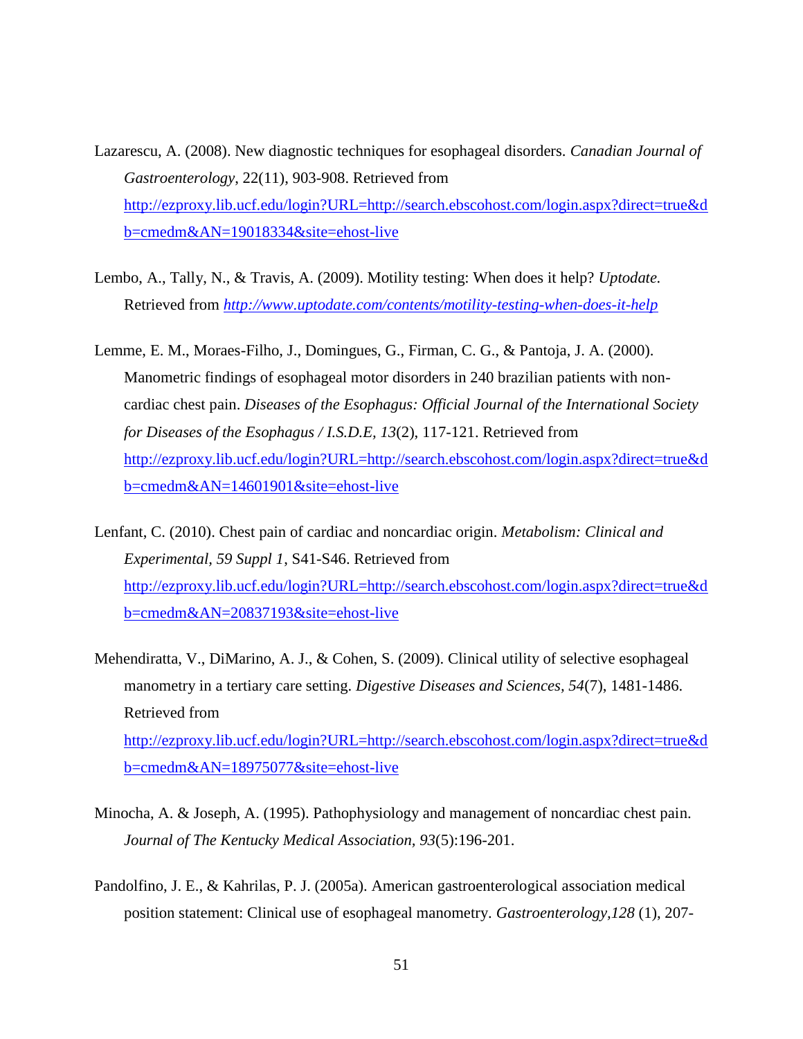Lazarescu, A. (2008). New diagnostic techniques for esophageal disorders. *Canadian Journal of Gastroenterology*, 22(11), 903-908. Retrieved from http://ezproxy.lib.ucf.edu/login?URL=http://search.ebscohost.com/login.aspx?direct=true&db=cmedm&AN=19018334&site=ehost-live

Lembo, A., Tally, N., & Travis, A. (2009). Motility testing: When does it help? *Uptodate.* Retrieved from *http://www.uptodate.com/contents/motility-testing-when-does-it-help*

Lemme, E. M., Moraes-Filho, J., Domingues, G., Firman, C. G., & Pantoja, J. A. (2000). Manometric findings of esophageal motor disorders in 240 brazilian patients with non-cardiac chest pain. *Diseases of the Esophagus: Official Journal of the International Society for Diseases of the Esophagus / I.S.D.E, 13*(2), 117-121. Retrieved from http://ezproxy.lib.ucf.edu/login?URL=http://search.ebscohost.com/login.aspx?direct=true&db=cmedm&AN=14601901&site=ehost-live

Lenfant, C. (2010). Chest pain of cardiac and noncardiac origin. *Metabolism: Clinical and Experimental, 59 Suppl 1*, S41-S46. Retrieved from http://ezproxy.lib.ucf.edu/login?URL=http://search.ebscohost.com/login.aspx?direct=true&db=cmedm&AN=20837193&site=ehost-live

Mehendiratta, V., DiMarino, A. J., & Cohen, S. (2009). Clinical utility of selective esophageal manometry in a tertiary care setting. *Digestive Diseases and Sciences, 54*(7), 1481-1486. Retrieved from http://ezproxy.lib.ucf.edu/login?URL=http://search.ebscohost.com/login.aspx?direct=true&db=cmedm&AN=18975077&site=ehost-live

Minocha, A. & Joseph, A. (1995). Pathophysiology and management of noncardiac chest pain. *Journal of The Kentucky Medical Association, 93*(5):196-201.

Pandolfino, J. E., & Kahrilas, P. J. (2005a). American gastroenterological association medical position statement: Clinical use of esophageal manometry. *Gastroenterology,128* (1), 207-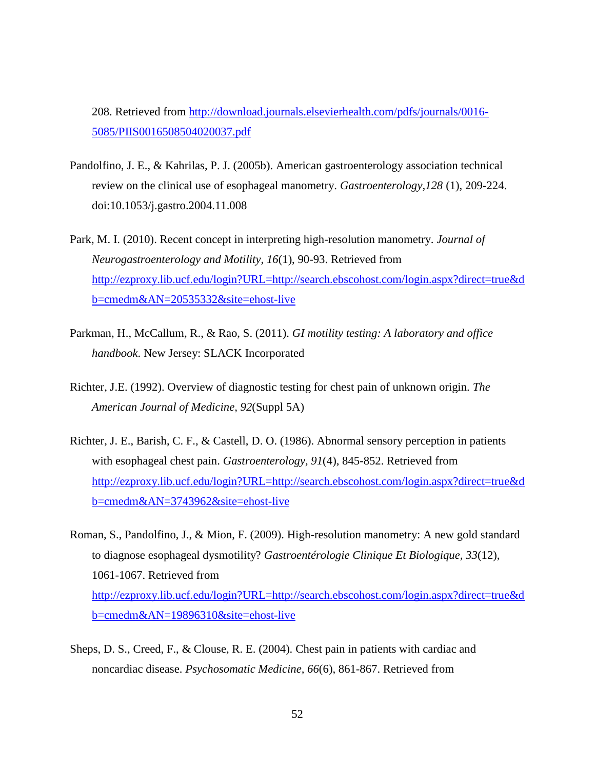208. Retrieved from http://download.journals.elsevierhealth.com/pdfs/journals/0016-5085/PIIS0016508504020037.pdf

Pandolfino, J. E., & Kahrilas, P. J. (2005b). American gastroenterology association technical review on the clinical use of esophageal manometry. *Gastroenterology,128* (1), 209-224. doi:10.1053/j.gastro.2004.11.008

Park, M. I. (2010). Recent concept in interpreting high-resolution manometry. *Journal of Neurogastroenterology and Motility, 16*(1), 90-93. Retrieved from http://ezproxy.lib.ucf.edu/login?URL=http://search.ebscohost.com/login.aspx?direct=true&db=cmedm&AN=20535332&site=ehost-live

Parkman, H., McCallum, R., & Rao, S. (2011). *GI motility testing: A laboratory and office handbook.* New Jersey: SLACK Incorporated

Richter, J.E. (1992). Overview of diagnostic testing for chest pain of unknown origin. *The American Journal of Medicine, 92*(Suppl 5A)

Richter, J. E., Barish, C. F., & Castell, D. O. (1986). Abnormal sensory perception in patients with esophageal chest pain. *Gastroenterology, 91*(4), 845-852. Retrieved from http://ezproxy.lib.ucf.edu/login?URL=http://search.ebscohost.com/login.aspx?direct=true&db=cmedm&AN=3743962&site=ehost-live

Roman, S., Pandolfino, J., & Mion, F. (2009). High-resolution manometry: A new gold standard to diagnose esophageal dysmotility? *Gastroentérologie Clinique Et Biologique, 33*(12), 1061-1067. Retrieved from http://ezproxy.lib.ucf.edu/login?URL=http://search.ebscohost.com/login.aspx?direct=true&db=cmedm&AN=19896310&site=ehost-live

Sheps, D. S., Creed, F., & Clouse, R. E. (2004). Chest pain in patients with cardiac and noncardiac disease. *Psychosomatic Medicine, 66*(6), 861-867. Retrieved from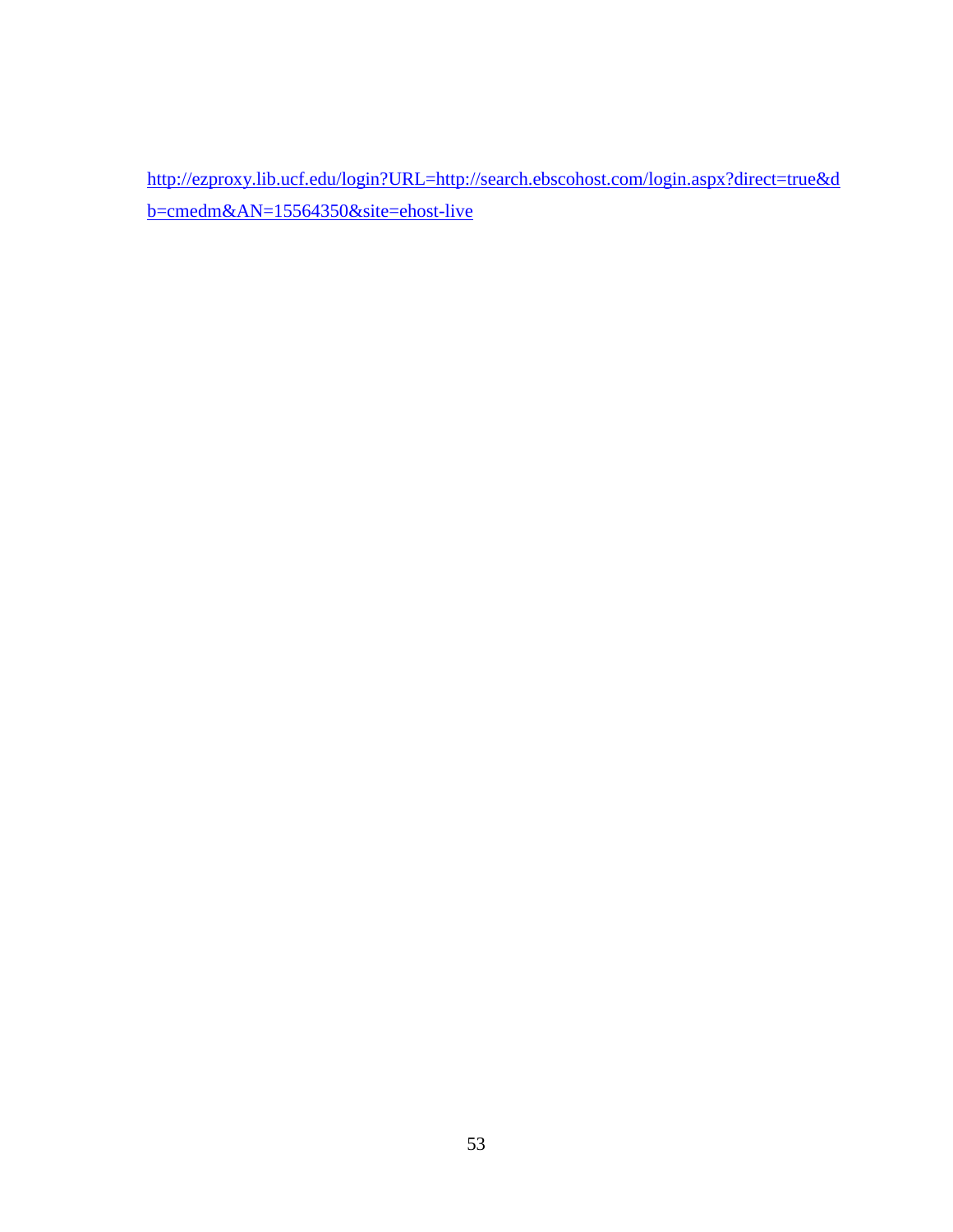http://ezproxy.lib.ucf.edu/login?URL=http://search.ebscohost.com/login.aspx?direct=true&db=cmedm&AN=15564350&site=ehost-live